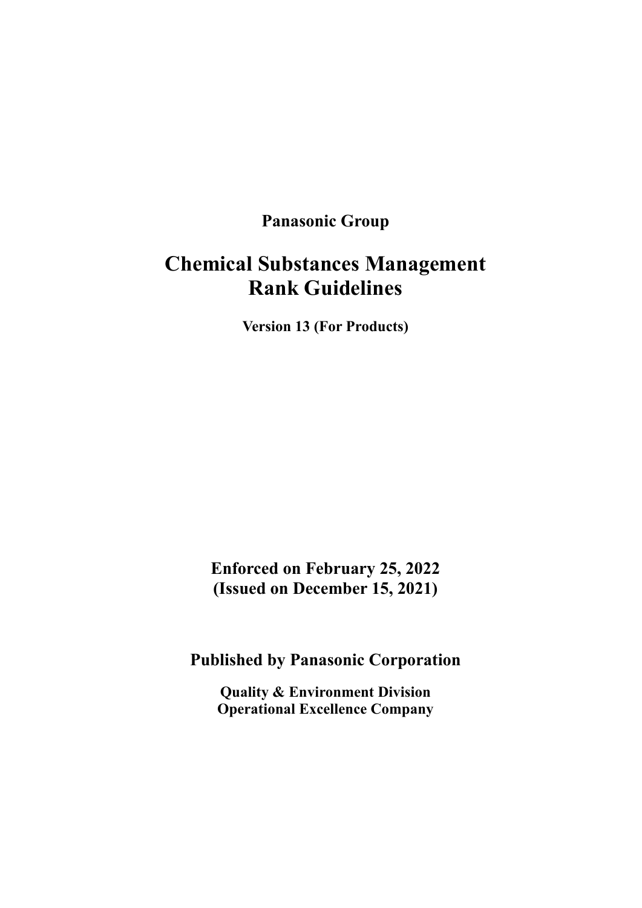**Panasonic Group**

# Chemical Substances Management Rank Guidelines

**Version 13 (For Products)**

**Enforced on February 25, 2022**
**(Issued on December 15, 2021)**

**Published by Panasonic Corporation**

**Quality & Environment Division**
**Operational Excellence Company**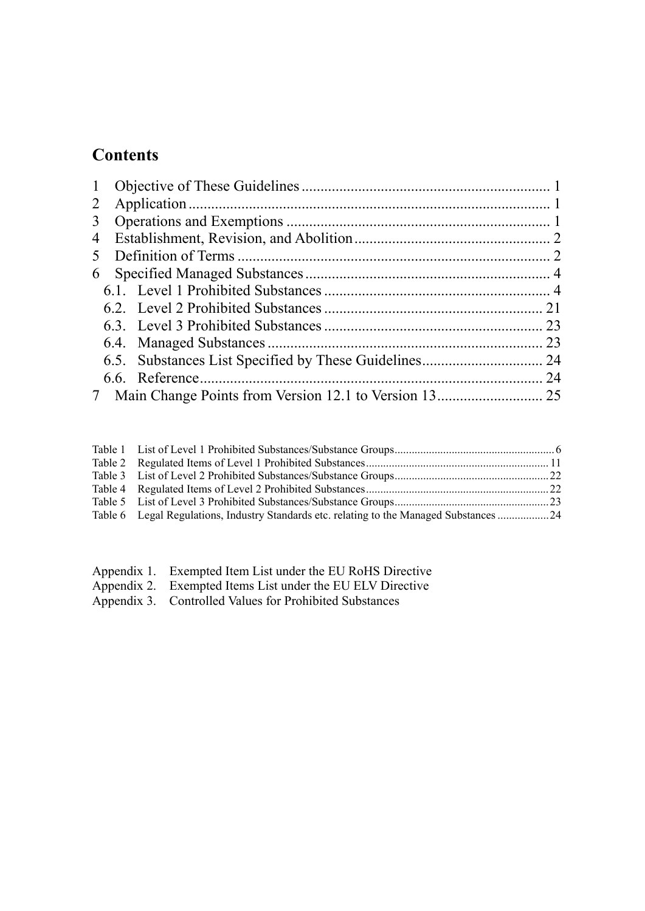## Contents

1 Objective of These Guidelines ........ 1
2 Application ........ 1
3 Operations and Exemptions ........ 1
4 Establishment, Revision, and Abolition ........ 2
5 Definition of Terms ........ 2
6 Specified Managed Substances ........ 4
  6.1. Level 1 Prohibited Substances ........ 4
  6.2. Level 2 Prohibited Substances ........ 21
  6.3. Level 3 Prohibited Substances ........ 23
  6.4. Managed Substances ........ 23
  6.5. Substances List Specified by These Guidelines ........ 24
  6.6. Reference ........ 24
7 Main Change Points from Version 12.1 to Version 13 ........ 25

Table 1 List of Level 1 Prohibited Substances/Substance Groups ........ 6
Table 2 Regulated Items of Level 1 Prohibited Substances ........ 11
Table 3 List of Level 2 Prohibited Substances/Substance Groups ........ 22
Table 4 Regulated Items of Level 2 Prohibited Substances ........ 22
Table 5 List of Level 3 Prohibited Substances/Substance Groups ........ 23
Table 6 Legal Regulations, Industry Standards etc. relating to the Managed Substances ........ 24

Appendix 1. Exempted Item List under the EU RoHS Directive
Appendix 2. Exempted Items List under the EU ELV Directive
Appendix 3. Controlled Values for Prohibited Substances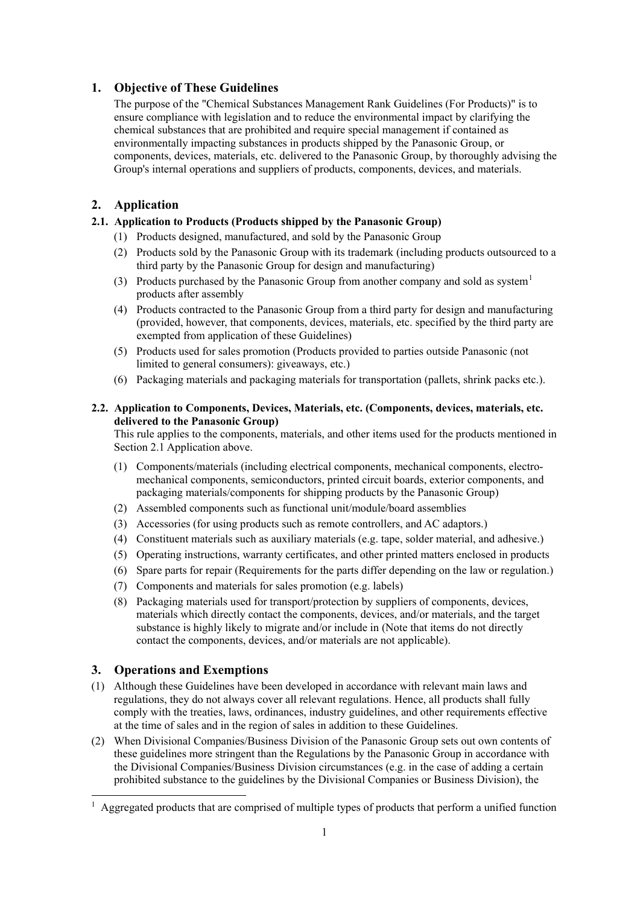## 1. Objective of These Guidelines

The purpose of the "Chemical Substances Management Rank Guidelines (For Products)" is to ensure compliance with legislation and to reduce the environmental impact by clarifying the chemical substances that are prohibited and require special management if contained as environmentally impacting substances in products shipped by the Panasonic Group, or components, devices, materials, etc. delivered to the Panasonic Group, by thoroughly advising the Group's internal operations and suppliers of products, components, devices, and materials.

## 2. Application

### 2.1. Application to Products (Products shipped by the Panasonic Group)

(1) Products designed, manufactured, and sold by the Panasonic Group

(2) Products sold by the Panasonic Group with its trademark (including products outsourced to a third party by the Panasonic Group for design and manufacturing)

(3) Products purchased by the Panasonic Group from another company and sold as system[1] products after assembly

(4) Products contracted to the Panasonic Group from a third party for design and manufacturing (provided, however, that components, devices, materials, etc. specified by the third party are exempted from application of these Guidelines)

(5) Products used for sales promotion (Products provided to parties outside Panasonic (not limited to general consumers): giveaways, etc.)

(6) Packaging materials and packaging materials for transportation (pallets, shrink packs etc.).

### 2.2. Application to Components, Devices, Materials, etc. (Components, devices, materials, etc. delivered to the Panasonic Group)

This rule applies to the components, materials, and other items used for the products mentioned in Section 2.1 Application above.

(1) Components/materials (including electrical components, mechanical components, electro-mechanical components, semiconductors, printed circuit boards, exterior components, and packaging materials/components for shipping products by the Panasonic Group)

(2) Assembled components such as functional unit/module/board assemblies

(3) Accessories (for using products such as remote controllers, and AC adaptors.)

(4) Constituent materials such as auxiliary materials (e.g. tape, solder material, and adhesive.)

(5) Operating instructions, warranty certificates, and other printed matters enclosed in products

(6) Spare parts for repair (Requirements for the parts differ depending on the law or regulation.)

(7) Components and materials for sales promotion (e.g. labels)

(8) Packaging materials used for transport/protection by suppliers of components, devices, materials which directly contact the components, devices, and/or materials, and the target substance is highly likely to migrate and/or include in (Note that items do not directly contact the components, devices, and/or materials are not applicable).

## 3. Operations and Exemptions

(1) Although these Guidelines have been developed in accordance with relevant main laws and regulations, they do not always cover all relevant regulations. Hence, all products shall fully comply with the treaties, laws, ordinances, industry guidelines, and other requirements effective at the time of sales and in the region of sales in addition to these Guidelines.

(2) When Divisional Companies/Business Division of the Panasonic Group sets out own contents of these guidelines more stringent than the Regulations by the Panasonic Group in accordance with the Divisional Companies/Business Division circumstances (e.g. in the case of adding a certain prohibited substance to the guidelines by the Divisional Companies or Business Division), the

[1] Aggregated products that are comprised of multiple types of products that perform a unified function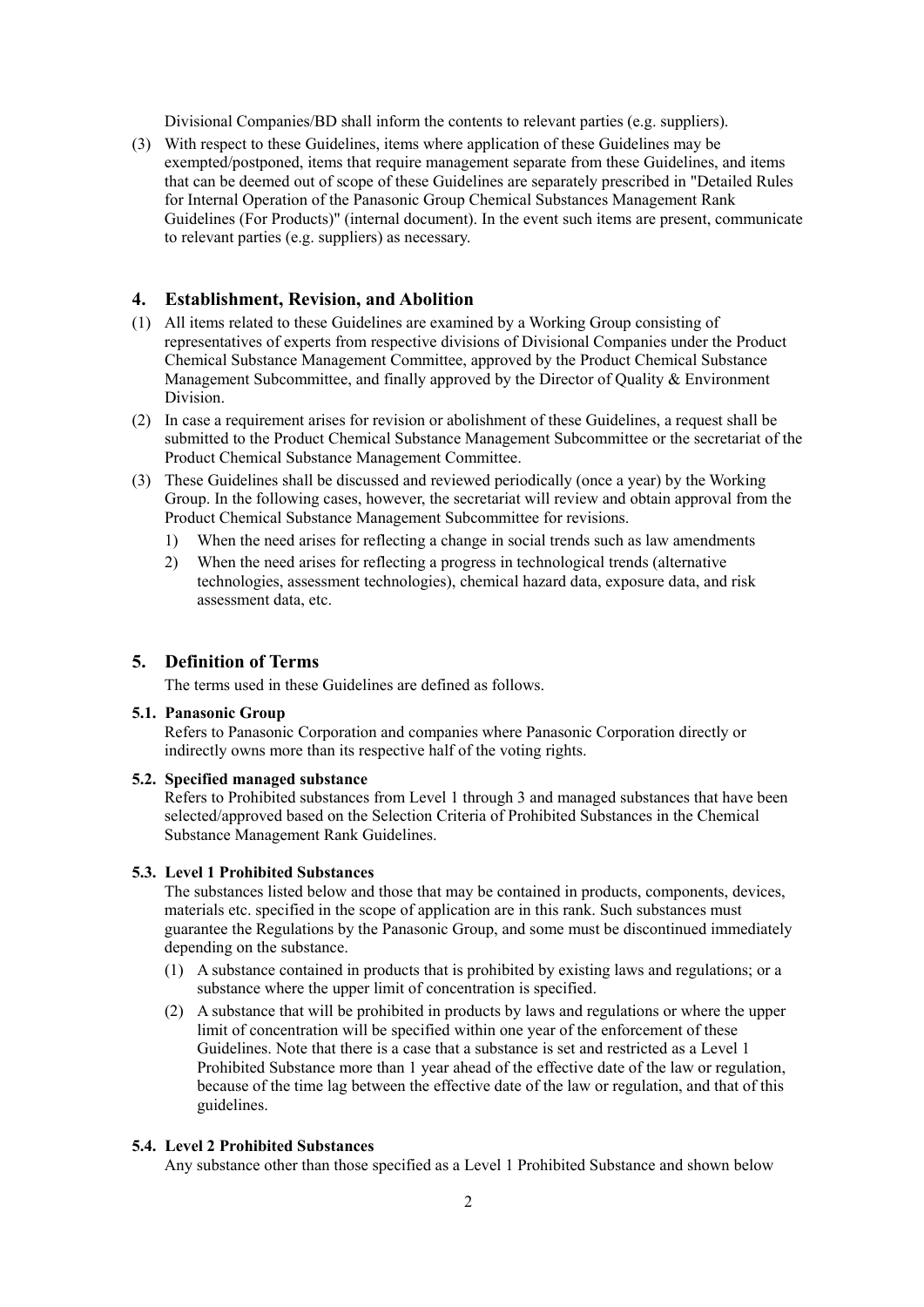Divisional Companies/BD shall inform the contents to relevant parties (e.g. suppliers).

(3) With respect to these Guidelines, items where application of these Guidelines may be exempted/postponed, items that require management separate from these Guidelines, and items that can be deemed out of scope of these Guidelines are separately prescribed in "Detailed Rules for Internal Operation of the Panasonic Group Chemical Substances Management Rank Guidelines (For Products)" (internal document). In the event such items are present, communicate to relevant parties (e.g. suppliers) as necessary.

## 4. Establishment, Revision, and Abolition

(1) All items related to these Guidelines are examined by a Working Group consisting of representatives of experts from respective divisions of Divisional Companies under the Product Chemical Substance Management Committee, approved by the Product Chemical Substance Management Subcommittee, and finally approved by the Director of Quality & Environment Division.

(2) In case a requirement arises for revision or abolishment of these Guidelines, a request shall be submitted to the Product Chemical Substance Management Subcommittee or the secretariat of the Product Chemical Substance Management Committee.

(3) These Guidelines shall be discussed and reviewed periodically (once a year) by the Working Group. In the following cases, however, the secretariat will review and obtain approval from the Product Chemical Substance Management Subcommittee for revisions.
   1) When the need arises for reflecting a change in social trends such as law amendments
   2) When the need arises for reflecting a progress in technological trends (alternative technologies, assessment technologies), chemical hazard data, exposure data, and risk assessment data, etc.

## 5. Definition of Terms

The terms used in these Guidelines are defined as follows.

### 5.1. Panasonic Group

Refers to Panasonic Corporation and companies where Panasonic Corporation directly or indirectly owns more than its respective half of the voting rights.

### 5.2. Specified managed substance

Refers to Prohibited substances from Level 1 through 3 and managed substances that have been selected/approved based on the Selection Criteria of Prohibited Substances in the Chemical Substance Management Rank Guidelines.

### 5.3. Level 1 Prohibited Substances

The substances listed below and those that may be contained in products, components, devices, materials etc. specified in the scope of application are in this rank. Such substances must guarantee the Regulations by the Panasonic Group, and some must be discontinued immediately depending on the substance.

(1) A substance contained in products that is prohibited by existing laws and regulations; or a substance where the upper limit of concentration is specified.

(2) A substance that will be prohibited in products by laws and regulations or where the upper limit of concentration will be specified within one year of the enforcement of these Guidelines. Note that there is a case that a substance is set and restricted as a Level 1 Prohibited Substance more than 1 year ahead of the effective date of the law or regulation, because of the time lag between the effective date of the law or regulation, and that of this guidelines.

### 5.4. Level 2 Prohibited Substances

Any substance other than those specified as a Level 1 Prohibited Substance and shown below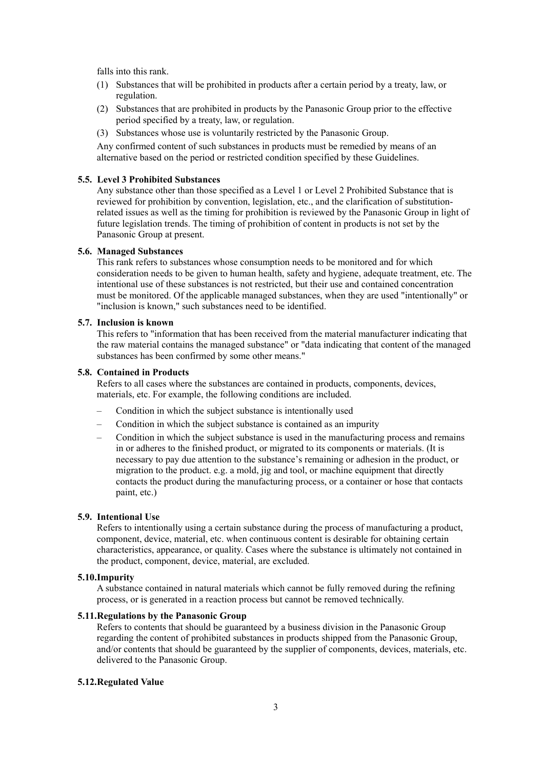falls into this rank.

(1) Substances that will be prohibited in products after a certain period by a treaty, law, or regulation.
(2) Substances that are prohibited in products by the Panasonic Group prior to the effective period specified by a treaty, law, or regulation.
(3) Substances whose use is voluntarily restricted by the Panasonic Group.

Any confirmed content of such substances in products must be remedied by means of an alternative based on the period or restricted condition specified by these Guidelines.

### 5.5. Level 3 Prohibited Substances

Any substance other than those specified as a Level 1 or Level 2 Prohibited Substance that is reviewed for prohibition by convention, legislation, etc., and the clarification of substitution-related issues as well as the timing for prohibition is reviewed by the Panasonic Group in light of future legislation trends. The timing of prohibition of content in products is not set by the Panasonic Group at present.

### 5.6. Managed Substances

This rank refers to substances whose consumption needs to be monitored and for which consideration needs to be given to human health, safety and hygiene, adequate treatment, etc. The intentional use of these substances is not restricted, but their use and contained concentration must be monitored. Of the applicable managed substances, when they are used "intentionally" or "inclusion is known," such substances need to be identified.

### 5.7. Inclusion is known

This refers to "information that has been received from the material manufacturer indicating that the raw material contains the managed substance" or "data indicating that content of the managed substances has been confirmed by some other means."

### 5.8. Contained in Products

Refers to all cases where the substances are contained in products, components, devices, materials, etc. For example, the following conditions are included.

- Condition in which the subject substance is intentionally used
- Condition in which the subject substance is contained as an impurity
- Condition in which the subject substance is used in the manufacturing process and remains in or adheres to the finished product, or migrated to its components or materials. (It is necessary to pay due attention to the substance's remaining or adhesion in the product, or migration to the product. e.g. a mold, jig and tool, or machine equipment that directly contacts the product during the manufacturing process, or a container or hose that contacts paint, etc.)

### 5.9. Intentional Use

Refers to intentionally using a certain substance during the process of manufacturing a product, component, device, material, etc. when continuous content is desirable for obtaining certain characteristics, appearance, or quality. Cases where the substance is ultimately not contained in the product, component, device, material, are excluded.

### 5.10. Impurity

A substance contained in natural materials which cannot be fully removed during the refining process, or is generated in a reaction process but cannot be removed technically.

### 5.11. Regulations by the Panasonic Group

Refers to contents that should be guaranteed by a business division in the Panasonic Group regarding the content of prohibited substances in products shipped from the Panasonic Group, and/or contents that should be guaranteed by the supplier of components, devices, materials, etc. delivered to the Panasonic Group.

### 5.12. Regulated Value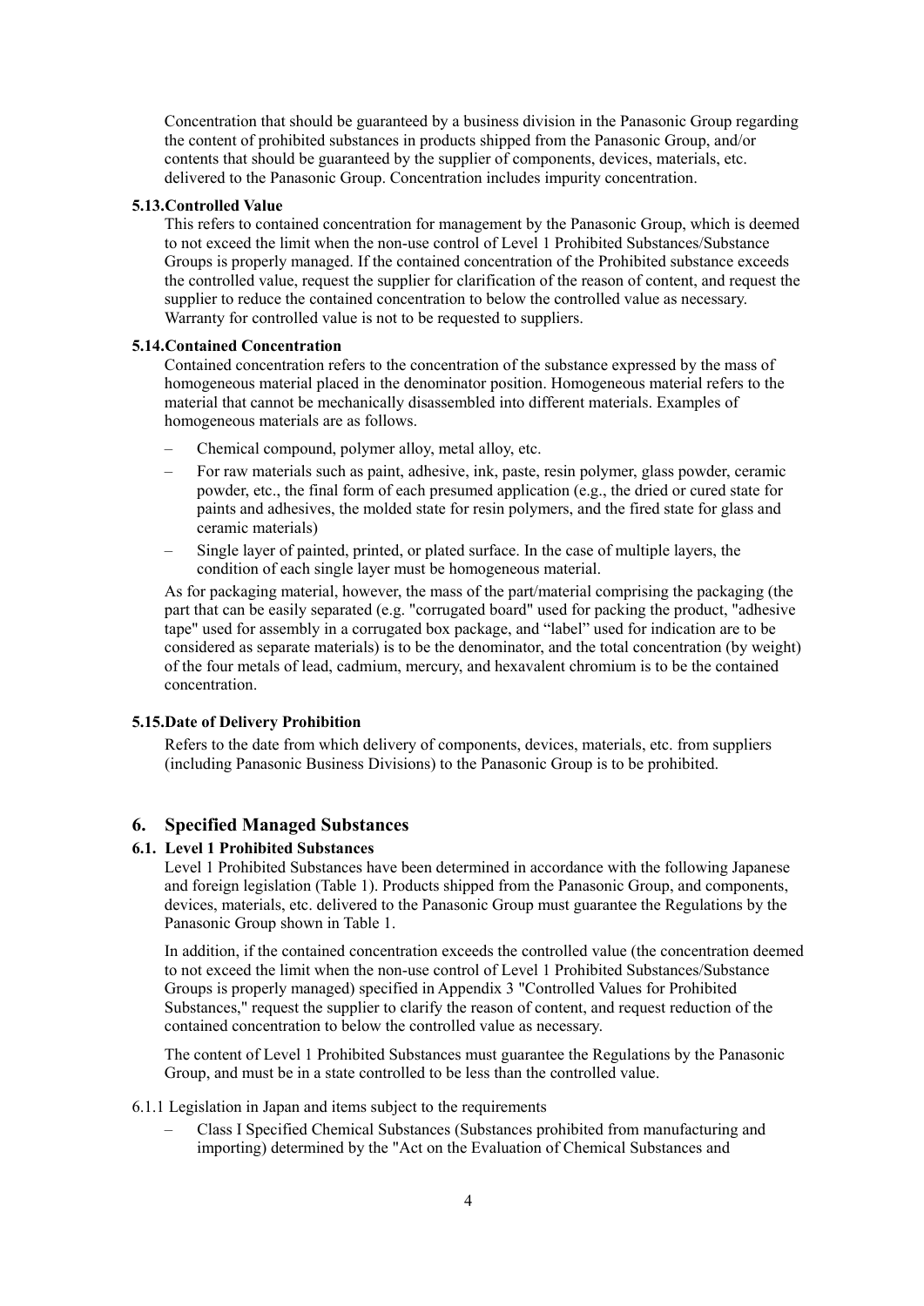Concentration that should be guaranteed by a business division in the Panasonic Group regarding the content of prohibited substances in products shipped from the Panasonic Group, and/or contents that should be guaranteed by the supplier of components, devices, materials, etc. delivered to the Panasonic Group. Concentration includes impurity concentration.

#### 5.13. Controlled Value

This refers to contained concentration for management by the Panasonic Group, which is deemed to not exceed the limit when the non-use control of Level 1 Prohibited Substances/Substance Groups is properly managed. If the contained concentration of the Prohibited substance exceeds the controlled value, request the supplier for clarification of the reason of content, and request the supplier to reduce the contained concentration to below the controlled value as necessary. Warranty for controlled value is not to be requested to suppliers.

#### 5.14. Contained Concentration

Contained concentration refers to the concentration of the substance expressed by the mass of homogeneous material placed in the denominator position. Homogeneous material refers to the material that cannot be mechanically disassembled into different materials. Examples of homogeneous materials are as follows.

- Chemical compound, polymer alloy, metal alloy, etc.
- For raw materials such as paint, adhesive, ink, paste, resin polymer, glass powder, ceramic powder, etc., the final form of each presumed application (e.g., the dried or cured state for paints and adhesives, the molded state for resin polymers, and the fired state for glass and ceramic materials)
- Single layer of painted, printed, or plated surface. In the case of multiple layers, the condition of each single layer must be homogeneous material.

As for packaging material, however, the mass of the part/material comprising the packaging (the part that can be easily separated (e.g. "corrugated board" used for packing the product, "adhesive tape" used for assembly in a corrugated box package, and "label" used for indication are to be considered as separate materials) is to be the denominator, and the total concentration (by weight) of the four metals of lead, cadmium, mercury, and hexavalent chromium is to be the contained concentration.

#### 5.15. Date of Delivery Prohibition

Refers to the date from which delivery of components, devices, materials, etc. from suppliers (including Panasonic Business Divisions) to the Panasonic Group is to be prohibited.

## 6. Specified Managed Substances

### 6.1. Level 1 Prohibited Substances

Level 1 Prohibited Substances have been determined in accordance with the following Japanese and foreign legislation (Table 1). Products shipped from the Panasonic Group, and components, devices, materials, etc. delivered to the Panasonic Group must guarantee the Regulations by the Panasonic Group shown in Table 1.

In addition, if the contained concentration exceeds the controlled value (the concentration deemed to not exceed the limit when the non-use control of Level 1 Prohibited Substances/Substance Groups is properly managed) specified in Appendix 3 "Controlled Values for Prohibited Substances," request the supplier to clarify the reason of content, and request reduction of the contained concentration to below the controlled value as necessary.

The content of Level 1 Prohibited Substances must guarantee the Regulations by the Panasonic Group, and must be in a state controlled to be less than the controlled value.

6.1.1 Legislation in Japan and items subject to the requirements

- Class I Specified Chemical Substances (Substances prohibited from manufacturing and importing) determined by the "Act on the Evaluation of Chemical Substances and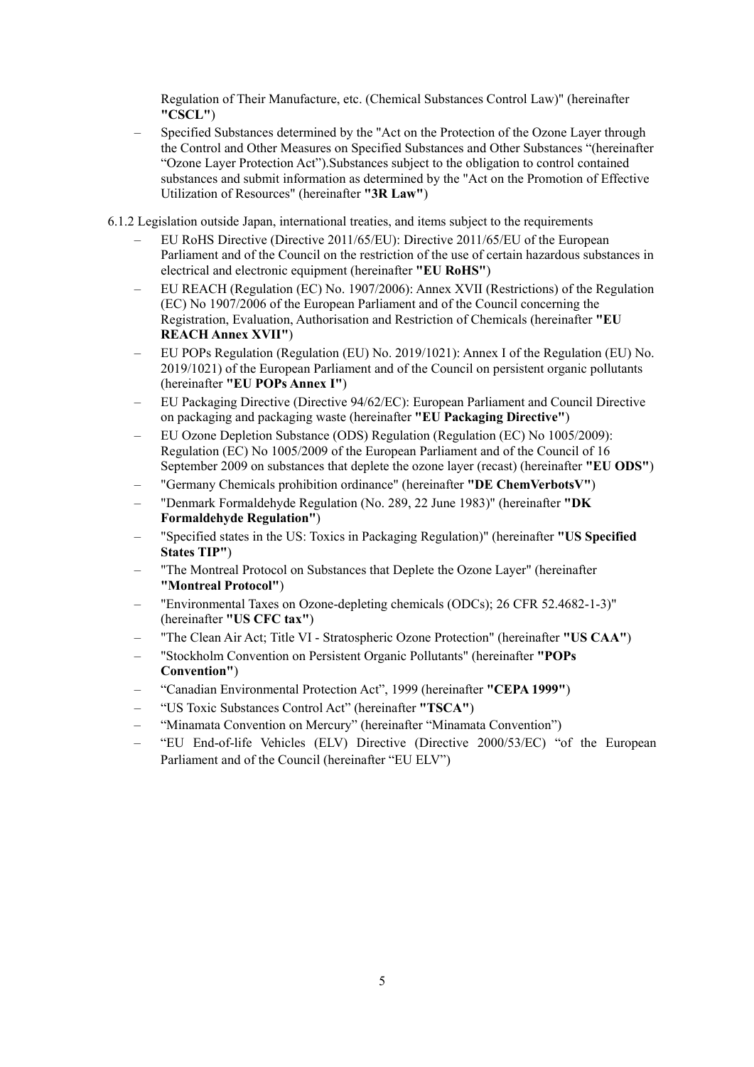Regulation of Their Manufacture, etc. (Chemical Substances Control Law)" (hereinafter **"CSCL"**)

- Specified Substances determined by the "Act on the Protection of the Ozone Layer through the Control and Other Measures on Specified Substances and Other Substances "(hereinafter "Ozone Layer Protection Act").Substances subject to the obligation to control contained substances and submit information as determined by the "Act on the Promotion of Effective Utilization of Resources" (hereinafter **"3R Law"**)

6.1.2 Legislation outside Japan, international treaties, and items subject to the requirements

- EU RoHS Directive (Directive 2011/65/EU): Directive 2011/65/EU of the European Parliament and of the Council on the restriction of the use of certain hazardous substances in electrical and electronic equipment (hereinafter **"EU RoHS"**)
- EU REACH (Regulation (EC) No. 1907/2006): Annex XVII (Restrictions) of the Regulation (EC) No 1907/2006 of the European Parliament and of the Council concerning the Registration, Evaluation, Authorisation and Restriction of Chemicals (hereinafter **"EU REACH Annex XVII"**)
- EU POPs Regulation (Regulation (EU) No. 2019/1021): Annex I of the Regulation (EU) No. 2019/1021) of the European Parliament and of the Council on persistent organic pollutants (hereinafter **"EU POPs Annex I"**)
- EU Packaging Directive (Directive 94/62/EC): European Parliament and Council Directive on packaging and packaging waste (hereinafter **"EU Packaging Directive"**)
- EU Ozone Depletion Substance (ODS) Regulation (Regulation (EC) No 1005/2009): Regulation (EC) No 1005/2009 of the European Parliament and of the Council of 16 September 2009 on substances that deplete the ozone layer (recast) (hereinafter **"EU ODS"**)
- "Germany Chemicals prohibition ordinance" (hereinafter **"DE ChemVerbotsV"**)
- "Denmark Formaldehyde Regulation (No. 289, 22 June 1983)" (hereinafter **"DK Formaldehyde Regulation"**)
- "Specified states in the US: Toxics in Packaging Regulation)" (hereinafter **"US Specified States TIP"**)
- "The Montreal Protocol on Substances that Deplete the Ozone Layer" (hereinafter **"Montreal Protocol"**)
- "Environmental Taxes on Ozone-depleting chemicals (ODCs); 26 CFR 52.4682-1-3)" (hereinafter **"US CFC tax"**)
- "The Clean Air Act; Title VI - Stratospheric Ozone Protection" (hereinafter **"US CAA"**)
- "Stockholm Convention on Persistent Organic Pollutants" (hereinafter **"POPs Convention"**)
- "Canadian Environmental Protection Act", 1999 (hereinafter **"CEPA 1999"**)
- "US Toxic Substances Control Act" (hereinafter **"TSCA"**)
- "Minamata Convention on Mercury" (hereinafter "Minamata Convention")
- "EU End-of-life Vehicles (ELV) Directive (Directive 2000/53/EC) "of the European Parliament and of the Council (hereinafter "EU ELV")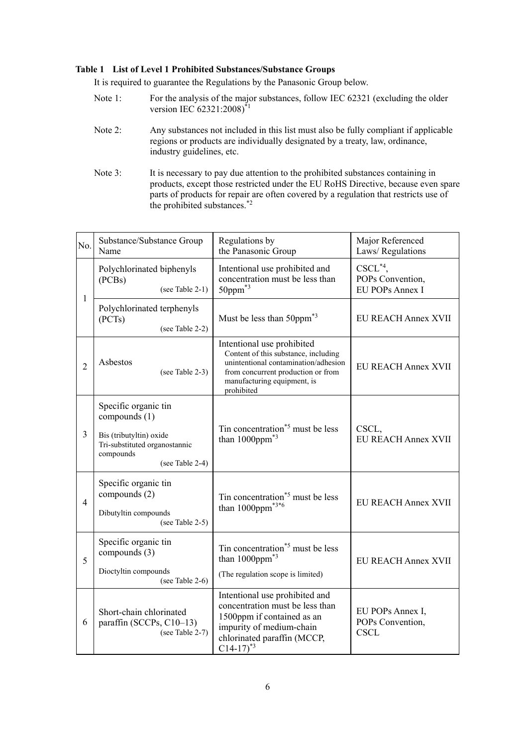**Table 1　List of Level 1 Prohibited Substances/Substance Groups**

It is required to guarantee the Regulations by the Panasonic Group below.

Note 1: For the analysis of the major substances, follow IEC 62321 (excluding the older version IEC 62321:2008)[*1]

Note 2: Any substances not included in this list must also be fully compliant if applicable regions or products are individually designated by a treaty, law, ordinance, industry guidelines, etc.

Note 3: It is necessary to pay due attention to the prohibited substances containing in products, except those restricted under the EU RoHS Directive, because even spare parts of products for repair are often covered by a regulation that restricts use of the prohibited substances.[*2]

| No. | Substance/Substance Group Name | Regulations by the Panasonic Group | Major Referenced Laws/ Regulations |
|---|---|---|---|
| 1 | Polychlorinated biphenyls (PCBs) (see Table 2-1) | Intentional use prohibited and concentration must be less than 50ppm[*3] | CSCL[*4], POPs Convention, EU POPs Annex I |
| | Polychlorinated terphenyls (PCTs) (see Table 2-2) | Must be less than 50ppm[*3] | EU REACH Annex XVII |
| 2 | Asbestos (see Table 2-3) | Intentional use prohibited Content of this substance, including unintentional contamination/adhesion from concurrent production or from manufacturing equipment, is prohibited | EU REACH Annex XVII |
| 3 | Specific organic tin compounds (1) Bis (tributyltin) oxide Tri-substituted organostannic compounds (see Table 2-4) | Tin concentration[*5] must be less than 1000ppm[*3] | CSCL, EU REACH Annex XVII |
| 4 | Specific organic tin compounds (2) Dibutyltin compounds (see Table 2-5) | Tin concentration[*5] must be less than 1000ppm[*3*6] | EU REACH Annex XVII |
| 5 | Specific organic tin compounds (3) Dioctyltin compounds (see Table 2-6) | Tin concentration[*5] must be less than 1000ppm[*3] (The regulation scope is limited) | EU REACH Annex XVII |
| 6 | Short-chain chlorinated paraffin (SCCPs, C10–13) (see Table 2-7) | Intentional use prohibited and concentration must be less than 1500ppm if contained as an impurity of medium-chain chlorinated paraffin (MCCP, C14-17)[*3] | EU POPs Annex I, POPs Convention, CSCL |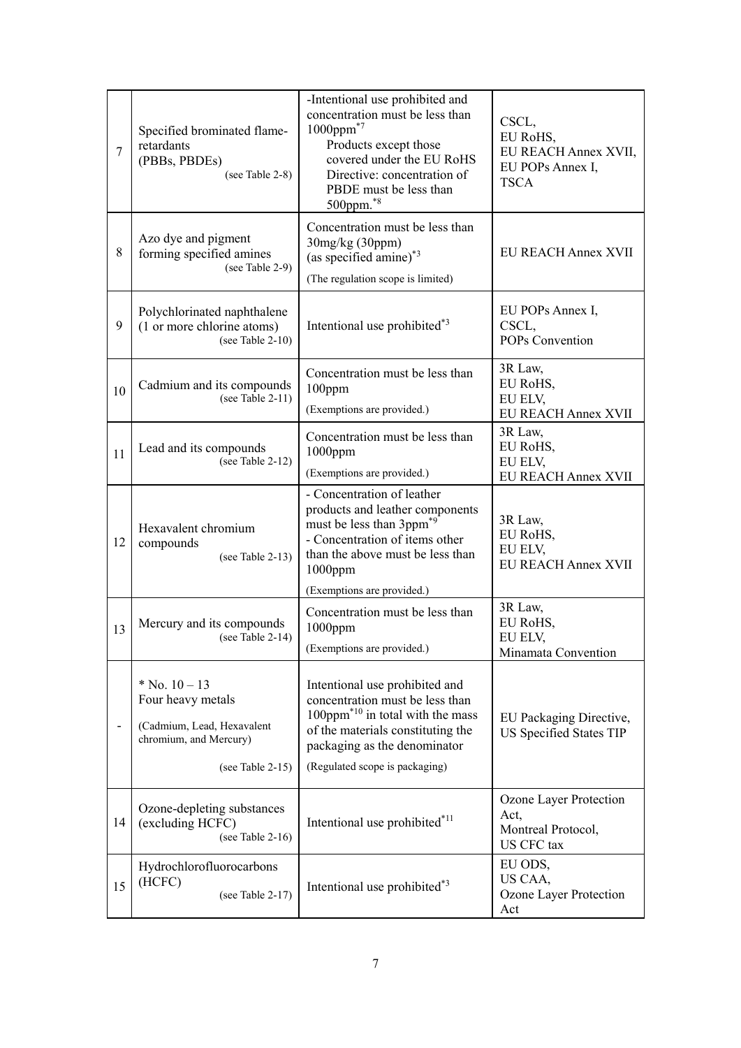| 7 | Specified brominated flame-retardants (PBBs, PBDEs) (see Table 2-8) | -Intentional use prohibited and concentration must be less than 1000ppm[*7] Products except those covered under the EU RoHS Directive: concentration of PBDE must be less than 500ppm.[*8] | CSCL, EU RoHS, EU REACH Annex XVII, EU POPs Annex I, TSCA |
|---|---|---|---|
| 8 | Azo dye and pigment forming specified amines (see Table 2-9) | Concentration must be less than 30mg/kg (30ppm) (as specified amine)[*3] (The regulation scope is limited) | EU REACH Annex XVII |
| 9 | Polychlorinated naphthalene (1 or more chlorine atoms) (see Table 2-10) | Intentional use prohibited[*3] | EU POPs Annex I, CSCL, POPs Convention |
| 10 | Cadmium and its compounds (see Table 2-11) | Concentration must be less than 100ppm (Exemptions are provided.) | 3R Law, EU RoHS, EU ELV, EU REACH Annex XVII |
| 11 | Lead and its compounds (see Table 2-12) | Concentration must be less than 1000ppm (Exemptions are provided.) | 3R Law, EU RoHS, EU ELV, EU REACH Annex XVII |
| 12 | Hexavalent chromium compounds (see Table 2-13) | - Concentration of leather products and leather components must be less than 3ppm[*9] - Concentration of items other than the above must be less than 1000ppm (Exemptions are provided.) | 3R Law, EU RoHS, EU ELV, EU REACH Annex XVII |
| 13 | Mercury and its compounds (see Table 2-14) | Concentration must be less than 1000ppm (Exemptions are provided.) | 3R Law, EU RoHS, EU ELV, Minamata Convention |
| - | * No. 10 – 13 Four heavy metals (Cadmium, Lead, Hexavalent chromium, and Mercury) (see Table 2-15) | Intentional use prohibited and concentration must be less than 100ppm[*10] in total with the mass of the materials constituting the packaging as the denominator (Regulated scope is packaging) | EU Packaging Directive, US Specified States TIP |
| 14 | Ozone-depleting substances (excluding HCFC) (see Table 2-16) | Intentional use prohibited[*11] | Ozone Layer Protection Act, Montreal Protocol, US CFC tax |
| 15 | Hydrochlorofluorocarbons (HCFC) (see Table 2-17) | Intentional use prohibited[*3] | EU ODS, US CAA, Ozone Layer Protection Act |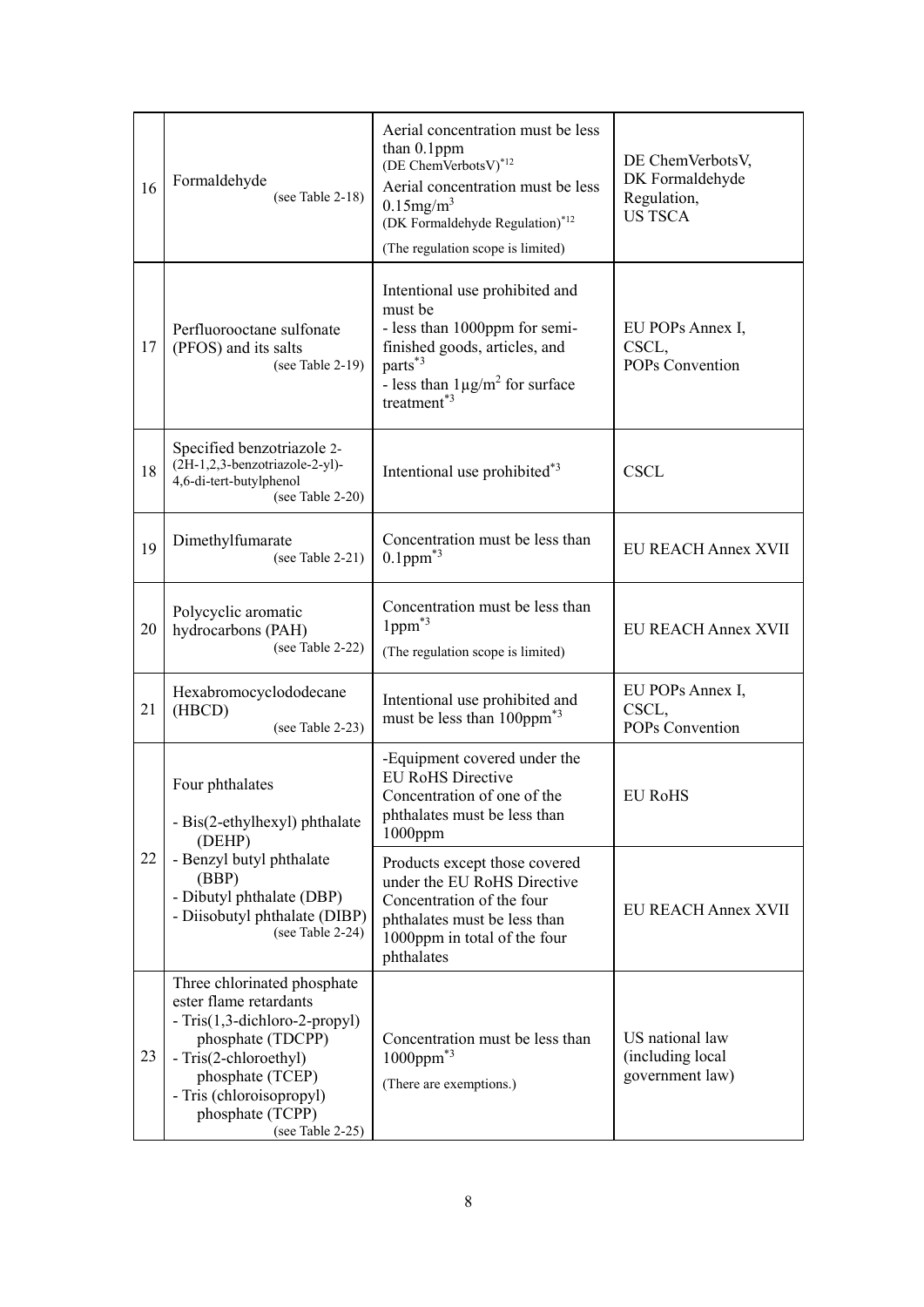| | | | |
|---|---|---|---|
| 16 | Formaldehyde (see Table 2-18) | Aerial concentration must be less than 0.1ppm (DE ChemVerbotsV)[*12]<br>Aerial concentration must be less $0.15mg/m^3$ (DK Formaldehyde Regulation)[*12]<br>(The regulation scope is limited) | DE ChemVerbotsV, DK Formaldehyde Regulation, US TSCA |
| 17 | Perfluorooctane sulfonate (PFOS) and its salts (see Table 2-19) | Intentional use prohibited and must be<br>- less than 1000ppm for semi-finished goods, articles, and parts[*3]<br>- less than $1\mu g/m^2$ for surface treatment[*3] | EU POPs Annex I, CSCL, POPs Convention |
| 18 | Specified benzotriazole 2-(2H-1,2,3-benzotriazole-2-yl)-4,6-di-tert-butylphenol (see Table 2-20) | Intentional use prohibited[*3] | CSCL |
| 19 | Dimethylfumarate (see Table 2-21) | Concentration must be less than 0.1ppm[*3] | EU REACH Annex XVII |
| 20 | Polycyclic aromatic hydrocarbons (PAH) (see Table 2-22) | Concentration must be less than 1ppm[*3]<br>(The regulation scope is limited) | EU REACH Annex XVII |
| 21 | Hexabromocyclododecane (HBCD) (see Table 2-23) | Intentional use prohibited and must be less than 100ppm[*3] | EU POPs Annex I, CSCL, POPs Convention |
| 22 | Four phthalates<br>- Bis(2-ethylhexyl) phthalate (DEHP)<br>- Benzyl butyl phthalate (BBP)<br>- Dibutyl phthalate (DBP)<br>- Diisobutyl phthalate (DIBP) (see Table 2-24) | -Equipment covered under the EU RoHS Directive Concentration of one of the phthalates must be less than 1000ppm | EU RoHS |
| | | Products except those covered under the EU RoHS Directive Concentration of the four phthalates must be less than 1000ppm in total of the four phthalates | EU REACH Annex XVII |
| 23 | Three chlorinated phosphate ester flame retardants<br>- Tris(1,3-dichloro-2-propyl) phosphate (TDCPP)<br>- Tris(2-chloroethyl) phosphate (TCEP)<br>- Tris (chloroisopropyl) phosphate (TCPP) (see Table 2-25) | Concentration must be less than 1000ppm[*3]<br>(There are exemptions.) | US national law (including local government law) |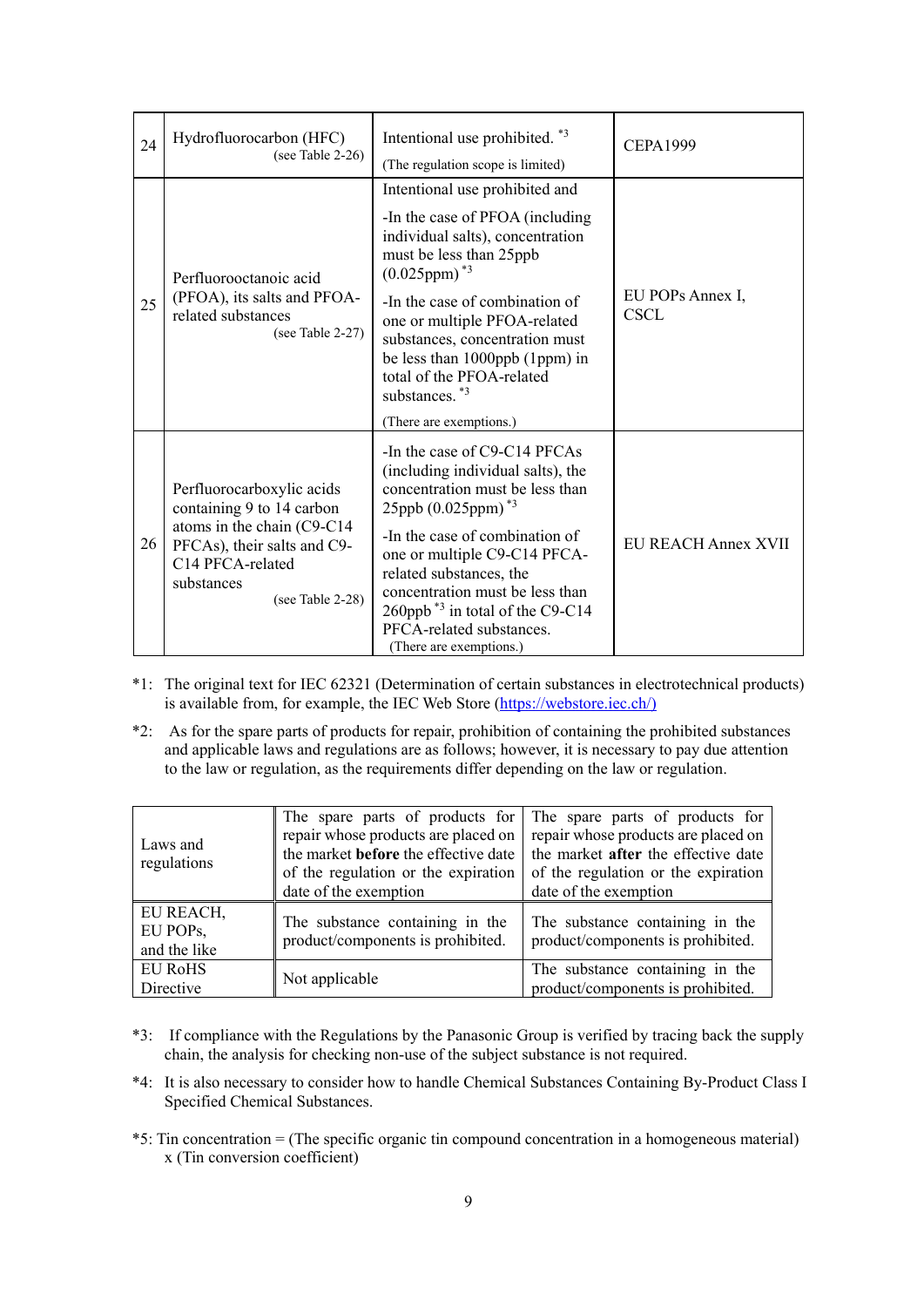| 24 | Hydrofluorocarbon (HFC) (see Table 2-26) | Intentional use prohibited. *3<br>(The regulation scope is limited) | CEPA1999 |
|---|---|---|---|
| 25 | Perfluorooctanoic acid (PFOA), its salts and PFOA-related substances (see Table 2-27) | Intentional use prohibited and<br>-In the case of PFOA (including individual salts), concentration must be less than 25ppb (0.025ppm) *3<br>-In the case of combination of one or multiple PFOA-related substances, concentration must be less than 1000ppb (1ppm) in total of the PFOA-related substances. *3<br>(There are exemptions.) | EU POPs Annex I, CSCL |
| 26 | Perfluorocarboxylic acids containing 9 to 14 carbon atoms in the chain (C9-C14 PFCAs), their salts and C9-C14 PFCA-related substances (see Table 2-28) | -In the case of C9-C14 PFCAs (including individual salts), the concentration must be less than 25ppb (0.025ppm) *3<br>-In the case of combination of one or multiple C9-C14 PFCA-related substances, the concentration must be less than 260ppb *3 in total of the C9-C14 PFCA-related substances.<br>(There are exemptions.) | EU REACH Annex XVII |

*1: The original text for IEC 62321 (Determination of certain substances in electrotechnical products) is available from, for example, the IEC Web Store (https://webstore.iec.ch/)

*2: As for the spare parts of products for repair, prohibition of containing the prohibited substances and applicable laws and regulations are as follows; however, it is necessary to pay due attention to the law or regulation, as the requirements differ depending on the law or regulation.

| Laws and regulations | The spare parts of products for repair whose products are placed on the market **before** the effective date of the regulation or the expiration date of the exemption | The spare parts of products for repair whose products are placed on the market **after** the effective date of the regulation or the expiration date of the exemption |
|---|---|---|
| EU REACH, EU POPs, and the like | The substance containing in the product/components is prohibited. | The substance containing in the product/components is prohibited. |
| EU RoHS Directive | Not applicable | The substance containing in the product/components is prohibited. |

*3: If compliance with the Regulations by the Panasonic Group is verified by tracing back the supply chain, the analysis for checking non-use of the subject substance is not required.

*4: It is also necessary to consider how to handle Chemical Substances Containing By-Product Class I Specified Chemical Substances.

*5: Tin concentration = (The specific organic tin compound concentration in a homogeneous material) x (Tin conversion coefficient)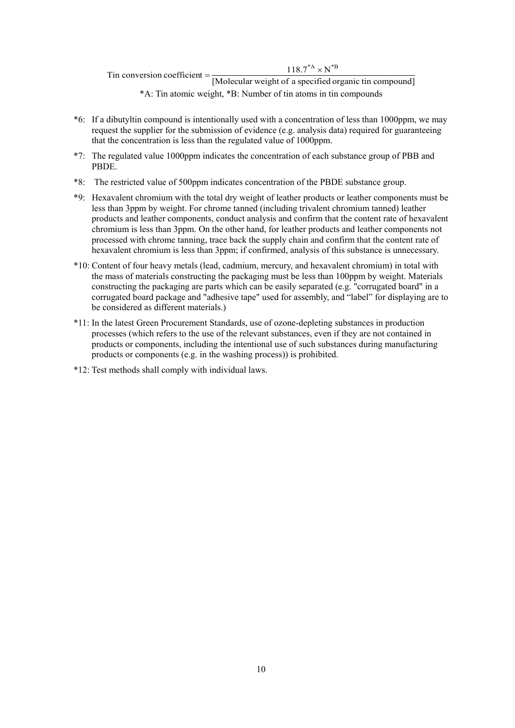$$\text{Tin conversion coefficient} = \frac{118.7^{*A} \times N^{*B}}{\text{[Molecular weight of a specified organic tin compound]}}$$

*A: Tin atomic weight, *B: Number of tin atoms in tin compounds

*6: If a dibutyltin compound is intentionally used with a concentration of less than 1000ppm, we may request the supplier for the submission of evidence (e.g. analysis data) required for guaranteeing that the concentration is less than the regulated value of 1000ppm.

*7: The regulated value 1000ppm indicates the concentration of each substance group of PBB and PBDE.

*8: The restricted value of 500ppm indicates concentration of the PBDE substance group.

*9: Hexavalent chromium with the total dry weight of leather products or leather components must be less than 3ppm by weight. For chrome tanned (including trivalent chromium tanned) leather products and leather components, conduct analysis and confirm that the content rate of hexavalent chromium is less than 3ppm. On the other hand, for leather products and leather components not processed with chrome tanning, trace back the supply chain and confirm that the content rate of hexavalent chromium is less than 3ppm; if confirmed, analysis of this substance is unnecessary.

*10: Content of four heavy metals (lead, cadmium, mercury, and hexavalent chromium) in total with the mass of materials constructing the packaging must be less than 100ppm by weight. Materials constructing the packaging are parts which can be easily separated (e.g. "corrugated board" in a corrugated board package and "adhesive tape" used for assembly, and "label" for displaying are to be considered as different materials.)

*11: In the latest Green Procurement Standards, use of ozone-depleting substances in production processes (which refers to the use of the relevant substances, even if they are not contained in products or components, including the intentional use of such substances during manufacturing products or components (e.g. in the washing process)) is prohibited.

*12: Test methods shall comply with individual laws.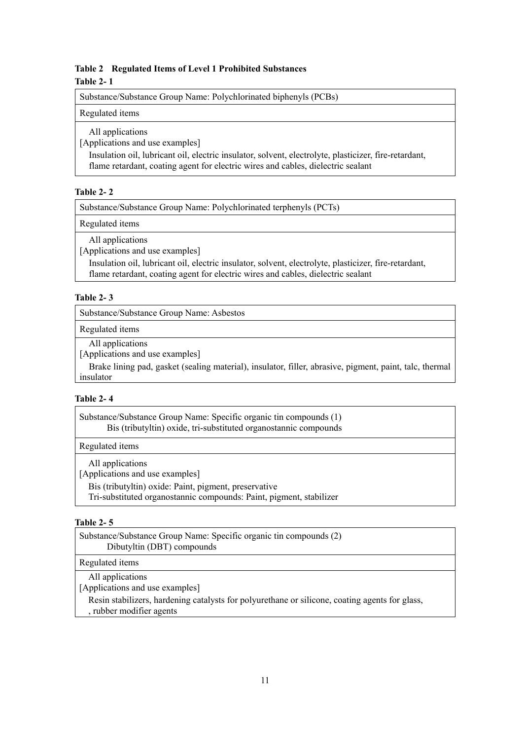**Table 2 Regulated Items of Level 1 Prohibited Substances**

**Table 2- 1**

| Substance/Substance Group Name: Polychlorinated biphenyls (PCBs) |
|---|
| Regulated items |
| All applications<br>[Applications and use examples]<br>Insulation oil, lubricant oil, electric insulator, solvent, electrolyte, plasticizer, fire-retardant, flame retardant, coating agent for electric wires and cables, dielectric sealant |

**Table 2- 2**

| Substance/Substance Group Name: Polychlorinated terphenyls (PCTs) |
|---|
| Regulated items |
| All applications<br>[Applications and use examples]<br>Insulation oil, lubricant oil, electric insulator, solvent, electrolyte, plasticizer, fire-retardant, flame retardant, coating agent for electric wires and cables, dielectric sealant |

**Table 2- 3**

| Substance/Substance Group Name: Asbestos |
|---|
| Regulated items |
| All applications<br>[Applications and use examples]<br>Brake lining pad, gasket (sealing material), insulator, filler, abrasive, pigment, paint, talc, thermal insulator |

**Table 2- 4**

| Substance/Substance Group Name: Specific organic tin compounds (1)<br>Bis (tributyltin) oxide, tri-substituted organostannic compounds |
|---|
| Regulated items |
| All applications<br>[Applications and use examples]<br>Bis (tributyltin) oxide: Paint, pigment, preservative<br>Tri-substituted organostannic compounds: Paint, pigment, stabilizer |

**Table 2- 5**

| Substance/Substance Group Name: Specific organic tin compounds (2)<br>Dibutyltin (DBT) compounds |
|---|
| Regulated items |
| All applications<br>[Applications and use examples]<br>Resin stabilizers, hardening catalysts for polyurethane or silicone, coating agents for glass, , rubber modifier agents |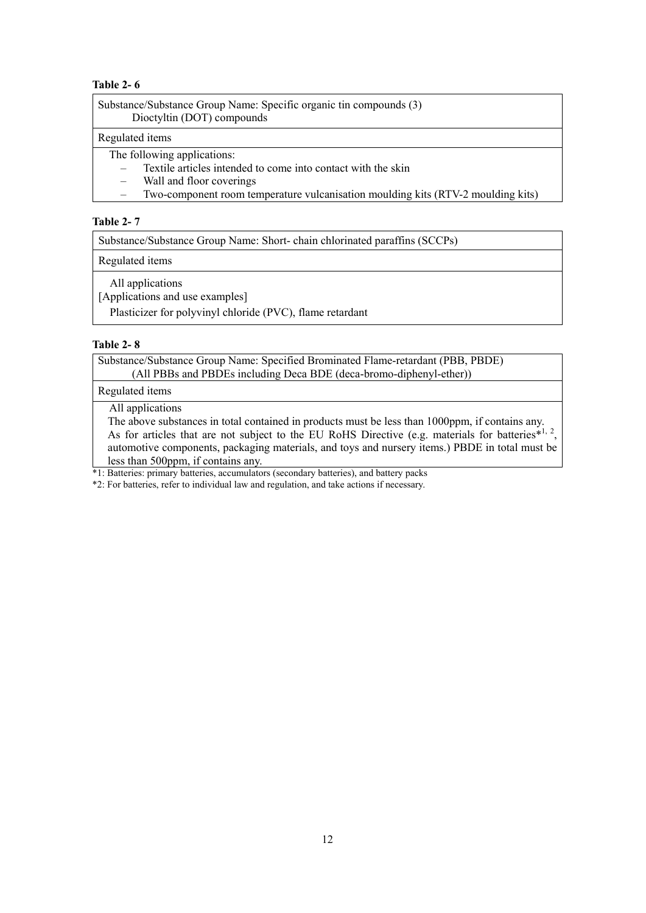**Table 2- 6**

| Substance/Substance Group Name: Specific organic tin compounds (3)<br>Dioctyltin (DOT) compounds |
|---|
| Regulated items |
| The following applications:<br>– Textile articles intended to come into contact with the skin<br>– Wall and floor coverings<br>– Two-component room temperature vulcanisation moulding kits (RTV-2 moulding kits) |

**Table 2- 7**

| Substance/Substance Group Name: Short- chain chlorinated paraffins (SCCPs) |
|---|
| Regulated items |
| All applications<br>[Applications and use examples]<br>Plasticizer for polyvinyl chloride (PVC), flame retardant |

**Table 2- 8**

| Substance/Substance Group Name: Specified Brominated Flame-retardant (PBB, PBDE)<br>(All PBBs and PBDEs including Deca BDE (deca-bromo-diphenyl-ether)) |
|---|
| Regulated items |
| All applications<br>The above substances in total contained in products must be less than 1000ppm, if contains any.<br>As for articles that are not subject to the EU RoHS Directive (e.g. materials for batteries*[1, 2], automotive components, packaging materials, and toys and nursery items.) PBDE in total must be less than 500ppm, if contains any. |

*1: Batteries: primary batteries, accumulators (secondary batteries), and battery packs

*2: For batteries, refer to individual law and regulation, and take actions if necessary.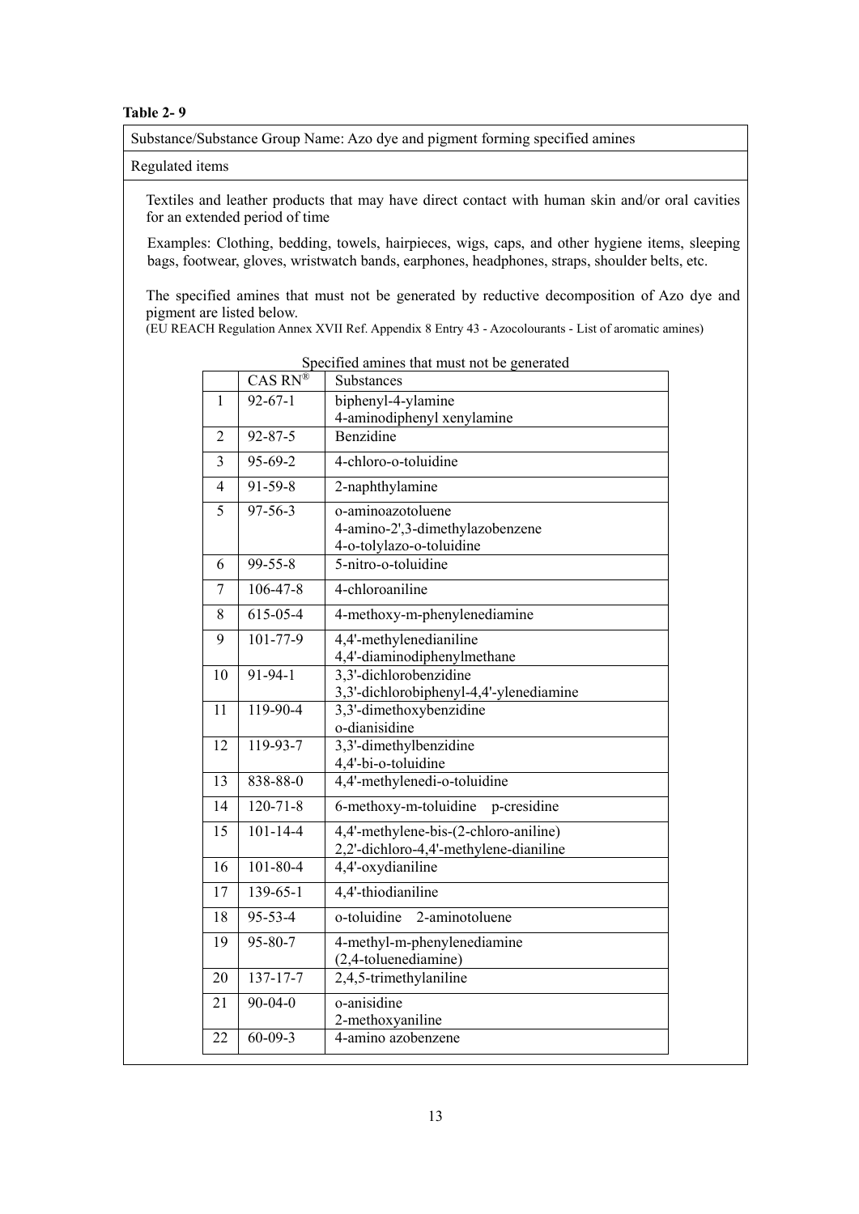**Table 2- 9**

Substance/Substance Group Name: Azo dye and pigment forming specified amines

Regulated items

Textiles and leather products that may have direct contact with human skin and/or oral cavities for an extended period of time

Examples: Clothing, bedding, towels, hairpieces, wigs, caps, and other hygiene items, sleeping bags, footwear, gloves, wristwatch bands, earphones, headphones, straps, shoulder belts, etc.

The specified amines that must not be generated by reductive decomposition of Azo dye and pigment are listed below.
(EU REACH Regulation Annex XVII Ref. Appendix 8 Entry 43 - Azocolourants - List of aromatic amines)

Specified amines that must not be generated

| | CAS RN® | Substances |
|---|---|---|
| 1 | 92-67-1 | biphenyl-4-ylamine<br>4-aminodiphenyl xenylamine |
| 2 | 92-87-5 | Benzidine |
| 3 | 95-69-2 | 4-chloro-o-toluidine |
| 4 | 91-59-8 | 2-naphthylamine |
| 5 | 97-56-3 | o-aminoazotoluene<br>4-amino-2',3-dimethylazobenzene<br>4-o-tolylazo-o-toluidine |
| 6 | 99-55-8 | 5-nitro-o-toluidine |
| 7 | 106-47-8 | 4-chloroaniline |
| 8 | 615-05-4 | 4-methoxy-m-phenylenediamine |
| 9 | 101-77-9 | 4,4'-methylenedianiline<br>4,4'-diaminodiphenylmethane |
| 10 | 91-94-1 | 3,3'-dichlorobenzidine<br>3,3'-dichlorobiphenyl-4,4'-ylenediamine |
| 11 | 119-90-4 | 3,3'-dimethoxybenzidine<br>o-dianisidine |
| 12 | 119-93-7 | 3,3'-dimethylbenzidine<br>4,4'-bi-o-toluidine |
| 13 | 838-88-0 | 4,4'-methylenedi-o-toluidine |
| 14 | 120-71-8 | 6-methoxy-m-toluidine p-cresidine |
| 15 | 101-14-4 | 4,4'-methylene-bis-(2-chloro-aniline)<br>2,2'-dichloro-4,4'-methylene-dianiline |
| 16 | 101-80-4 | 4,4'-oxydianiline |
| 17 | 139-65-1 | 4,4'-thiodianiline |
| 18 | 95-53-4 | o-toluidine 2-aminotoluene |
| 19 | 95-80-7 | 4-methyl-m-phenylenediamine<br>(2,4-toluenediamine) |
| 20 | 137-17-7 | 2,4,5-trimethylaniline |
| 21 | 90-04-0 | o-anisidine<br>2-methoxyaniline |
| 22 | 60-09-3 | 4-amino azobenzene |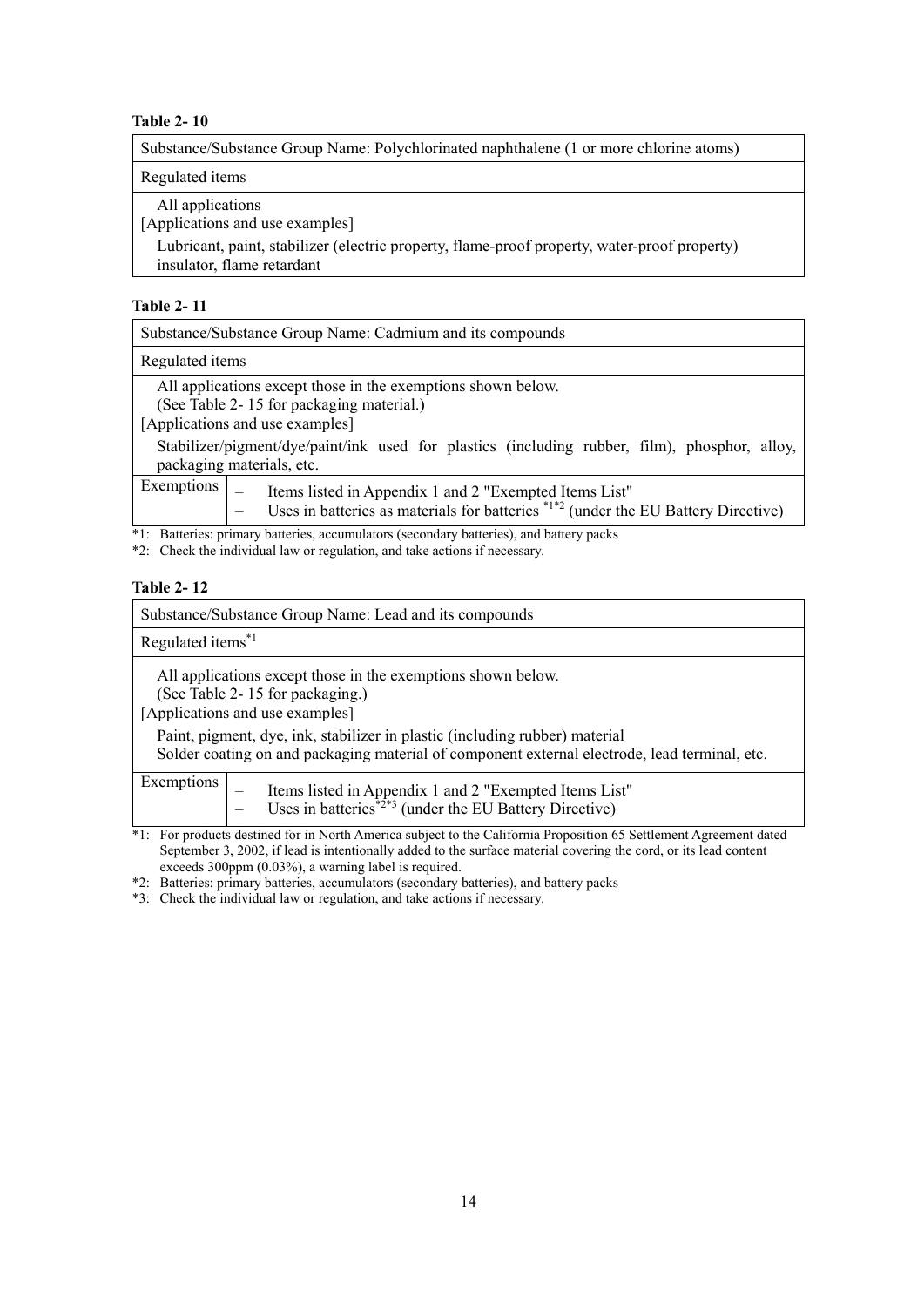**Table 2- 10**

| Substance/Substance Group Name: Polychlorinated naphthalene (1 or more chlorine atoms) |
|---|
| Regulated items |
| All applications<br>[Applications and use examples]<br>Lubricant, paint, stabilizer (electric property, flame-proof property, water-proof property) insulator, flame retardant |

**Table 2- 11**

| Substance/Substance Group Name: Cadmium and its compounds | |
|---|---|
| Regulated items | |
| All applications except those in the exemptions shown below.<br>(See Table 2- 15 for packaging material.)<br>[Applications and use examples]<br>Stabilizer/pigment/dye/paint/ink used for plastics (including rubber, film), phosphor, alloy, packaging materials, etc. | |
| Exemptions | – Items listed in Appendix 1 and 2 "Exempted Items List"<br>– Uses in batteries as materials for batteries [*1*2] (under the EU Battery Directive) |

*1: Batteries: primary batteries, accumulators (secondary batteries), and battery packs

*2: Check the individual law or regulation, and take actions if necessary.

**Table 2- 12**

| Substance/Substance Group Name: Lead and its compounds | |
|---|---|
| Regulated items[*1] | |
| All applications except those in the exemptions shown below.<br>(See Table 2- 15 for packaging.)<br>[Applications and use examples]<br>Paint, pigment, dye, ink, stabilizer in plastic (including rubber) material<br>Solder coating on and packaging material of component external electrode, lead terminal, etc. | |
| Exemptions | – Items listed in Appendix 1 and 2 "Exempted Items List"<br>– Uses in batteries[*2*3] (under the EU Battery Directive) |

*1: For products destined for in North America subject to the California Proposition 65 Settlement Agreement dated September 3, 2002, if lead is intentionally added to the surface material covering the cord, or its lead content exceeds 300ppm (0.03%), a warning label is required.

*2: Batteries: primary batteries, accumulators (secondary batteries), and battery packs

*3: Check the individual law or regulation, and take actions if necessary.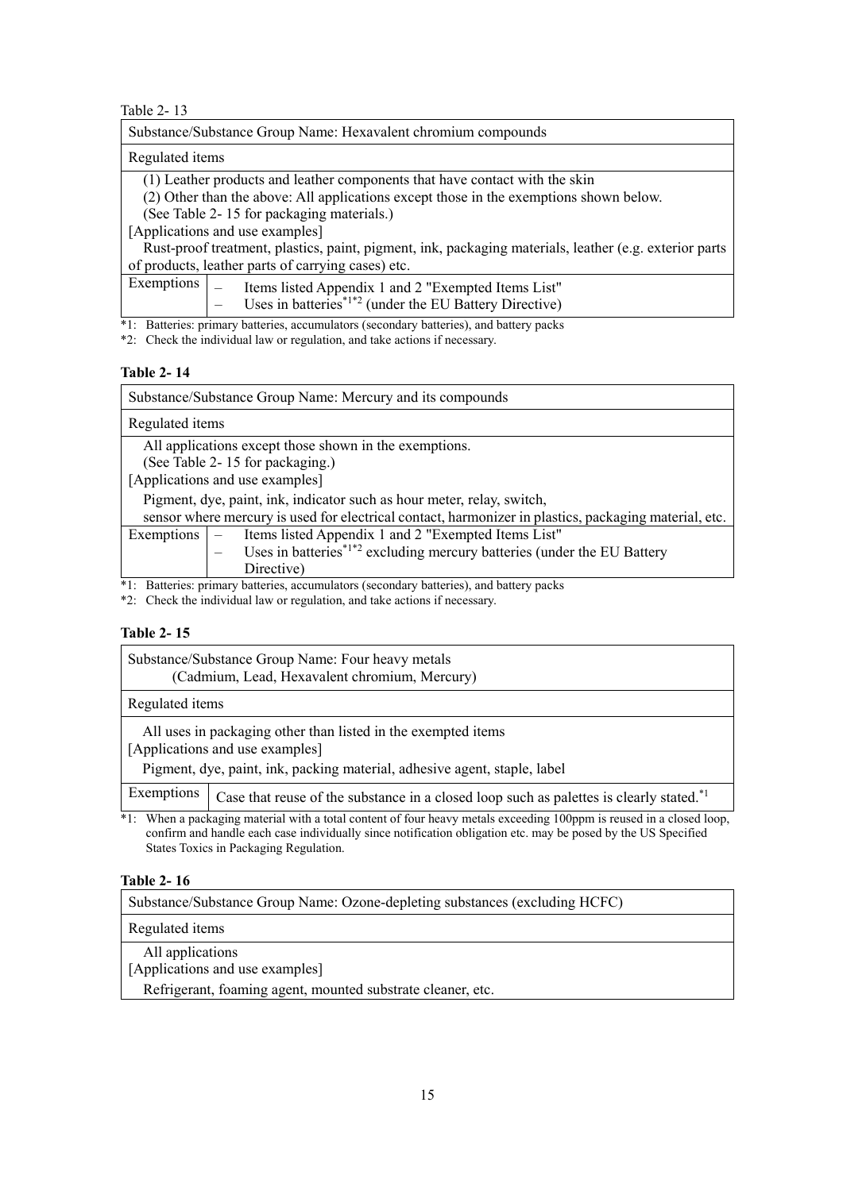Table 2- 13

| Substance/Substance Group Name: Hexavalent chromium compounds | |
|---|---|
| Regulated items | |
| (1) Leather products and leather components that have contact with the skin<br>(2) Other than the above: All applications except those in the exemptions shown below.<br>(See Table 2- 15 for packaging materials.)<br>[Applications and use examples]<br>Rust-proof treatment, plastics, paint, pigment, ink, packaging materials, leather (e.g. exterior parts of products, leather parts of carrying cases) etc. | |
| Exemptions | – Items listed Appendix 1 and 2 "Exempted Items List"<br>– Uses in batteries[*1*2] (under the EU Battery Directive) |

*1: Batteries: primary batteries, accumulators (secondary batteries), and battery packs

*2: Check the individual law or regulation, and take actions if necessary.

**Table 2- 14**

| Substance/Substance Group Name: Mercury and its compounds | |
|---|---|
| Regulated items | |
| All applications except those shown in the exemptions.<br>(See Table 2- 15 for packaging.)<br>[Applications and use examples]<br>Pigment, dye, paint, ink, indicator such as hour meter, relay, switch,<br>sensor where mercury is used for electrical contact, harmonizer in plastics, packaging material, etc. | |
| Exemptions | – Items listed Appendix 1 and 2 "Exempted Items List"<br>– Uses in batteries[*1*2] excluding mercury batteries (under the EU Battery Directive) |

*1: Batteries: primary batteries, accumulators (secondary batteries), and battery packs

*2: Check the individual law or regulation, and take actions if necessary.

**Table 2- 15**

| Substance/Substance Group Name: Four heavy metals (Cadmium, Lead, Hexavalent chromium, Mercury) | |
|---|---|
| Regulated items | |
| All uses in packaging other than listed in the exempted items<br>[Applications and use examples]<br>Pigment, dye, paint, ink, packing material, adhesive agent, staple, label | |
| Exemptions | Case that reuse of the substance in a closed loop such as palettes is clearly stated.[*1] |

*1: When a packaging material with a total content of four heavy metals exceeding 100ppm is reused in a closed loop, confirm and handle each case individually since notification obligation etc. may be posed by the US Specified States Toxics in Packaging Regulation.

**Table 2- 16**

| Substance/Substance Group Name: Ozone-depleting substances (excluding HCFC) |
|---|
| Regulated items |
| All applications<br>[Applications and use examples]<br>Refrigerant, foaming agent, mounted substrate cleaner, etc. |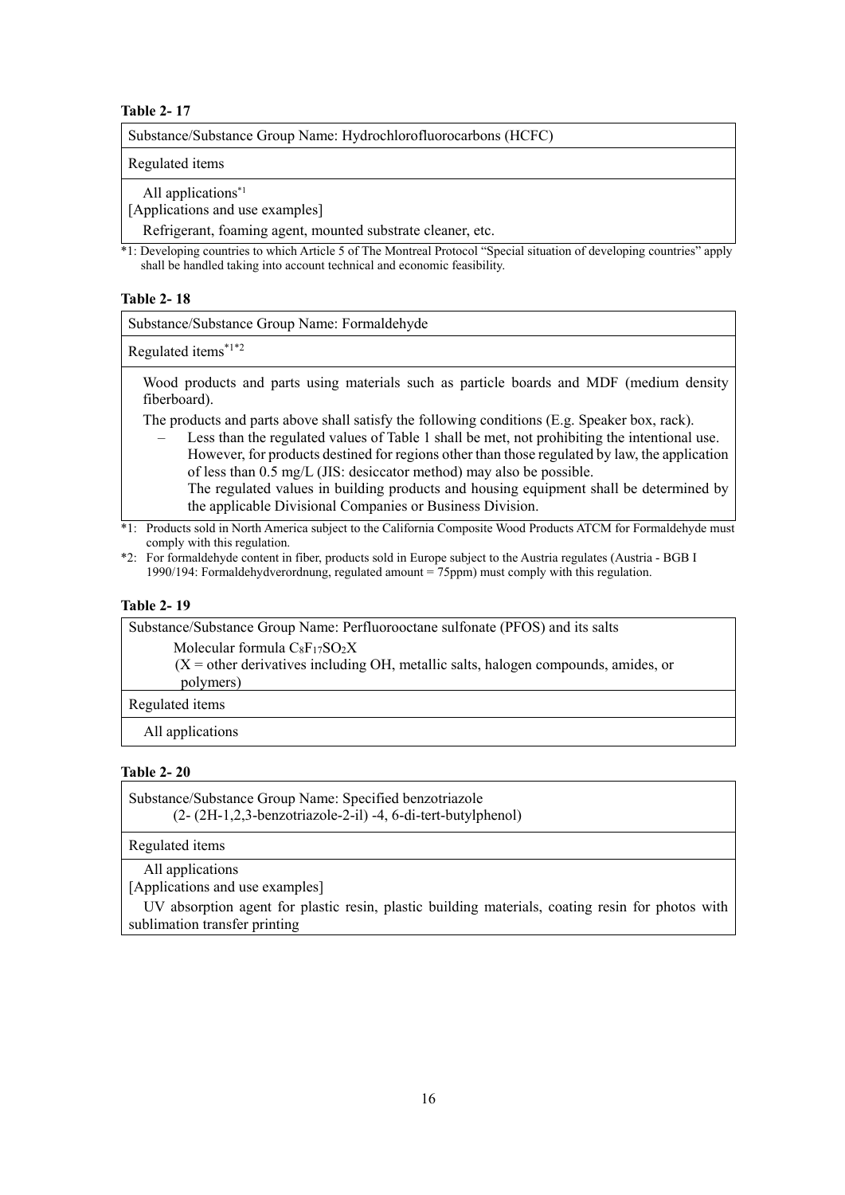**Table 2- 17**

| Substance/Substance Group Name: Hydrochlorofluorocarbons (HCFC) |
| --- |
| Regulated items |
| All applications[*1]<br>[Applications and use examples]<br>Refrigerant, foaming agent, mounted substrate cleaner, etc. |

*1: Developing countries to which Article 5 of The Montreal Protocol "Special situation of developing countries" apply shall be handled taking into account technical and economic feasibility.

**Table 2- 18**

| Substance/Substance Group Name: Formaldehyde |
| --- |
| Regulated items[*1*2] |
| Wood products and parts using materials such as particle boards and MDF (medium density fiberboard).<br>The products and parts above shall satisfy the following conditions (E.g. Speaker box, rack).<br>– Less than the regulated values of Table 1 shall be met, not prohibiting the intentional use. However, for products destined for regions other than those regulated by law, the application of less than 0.5 mg/L (JIS: desiccator method) may also be possible.<br>The regulated values in building products and housing equipment shall be determined by the applicable Divisional Companies or Business Division. |

*1: Products sold in North America subject to the California Composite Wood Products ATCM for Formaldehyde must comply with this regulation.

*2: For formaldehyde content in fiber, products sold in Europe subject to the Austria regulates (Austria - BGB I 1990/194: Formaldehydverordnung, regulated amount = 75ppm) must comply with this regulation.

**Table 2- 19**

| Substance/Substance Group Name: Perfluorooctane sulfonate (PFOS) and its salts<br>Molecular formula $C_8F_{17}SO_2X$<br>(X = other derivatives including OH, metallic salts, halogen compounds, amides, or polymers) |
| --- |
| Regulated items |
| All applications |

**Table 2- 20**

| Substance/Substance Group Name: Specified benzotriazole<br>(2- (2H-1,2,3-benzotriazole-2-il) -4, 6-di-tert-butylphenol) |
| --- |
| Regulated items |
| All applications<br>[Applications and use examples]<br>UV absorption agent for plastic resin, plastic building materials, coating resin for photos with sublimation transfer printing |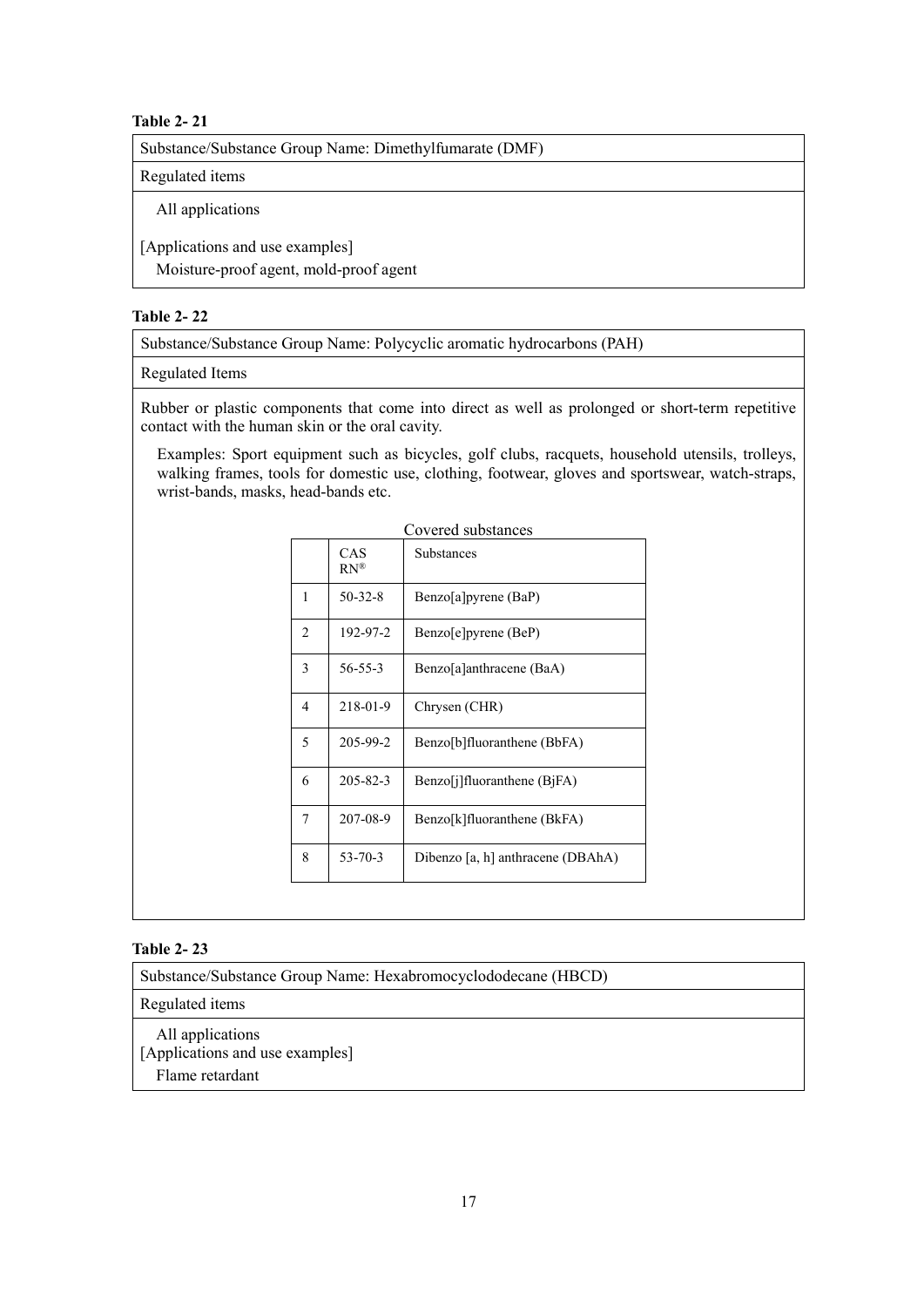**Table 2- 21**

| Substance/Substance Group Name: Dimethylfumarate (DMF) |
|---|
| Regulated items |
| All applications<br><br>[Applications and use examples]<br>Moisture-proof agent, mold-proof agent |

**Table 2- 22**

| Substance/Substance Group Name: Polycyclic aromatic hydrocarbons (PAH) |
|---|
| Regulated Items |
| Rubber or plastic components that come into direct as well as prolonged or short-term repetitive contact with the human skin or the oral cavity.<br><br>Examples: Sport equipment such as bicycles, golf clubs, racquets, household utensils, trolleys, walking frames, tools for domestic use, clothing, footwear, gloves and sportswear, watch-straps, wrist-bands, masks, head-bands etc. |

Covered substances

| | CAS RN® | Substances |
|---|---|---|
| 1 | 50-32-8 | Benzo[a]pyrene (BaP) |
| 2 | 192-97-2 | Benzo[e]pyrene (BeP) |
| 3 | 56-55-3 | Benzo[a]anthracene (BaA) |
| 4 | 218-01-9 | Chrysen (CHR) |
| 5 | 205-99-2 | Benzo[b]fluoranthene (BbFA) |
| 6 | 205-82-3 | Benzo[j]fluoranthene (BjFA) |
| 7 | 207-08-9 | Benzo[k]fluoranthene (BkFA) |
| 8 | 53-70-3 | Dibenzo [a, h] anthracene (DBAhA) |

**Table 2- 23**

| Substance/Substance Group Name: Hexabromocyclododecane (HBCD) |
|---|
| Regulated items |
| All applications<br>[Applications and use examples]<br>Flame retardant |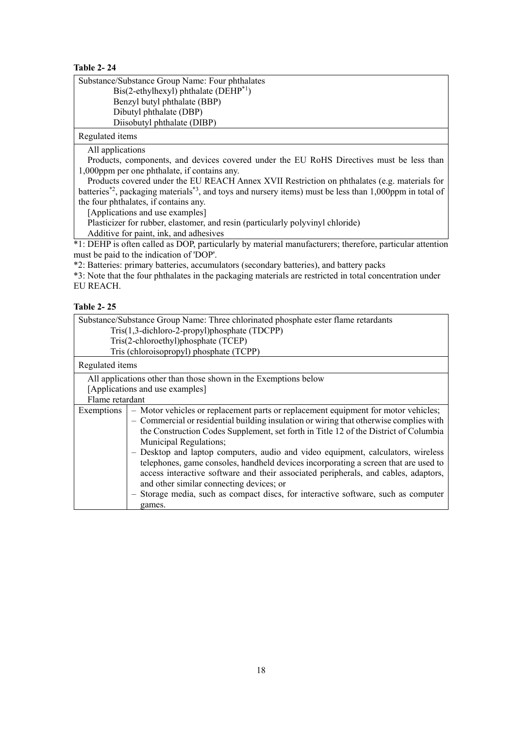**Table 2- 24**

| Substance/Substance Group Name: Four phthalates<br>Bis(2-ethylhexyl) phthalate (DEHP[*1])<br>Benzyl butyl phthalate (BBP)<br>Dibutyl phthalate (DBP)<br>Diisobutyl phthalate (DIBP) |
|---|
| Regulated items |
| All applications<br>Products, components, and devices covered under the EU RoHS Directives must be less than 1,000ppm per one phthalate, if contains any.<br>Products covered under the EU REACH Annex XVII Restriction on phthalates (e.g. materials for batteries[*2], packaging materials[*3], and toys and nursery items) must be less than 1,000ppm in total of the four phthalates, if contains any.<br>[Applications and use examples]<br>Plasticizer for rubber, elastomer, and resin (particularly polyvinyl chloride)<br>Additive for paint, ink, and adhesives |

*1: DEHP is often called as DOP, particularly by material manufacturers; therefore, particular attention must be paid to the indication of 'DOP'.

*2: Batteries: primary batteries, accumulators (secondary batteries), and battery packs

*3: Note that the four phthalates in the packaging materials are restricted in total concentration under EU REACH.

**Table 2- 25**

| Substance/Substance Group Name: Three chlorinated phosphate ester flame retardants<br>Tris(1,3-dichloro-2-propyl)phosphate (TDCPP)<br>Tris(2-chloroethyl)phosphate (TCEP)<br>Tris (chloroisopropyl) phosphate (TCPP) | |
|---|---|
| Regulated items | |
| All applications other than those shown in the Exemptions below<br>[Applications and use examples]<br>Flame retardant | |
| Exemptions | – Motor vehicles or replacement parts or replacement equipment for motor vehicles;<br>– Commercial or residential building insulation or wiring that otherwise complies with the Construction Codes Supplement, set forth in Title 12 of the District of Columbia Municipal Regulations;<br>– Desktop and laptop computers, audio and video equipment, calculators, wireless telephones, game consoles, handheld devices incorporating a screen that are used to access interactive software and their associated peripherals, and cables, adaptors, and other similar connecting devices; or<br>– Storage media, such as compact discs, for interactive software, such as computer games. |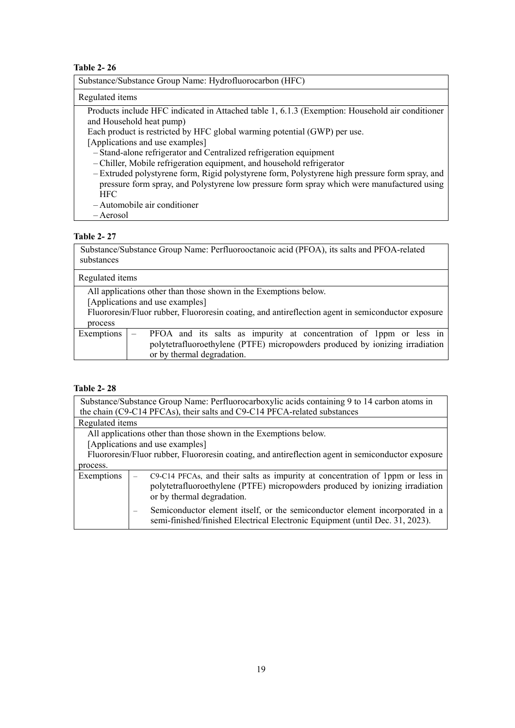**Table 2- 26**

| Substance/Substance Group Name: Hydrofluorocarbon (HFC) |
|---|
| Regulated items |
| Products include HFC indicated in Attached table 1, 6.1.3 (Exemption: Household air conditioner and Household heat pump)<br>Each product is restricted by HFC global warming potential (GWP) per use.<br>[Applications and use examples]<br>– Stand-alone refrigerator and Centralized refrigeration equipment<br>– Chiller, Mobile refrigeration equipment, and household refrigerator<br>– Extruded polystyrene form, Rigid polystyrene form, Polystyrene high pressure form spray, and pressure form spray, and Polystyrene low pressure form spray which were manufactured using HFC<br>– Automobile air conditioner<br>– Aerosol |

**Table 2- 27**

| Substance/Substance Group Name: Perfluorooctanoic acid (PFOA), its salts and PFOA-related substances | |
|---|---|
| Regulated items | |
| All applications other than those shown in the Exemptions below.<br>[Applications and use examples]<br>Fluororesin/Fluor rubber, Fluororesin coating, and antireflection agent in semiconductor exposure process | |
| Exemptions | – PFOA and its salts as impurity at concentration of 1ppm or less in polytetrafluoroethylene (PTFE) micropowders produced by ionizing irradiation or by thermal degradation. |

**Table 2- 28**

| Substance/Substance Group Name: Perfluorocarboxylic acids containing 9 to 14 carbon atoms in the chain (C9-C14 PFCAs), their salts and C9-C14 PFCA-related substances | |
|---|---|
| Regulated items | |
| All applications other than those shown in the Exemptions below.<br>[Applications and use examples]<br>Fluororesin/Fluor rubber, Fluororesin coating, and antireflection agent in semiconductor exposure process. | |
| Exemptions | – C9-C14 PFCAs, and their salts as impurity at concentration of 1ppm or less in polytetrafluoroethylene (PTFE) micropowders produced by ionizing irradiation or by thermal degradation.<br>– Semiconductor element itself, or the semiconductor element incorporated in a semi-finished/finished Electrical Electronic Equipment (until Dec. 31, 2023). |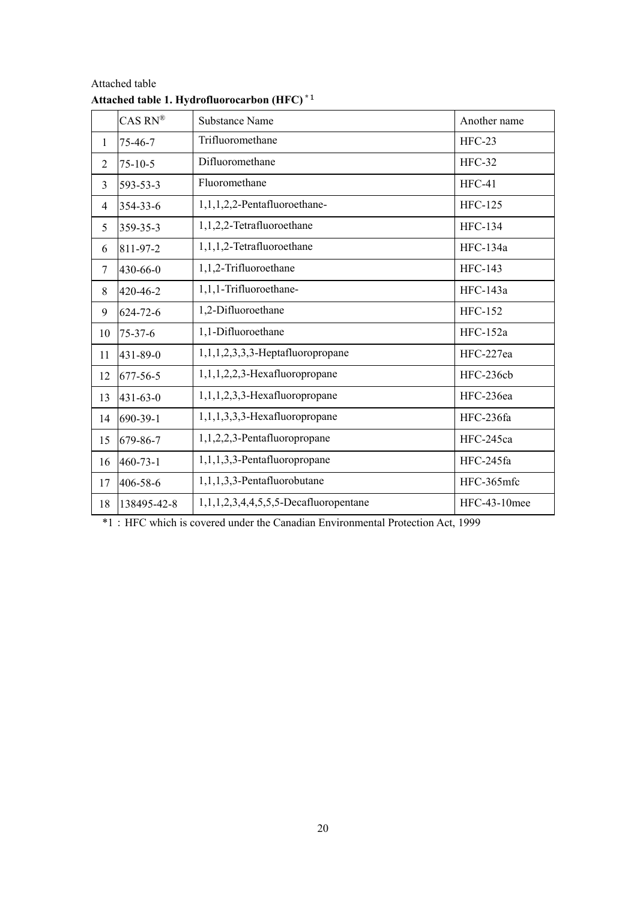Attached table

**Attached table 1. Hydrofluorocarbon (HFC)** [*1]

| | CAS RN® | Substance Name | Another name |
|---|---|---|---|
| 1 | 75-46-7 | Trifluoromethane | HFC-23 |
| 2 | 75-10-5 | Difluoromethane | HFC-32 |
| 3 | 593-53-3 | Fluoromethane | HFC-41 |
| 4 | 354-33-6 | 1,1,1,2,2-Pentafluoroethane- | HFC-125 |
| 5 | 359-35-3 | 1,1,2,2-Tetrafluoroethane | HFC-134 |
| 6 | 811-97-2 | 1,1,1,2-Tetrafluoroethane | HFC-134a |
| 7 | 430-66-0 | 1,1,2-Trifluoroethane | HFC-143 |
| 8 | 420-46-2 | 1,1,1-Trifluoroethane- | HFC-143a |
| 9 | 624-72-6 | 1,2-Difluoroethane | HFC-152 |
| 10 | 75-37-6 | 1,1-Difluoroethane | HFC-152a |
| 11 | 431-89-0 | 1,1,1,2,3,3,3-Heptafluoropropane | HFC-227ea |
| 12 | 677-56-5 | 1,1,1,2,2,3-Hexafluoropropane | HFC-236cb |
| 13 | 431-63-0 | 1,1,1,2,3,3-Hexafluoropropane | HFC-236ea |
| 14 | 690-39-1 | 1,1,1,3,3,3-Hexafluoropropane | HFC-236fa |
| 15 | 679-86-7 | 1,1,2,2,3-Pentafluoropropane | HFC-245ca |
| 16 | 460-73-1 | 1,1,1,3,3-Pentafluoropropane | HFC-245fa |
| 17 | 406-58-6 | 1,1,1,3,3-Pentafluorobutane | HFC-365mfc |
| 18 | 138495-42-8 | 1,1,1,2,3,4,4,5,5,5-Decafluoropentane | HFC-43-10mee |

*1：HFC which is covered under the Canadian Environmental Protection Act, 1999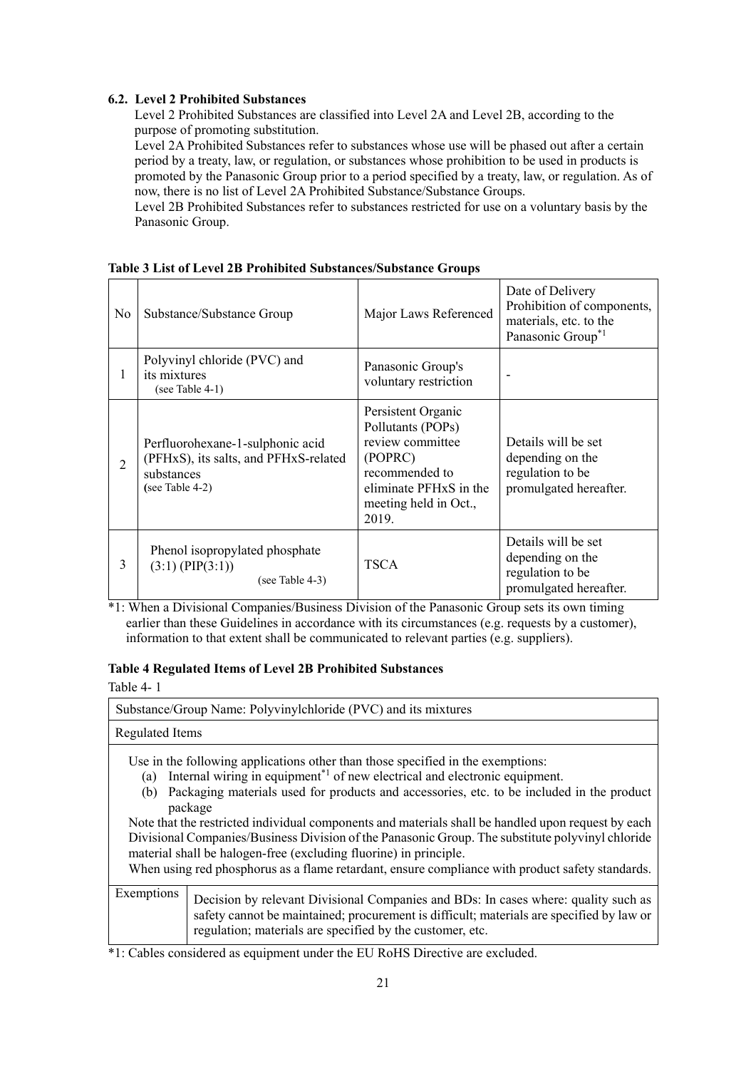### 6.2. Level 2 Prohibited Substances

Level 2 Prohibited Substances are classified into Level 2A and Level 2B, according to the purpose of promoting substitution.

Level 2A Prohibited Substances refer to substances whose use will be phased out after a certain period by a treaty, law, or regulation, or substances whose prohibition to be used in products is promoted by the Panasonic Group prior to a period specified by a treaty, law, or regulation. As of now, there is no list of Level 2A Prohibited Substance/Substance Groups.

Level 2B Prohibited Substances refer to substances restricted for use on a voluntary basis by the Panasonic Group.

**Table 3 List of Level 2B Prohibited Substances/Substance Groups**

| No | Substance/Substance Group | Major Laws Referenced | Date of Delivery Prohibition of components, materials, etc. to the Panasonic Group[*1] |
|---|---|---|---|
| 1 | Polyvinyl chloride (PVC) and its mixtures (see Table 4-1) | Panasonic Group's voluntary restriction | - |
| 2 | Perfluorohexane-1-sulphonic acid (PFHxS), its salts, and PFHxS-related substances (see Table 4-2) | Persistent Organic Pollutants (POPs) review committee (POPRC) recommended to eliminate PFHxS in the meeting held in Oct., 2019. | Details will be set depending on the regulation to be promulgated hereafter. |
| 3 | Phenol isopropylated phosphate (3:1) (PIP(3:1)) (see Table 4-3) | TSCA | Details will be set depending on the regulation to be promulgated hereafter. |

*1: When a Divisional Companies/Business Division of the Panasonic Group sets its own timing earlier than these Guidelines in accordance with its circumstances (e.g. requests by a customer), information to that extent shall be communicated to relevant parties (e.g. suppliers).

**Table 4 Regulated Items of Level 2B Prohibited Substances**

Table 4- 1

| Substance/Group Name: Polyvinylchloride (PVC) and its mixtures | |
|---|---|
| Regulated Items | |
| Use in the following applications other than those specified in the exemptions:<br>(a) Internal wiring in equipment[*1] of new electrical and electronic equipment.<br>(b) Packaging materials used for products and accessories, etc. to be included in the product package<br>Note that the restricted individual components and materials shall be handled upon request by each Divisional Companies/Business Division of the Panasonic Group. The substitute polyvinyl chloride material shall be halogen-free (excluding fluorine) in principle.<br>When using red phosphorus as a flame retardant, ensure compliance with product safety standards. | |
| Exemptions | Decision by relevant Divisional Companies and BDs: In cases where: quality such as safety cannot be maintained; procurement is difficult; materials are specified by law or regulation; materials are specified by the customer, etc. |

*1: Cables considered as equipment under the EU RoHS Directive are excluded.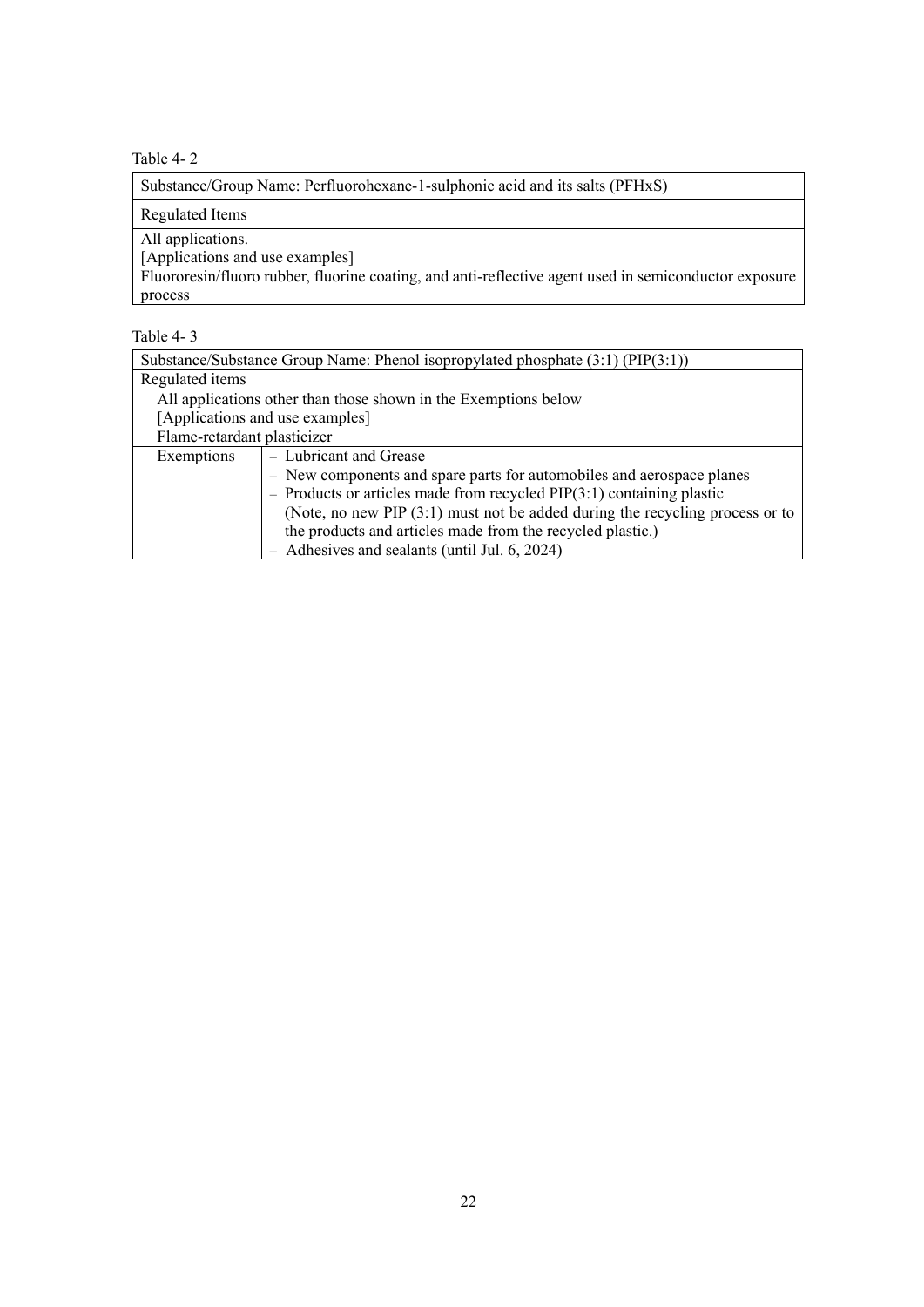Table 4- 2

| Substance/Group Name: Perfluorohexane-1-sulphonic acid and its salts (PFHxS) |
|---|
| Regulated Items |
| All applications.<br>[Applications and use examples]<br>Fluororesin/fluoro rubber, fluorine coating, and anti-reflective agent used in semiconductor exposure process |

Table 4- 3

| Substance/Substance Group Name: Phenol isopropylated phosphate (3:1) (PIP(3:1)) | |
|---|---|
| Regulated items | |
| All applications other than those shown in the Exemptions below<br>[Applications and use examples]<br>Flame-retardant plasticizer | |
| Exemptions | – Lubricant and Grease<br>– New components and spare parts for automobiles and aerospace planes<br>– Products or articles made from recycled PIP(3:1) containing plastic (Note, no new PIP (3:1) must not be added during the recycling process or to the products and articles made from the recycled plastic.)<br>– Adhesives and sealants (until Jul. 6, 2024) |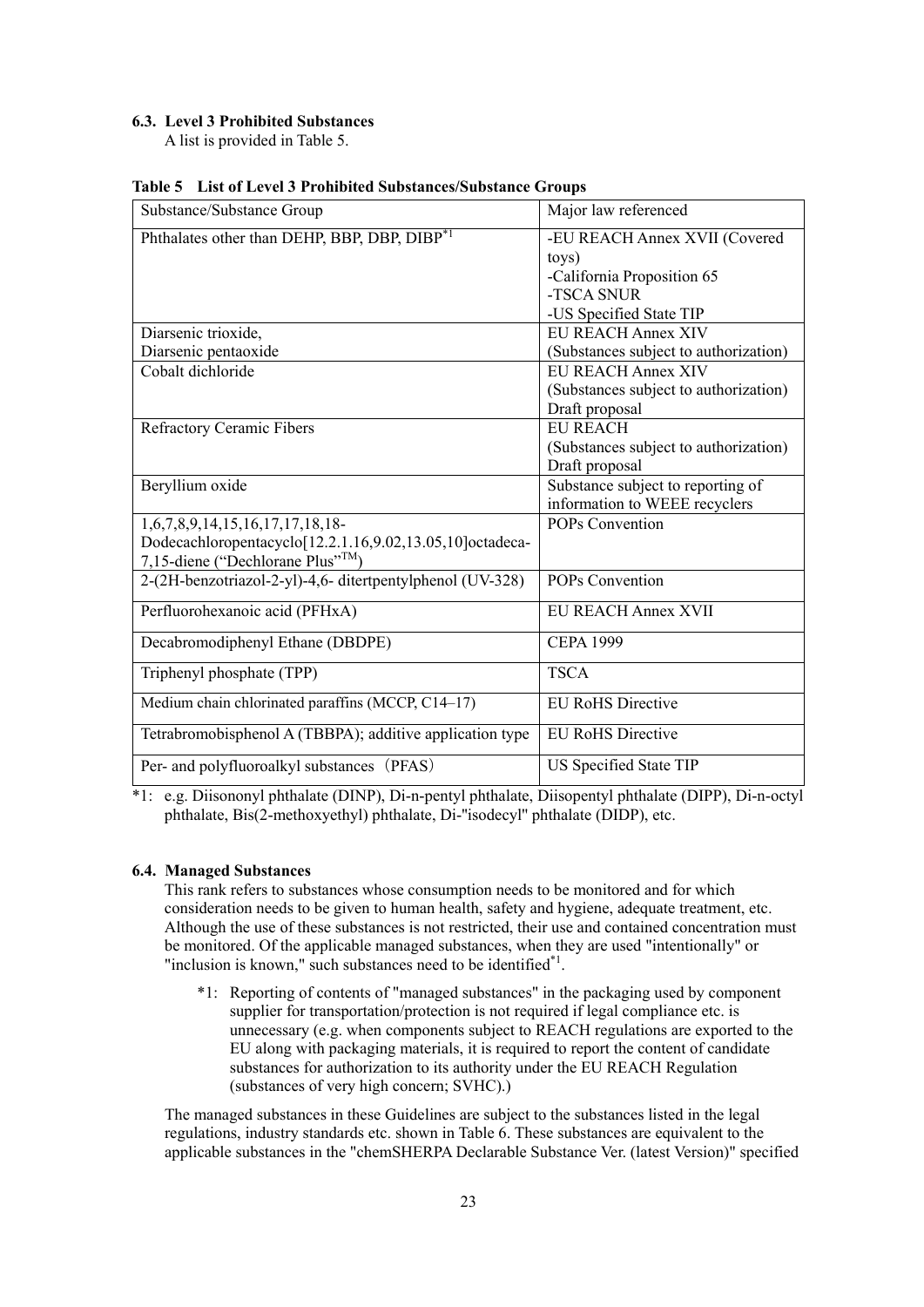### 6.3. Level 3 Prohibited Substances

A list is provided in Table 5.

**Table 5 List of Level 3 Prohibited Substances/Substance Groups**

| Substance/Substance Group | Major law referenced |
|---|---|
| Phthalates other than DEHP, BBP, DBP, DIBP[*1] | -EU REACH Annex XVII (Covered toys)<br>-California Proposition 65<br>-TSCA SNUR<br>-US Specified State TIP |
| Diarsenic trioxide,<br>Diarsenic pentaoxide | EU REACH Annex XIV<br>(Substances subject to authorization) |
| Cobalt dichloride | EU REACH Annex XIV<br>(Substances subject to authorization)<br>Draft proposal |
| Refractory Ceramic Fibers | EU REACH<br>(Substances subject to authorization)<br>Draft proposal |
| Beryllium oxide | Substance subject to reporting of information to WEEE recyclers |
| 1,6,7,8,9,14,15,16,17,17,18,18-Dodecachloropentacyclo[12.2.1.16,9.02,13.05,10]octadeca-7,15-diene ("Dechlorane Plus"™) | POPs Convention |
| 2-(2H-benzotriazol-2-yl)-4,6- ditertpentylphenol (UV-328) | POPs Convention |
| Perfluorohexanoic acid (PFHxA) | EU REACH Annex XVII |
| Decabromodiphenyl Ethane (DBDPE) | CEPA 1999 |
| Triphenyl phosphate (TPP) | TSCA |
| Medium chain chlorinated paraffins (MCCP, C14–17) | EU RoHS Directive |
| Tetrabromobisphenol A (TBBPA); additive application type | EU RoHS Directive |
| Per- and polyfluoroalkyl substances（PFAS） | US Specified State TIP |

*1: e.g. Diisononyl phthalate (DINP), Di-n-pentyl phthalate, Diisopentyl phthalate (DIPP), Di-n-octyl phthalate, Bis(2-methoxyethyl) phthalate, Di-"isodecyl" phthalate (DIDP), etc.

### 6.4. Managed Substances

This rank refers to substances whose consumption needs to be monitored and for which consideration needs to be given to human health, safety and hygiene, adequate treatment, etc. Although the use of these substances is not restricted, their use and contained concentration must be monitored. Of the applicable managed substances, when they are used "intentionally" or "inclusion is known," such substances need to be identified[*1].

> *1: Reporting of contents of "managed substances" in the packaging used by component supplier for transportation/protection is not required if legal compliance etc. is unnecessary (e.g. when components subject to REACH regulations are exported to the EU along with packaging materials, it is required to report the content of candidate substances for authorization to its authority under the EU REACH Regulation (substances of very high concern; SVHC).)

The managed substances in these Guidelines are subject to the substances listed in the legal regulations, industry standards etc. shown in Table 6. These substances are equivalent to the applicable substances in the "chemSHERPA Declarable Substance Ver. (latest Version)" specified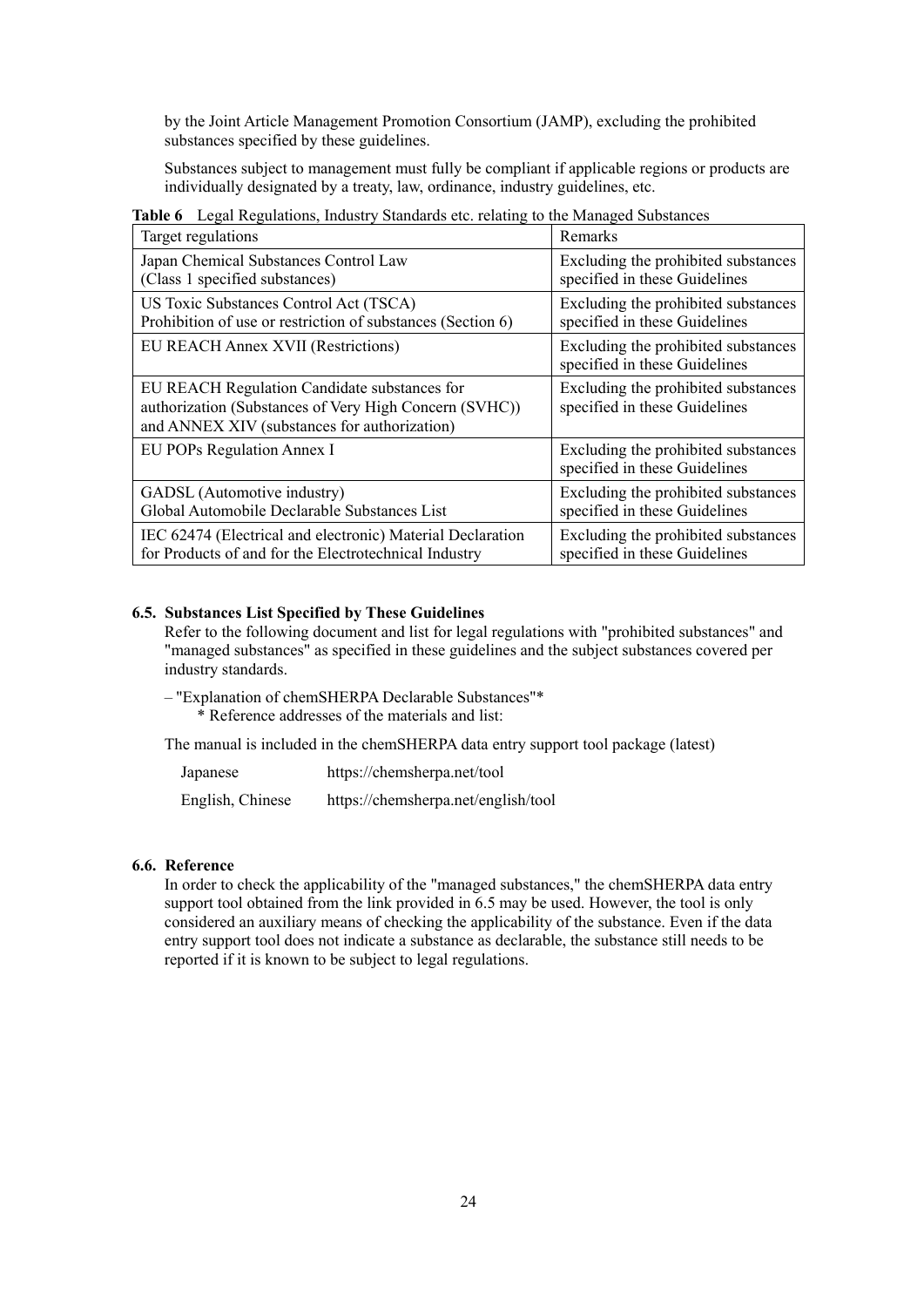by the Joint Article Management Promotion Consortium (JAMP), excluding the prohibited substances specified by these guidelines.

Substances subject to management must fully be compliant if applicable regions or products are individually designated by a treaty, law, ordinance, industry guidelines, etc.

**Table 6** Legal Regulations, Industry Standards etc. relating to the Managed Substances

| Target regulations | Remarks |
|---|---|
| Japan Chemical Substances Control Law (Class 1 specified substances) | Excluding the prohibited substances specified in these Guidelines |
| US Toxic Substances Control Act (TSCA) Prohibition of use or restriction of substances (Section 6) | Excluding the prohibited substances specified in these Guidelines |
| EU REACH Annex XVII (Restrictions) | Excluding the prohibited substances specified in these Guidelines |
| EU REACH Regulation Candidate substances for authorization (Substances of Very High Concern (SVHC)) and ANNEX XIV (substances for authorization) | Excluding the prohibited substances specified in these Guidelines |
| EU POPs Regulation Annex I | Excluding the prohibited substances specified in these Guidelines |
| GADSL (Automotive industry) Global Automobile Declarable Substances List | Excluding the prohibited substances specified in these Guidelines |
| IEC 62474 (Electrical and electronic) Material Declaration for Products of and for the Electrotechnical Industry | Excluding the prohibited substances specified in these Guidelines |

### 6.5. Substances List Specified by These Guidelines

Refer to the following document and list for legal regulations with "prohibited substances" and "managed substances" as specified in these guidelines and the subject substances covered per industry standards.

– "Explanation of chemSHERPA Declarable Substances"*
  * Reference addresses of the materials and list:

The manual is included in the chemSHERPA data entry support tool package (latest)

| | |
|---|---|
| Japanese | https://chemsherpa.net/tool |
| English, Chinese | https://chemsherpa.net/english/tool |

### 6.6. Reference

In order to check the applicability of the "managed substances," the chemSHERPA data entry support tool obtained from the link provided in 6.5 may be used. However, the tool is only considered an auxiliary means of checking the applicability of the substance. Even if the data entry support tool does not indicate a substance as declarable, the substance still needs to be reported if it is known to be subject to legal regulations.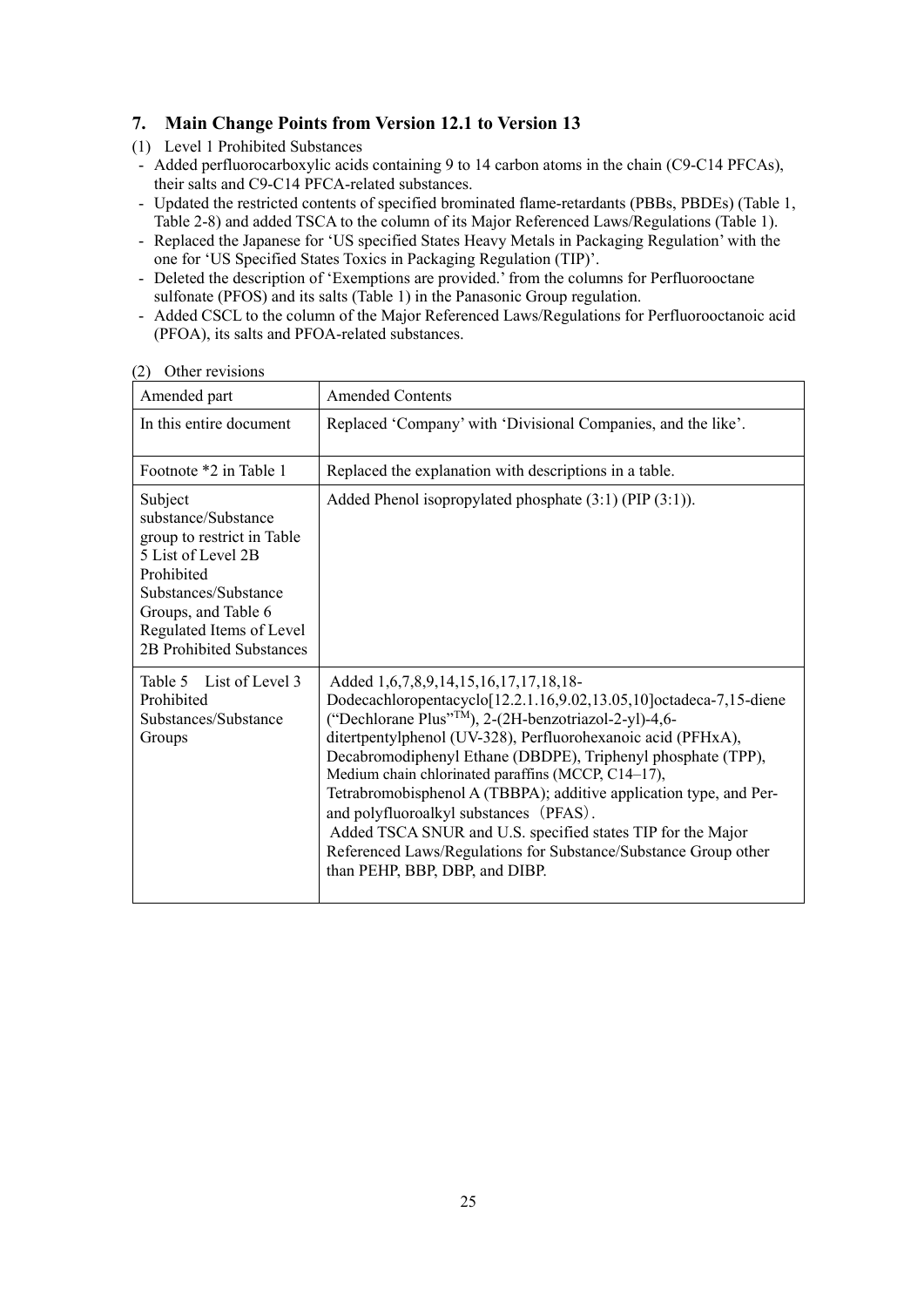## 7. Main Change Points from Version 12.1 to Version 13

(1) Level 1 Prohibited Substances

- Added perfluorocarboxylic acids containing 9 to 14 carbon atoms in the chain (C9-C14 PFCAs), their salts and C9-C14 PFCA-related substances.
- Updated the restricted contents of specified brominated flame-retardants (PBBs, PBDEs) (Table 1, Table 2-8) and added TSCA to the column of its Major Referenced Laws/Regulations (Table 1).
- Replaced the Japanese for 'US specified States Heavy Metals in Packaging Regulation' with the one for 'US Specified States Toxics in Packaging Regulation (TIP)'.
- Deleted the description of 'Exemptions are provided.' from the columns for Perfluorooctane sulfonate (PFOS) and its salts (Table 1) in the Panasonic Group regulation.
- Added CSCL to the column of the Major Referenced Laws/Regulations for Perfluorooctanoic acid (PFOA), its salts and PFOA-related substances.

(2) Other revisions

| Amended part | Amended Contents |
|---|---|
| In this entire document | Replaced 'Company' with 'Divisional Companies, and the like'. |
| Footnote *2 in Table 1 | Replaced the explanation with descriptions in a table. |
| Subject substance/Substance group to restrict in Table 5 List of Level 2B Prohibited Substances/Substance Groups, and Table 6 Regulated Items of Level 2B Prohibited Substances | Added Phenol isopropylated phosphate (3:1) (PIP (3:1)). |
| Table 5 List of Level 3 Prohibited Substances/Substance Groups | Added 1,6,7,8,9,14,15,16,17,17,18,18-Dodecachloropentacyclo[12.2.1.16,9.02,13.05,10]octadeca-7,15-diene ("Dechlorane Plus"™), 2-(2H-benzotriazol-2-yl)-4,6-ditertpentylphenol (UV-328), Perfluorohexanoic acid (PFHxA), Decabromodiphenyl Ethane (DBDPE), Triphenyl phosphate (TPP), Medium chain chlorinated paraffins (MCCP, C14–17), Tetrabromobisphenol A (TBBPA); additive application type, and Per- and polyfluoroalkyl substances（PFAS）. Added TSCA SNUR and U.S. specified states TIP for the Major Referenced Laws/Regulations for Substance/Substance Group other than PEHP, BBP, DBP, and DIBP. |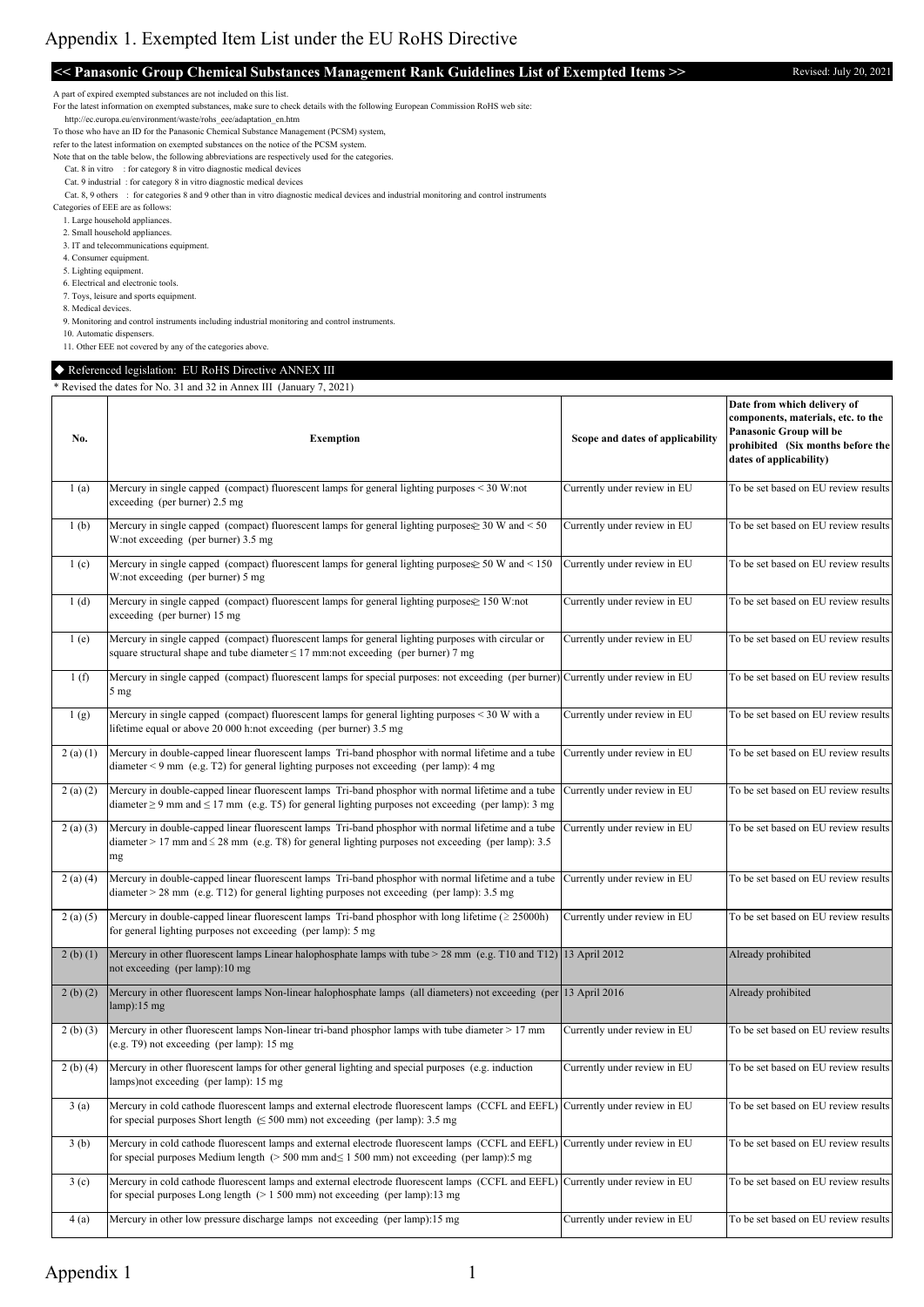# Appendix 1. Exempted Item List under the EU RoHS Directive

**<< Panasonic Group Chemical Substances Management Rank Guidelines List of Exempted Items >>** Revised: July 20, 2021

A part of expired exempted substances are not included on this list.
For the latest information on exempted substances, make sure to check details with the following European Commission RoHS web site:
http://ec.europa.eu/environment/waste/rohs_eee/adaptation_en.htm
To those who have an ID for the Panasonic Chemical Substance Management (PCSM) system,
refer to the latest information on exempted substances on the notice of the PCSM system.
Note that on the table below, the following abbreviations are respectively used for the categories.

- Cat. 8 in vitro : for category 8 in vitro diagnostic medical devices
- Cat. 9 industrial : for category 8 in vitro diagnostic medical devices
- Cat. 8, 9 others : for categories 8 and 9 other than in vitro diagnostic medical devices and industrial monitoring and control instruments

Categories of EEE are as follows:

1. Large household appliances.
2. Small household appliances.
3. IT and telecommunications equipment.
4. Consumer equipment.
5. Lighting equipment.
6. Electrical and electronic tools.
7. Toys, leisure and sports equipment.
8. Medical devices.
9. Monitoring and control instruments including industrial monitoring and control instruments.
10. Automatic dispensers.
11. Other EEE not covered by any of the categories above.

◆ Referenced legislation: EU RoHS Directive ANNEX III

* Revised the dates for No. 31 and 32 in Annex III (January 7, 2021)

| No. | Exemption | Scope and dates of applicability | Date from which delivery of components, materials, etc. to the Panasonic Group will be prohibited (Six months before the dates of applicability) |
|---|---|---|---|
| 1 (a) | Mercury in single capped (compact) fluorescent lamps for general lighting purposes < 30 W:not exceeding (per burner) 2.5 mg | Currently under review in EU | To be set based on EU review results |
| 1 (b) | Mercury in single capped (compact) fluorescent lamps for general lighting purposes≥ 30 W and < 50 W:not exceeding (per burner) 3.5 mg | Currently under review in EU | To be set based on EU review results |
| 1 (c) | Mercury in single capped (compact) fluorescent lamps for general lighting purposes≥ 50 W and < 150 W:not exceeding (per burner) 5 mg | Currently under review in EU | To be set based on EU review results |
| 1 (d) | Mercury in single capped (compact) fluorescent lamps for general lighting purposes≥ 150 W:not exceeding (per burner) 15 mg | Currently under review in EU | To be set based on EU review results |
| 1 (e) | Mercury in single capped (compact) fluorescent lamps for general lighting purposes with circular or square structural shape and tube diameter ≤ 17 mm:not exceeding (per burner) 7 mg | Currently under review in EU | To be set based on EU review results |
| 1 (f) | Mercury in single capped (compact) fluorescent lamps for special purposes: not exceeding (per burner) 5 mg | Currently under review in EU | To be set based on EU review results |
| 1 (g) | Mercury in single capped (compact) fluorescent lamps for general lighting purposes < 30 W with a lifetime equal or above 20 000 h:not exceeding (per burner) 3.5 mg | Currently under review in EU | To be set based on EU review results |
| 2 (a) (1) | Mercury in double-capped linear fluorescent lamps Tri-band phosphor with normal lifetime and a tube diameter < 9 mm (e.g. T2) for general lighting purposes not exceeding (per lamp): 4 mg | Currently under review in EU | To be set based on EU review results |
| 2 (a) (2) | Mercury in double-capped linear fluorescent lamps Tri-band phosphor with normal lifetime and a tube diameter ≥ 9 mm and ≤ 17 mm (e.g. T5) for general lighting purposes not exceeding (per lamp): 3 mg | Currently under review in EU | To be set based on EU review results |
| 2 (a) (3) | Mercury in double-capped linear fluorescent lamps Tri-band phosphor with normal lifetime and a tube diameter > 17 mm and ≤ 28 mm (e.g. T8) for general lighting purposes not exceeding (per lamp): 3.5 mg | Currently under review in EU | To be set based on EU review results |
| 2 (a) (4) | Mercury in double-capped linear fluorescent lamps Tri-band phosphor with normal lifetime and a tube diameter > 28 mm (e.g. T12) for general lighting purposes not exceeding (per lamp): 3.5 mg | Currently under review in EU | To be set based on EU review results |
| 2 (a) (5) | Mercury in double-capped linear fluorescent lamps Tri-band phosphor with long lifetime (≥ 25000h) for general lighting purposes not exceeding (per lamp): 5 mg | Currently under review in EU | To be set based on EU review results |
| 2 (b) (1) | Mercury in other fluorescent lamps Linear halophosphate lamps with tube > 28 mm (e.g. T10 and T12) not exceeding (per lamp):10 mg | 13 April 2012 | Already prohibited |
| 2 (b) (2) | Mercury in other fluorescent lamps Non-linear halophosphate lamps (all diameters) not exceeding (per lamp):15 mg | 13 April 2016 | Already prohibited |
| 2 (b) (3) | Mercury in other fluorescent lamps Non-linear tri-band phosphor lamps with tube diameter > 17 mm (e.g. T9) not exceeding (per lamp): 15 mg | Currently under review in EU | To be set based on EU review results |
| 2 (b) (4) | Mercury in other fluorescent lamps for other general lighting and special purposes (e.g. induction lamps)not exceeding (per lamp): 15 mg | Currently under review in EU | To be set based on EU review results |
| 3 (a) | Mercury in cold cathode fluorescent lamps and external electrode fluorescent lamps (CCFL and EEFL) for special purposes Short length (≤ 500 mm) not exceeding (per lamp): 3.5 mg | Currently under review in EU | To be set based on EU review results |
| 3 (b) | Mercury in cold cathode fluorescent lamps and external electrode fluorescent lamps (CCFL and EEFL) for special purposes Medium length (> 500 mm and≤ 1 500 mm) not exceeding (per lamp):5 mg | Currently under review in EU | To be set based on EU review results |
| 3 (c) | Mercury in cold cathode fluorescent lamps and external electrode fluorescent lamps (CCFL and EEFL) for special purposes Long length (> 1 500 mm) not exceeding (per lamp):13 mg | Currently under review in EU | To be set based on EU review results |
| 4 (a) | Mercury in other low pressure discharge lamps not exceeding (per lamp):15 mg | Currently under review in EU | To be set based on EU review results |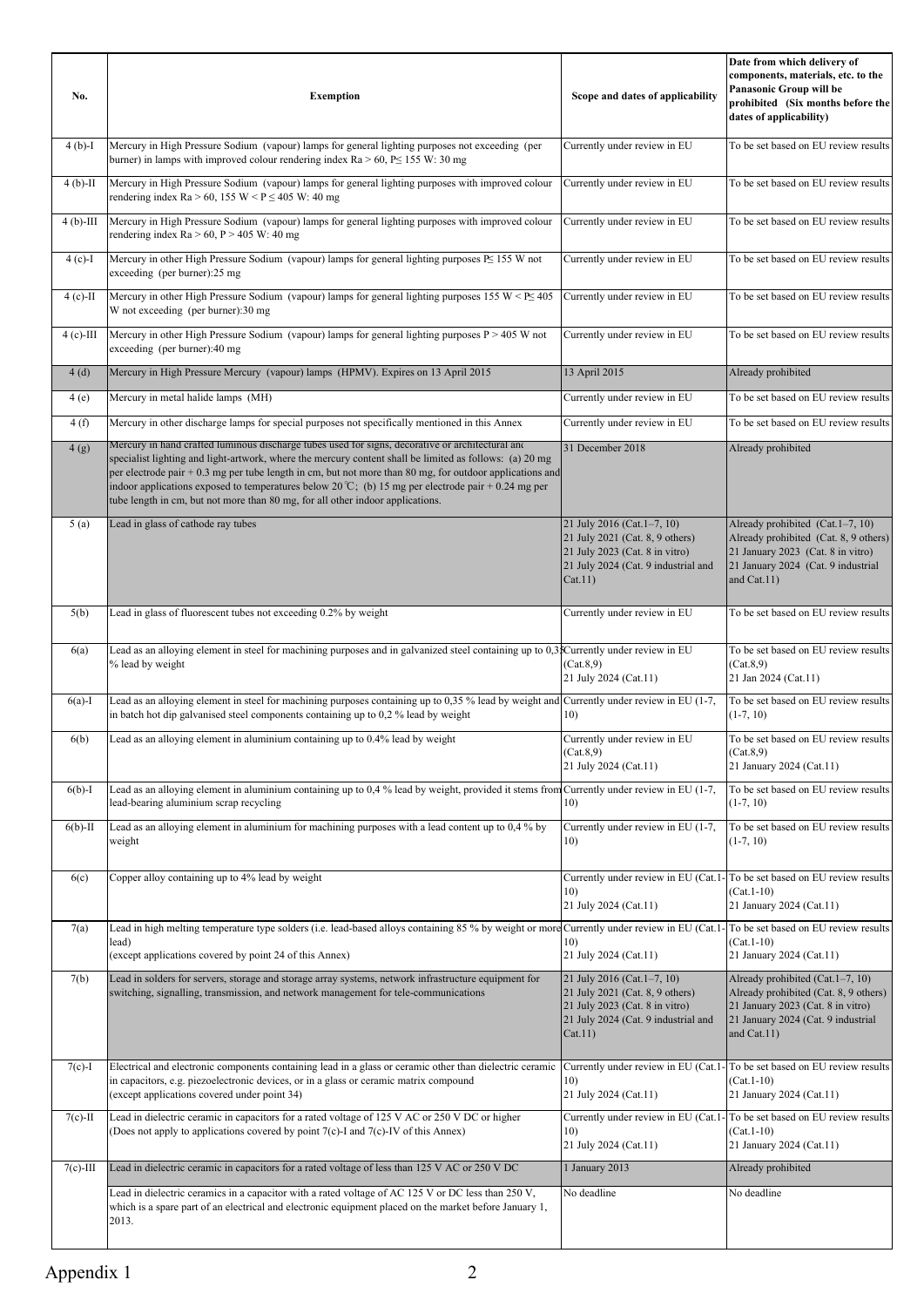| No. | Exemption | Scope and dates of applicability | Date from which delivery of components, materials, etc. to the Panasonic Group will be prohibited (Six months before the dates of applicability) |
|---|---|---|---|
| 4 (b)-I | Mercury in High Pressure Sodium (vapour) lamps for general lighting purposes not exceeding (per burner) in lamps with improved colour rendering index Ra > 60, P≤ 155 W: 30 mg | Currently under review in EU | To be set based on EU review results |
| 4 (b)-II | Mercury in High Pressure Sodium (vapour) lamps for general lighting purposes with improved colour rendering index Ra > 60, 155 W < P ≤ 405 W: 40 mg | Currently under review in EU | To be set based on EU review results |
| 4 (b)-III | Mercury in High Pressure Sodium (vapour) lamps for general lighting purposes with improved colour rendering index Ra > 60, P > 405 W: 40 mg | Currently under review in EU | To be set based on EU review results |
| 4 (c)-I | Mercury in other High Pressure Sodium (vapour) lamps for general lighting purposes P≤ 155 W not exceeding (per burner):25 mg | Currently under review in EU | To be set based on EU review results |
| 4 (c)-II | Mercury in other High Pressure Sodium (vapour) lamps for general lighting purposes 155 W < P≤ 405 W not exceeding (per burner):30 mg | Currently under review in EU | To be set based on EU review results |
| 4 (c)-III | Mercury in other High Pressure Sodium (vapour) lamps for general lighting purposes P > 405 W not exceeding (per burner):40 mg | Currently under review in EU | To be set based on EU review results |
| 4 (d) | Mercury in High Pressure Mercury (vapour) lamps (HPMV). Expires on 13 April 2015 | 13 April 2015 | Already prohibited |
| 4 (e) | Mercury in metal halide lamps (MH) | Currently under review in EU | To be set based on EU review results |
| 4 (f) | Mercury in other discharge lamps for special purposes not specifically mentioned in this Annex | Currently under review in EU | To be set based on EU review results |
| 4 (g) | Mercury in hand crafted luminous discharge tubes used for signs, decorative or architectural and specialist lighting and light-artwork, where the mercury content shall be limited as follows: (a) 20 mg per electrode pair + 0.3 mg per tube length in cm, but not more than 80 mg, for outdoor applications and indoor applications exposed to temperatures below 20℃; (b) 15 mg per electrode pair + 0.24 mg per tube length in cm, but not more than 80 mg, for all other indoor applications. | 31 December 2018 | Already prohibited |
| 5 (a) | Lead in glass of cathode ray tubes | 21 July 2016 (Cat.1–7, 10)<br>21 July 2021 (Cat. 8, 9 others)<br>21 July 2023 (Cat. 8 in vitro)<br>21 July 2024 (Cat. 9 industrial and Cat.11) | Already prohibited (Cat.1–7, 10)<br>Already prohibited (Cat. 8, 9 others)<br>21 January 2023 (Cat. 8 in vitro)<br>21 January 2024 (Cat. 9 industrial and Cat.11) |
| 5(b) | Lead in glass of fluorescent tubes not exceeding 0.2% by weight | Currently under review in EU | To be set based on EU review results |
| 6(a) | Lead as an alloying element in steel for machining purposes and in galvanized steel containing up to 0,35 % lead by weight | Currently under review in EU (Cat.8,9)<br>21 July 2024 (Cat.11) | To be set based on EU review results (Cat.8,9)<br>21 Jan 2024 (Cat.11) |
| 6(a)-I | Lead as an alloying element in steel for machining purposes containing up to 0,35 % lead by weight and in batch hot dip galvanised steel components containing up to 0,2 % lead by weight | Currently under review in EU (1-7, 10) | To be set based on EU review results (1-7, 10) |
| 6(b) | Lead as an alloying element in aluminium containing up to 0.4% lead by weight | Currently under review in EU (Cat.8,9)<br>21 July 2024 (Cat.11) | To be set based on EU review results (Cat.8,9)<br>21 January 2024 (Cat.11) |
| 6(b)-I | Lead as an alloying element in aluminium containing up to 0,4 % lead by weight, provided it stems from lead-bearing aluminium scrap recycling | Currently under review in EU (1-7, 10) | To be set based on EU review results (1-7, 10) |
| 6(b)-II | Lead as an alloying element in aluminium for machining purposes with a lead content up to 0,4 % by weight | Currently under review in EU (1-7, 10) | To be set based on EU review results (1-7, 10) |
| 6(c) | Copper alloy containing up to 4% lead by weight | Currently under review in EU (Cat.1-10)<br>21 July 2024 (Cat.11) | To be set based on EU review results (Cat.1-10)<br>21 January 2024 (Cat.11) |
| 7(a) | Lead in high melting temperature type solders (i.e. lead-based alloys containing 85 % by weight or more lead)<br>(except applications covered by point 24 of this Annex) | Currently under review in EU (Cat.1-10)<br>21 July 2024 (Cat.11) | To be set based on EU review results (Cat.1-10)<br>21 January 2024 (Cat.11) |
| 7(b) | Lead in solders for servers, storage and storage array systems, network infrastructure equipment for switching, signalling, transmission, and network management for tele-communications | 21 July 2016 (Cat.1–7, 10)<br>21 July 2021 (Cat. 8, 9 others)<br>21 July 2023 (Cat. 8 in vitro)<br>21 July 2024 (Cat. 9 industrial and Cat.11) | Already prohibited (Cat.1–7, 10)<br>Already prohibited (Cat. 8, 9 others)<br>21 January 2023 (Cat. 8 in vitro)<br>21 January 2024 (Cat. 9 industrial and Cat.11) |
| 7(c)-I | Electrical and electronic components containing lead in a glass or ceramic other than dielectric ceramic in capacitors, e.g. piezoelectronic devices, or in a glass or ceramic matrix compound<br>(except applications covered under point 34) | Currently under review in EU (Cat.1-10)<br>21 July 2024 (Cat.11) | To be set based on EU review results (Cat.1-10)<br>21 January 2024 (Cat.11) |
| 7(c)-II | Lead in dielectric ceramic in capacitors for a rated voltage of 125 V AC or 250 V DC or higher<br>(Does not apply to applications covered by point 7(c)-I and 7(c)-IV of this Annex) | Currently under review in EU (Cat.1-10)<br>21 July 2024 (Cat.11) | To be set based on EU review results (Cat.1-10)<br>21 January 2024 (Cat.11) |
| 7(c)-III | Lead in dielectric ceramic in capacitors for a rated voltage of less than 125 V AC or 250 V DC | 1 January 2013 | Already prohibited |
| | Lead in dielectric ceramics in a capacitor with a rated voltage of AC 125 V or DC less than 250 V, which is a spare part of an electrical and electronic equipment placed on the market before January 1, 2013. | No deadline | No deadline |

Appendix 1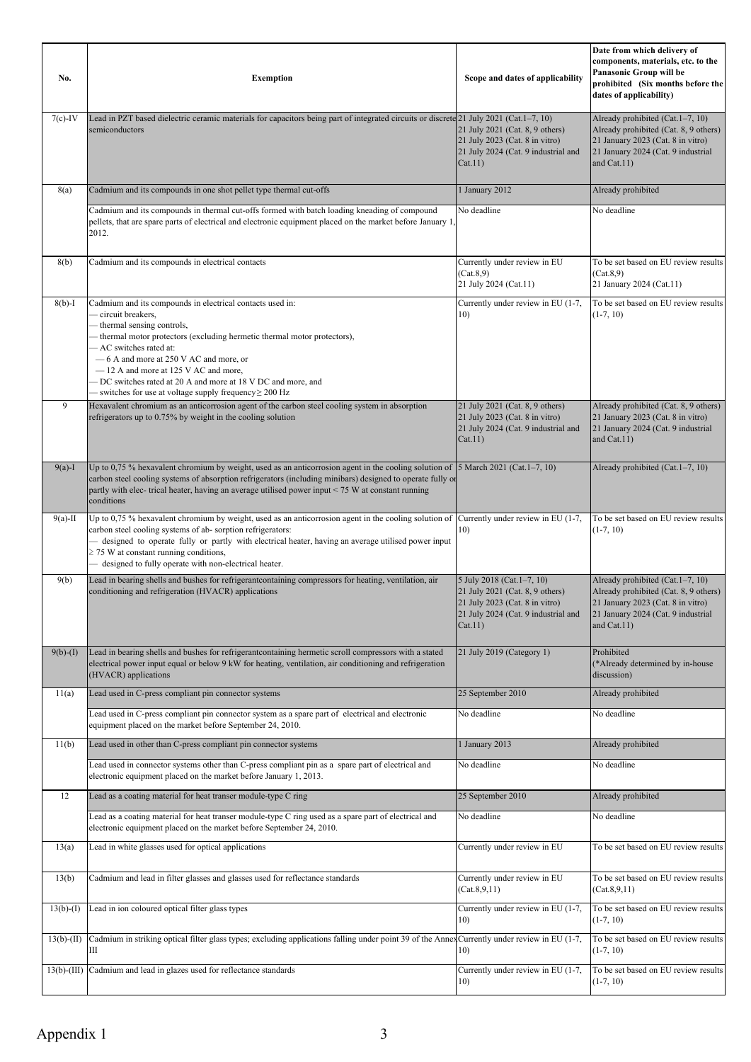| No. | Exemption | Scope and dates of applicability | Date from which delivery of components, materials, etc. to the Panasonic Group will be prohibited (Six months before the dates of applicability) |
|---|---|---|---|
| 7(c)-IV | Lead in PZT based dielectric ceramic materials for capacitors being part of integrated circuits or discrete semiconductors | 21 July 2021 (Cat.1–7, 10)<br>21 July 2021 (Cat. 8, 9 others)<br>21 July 2023 (Cat. 8 in vitro)<br>21 July 2024 (Cat. 9 industrial and Cat.11) | Already prohibited (Cat.1–7, 10)<br>Already prohibited (Cat. 8, 9 others)<br>21 January 2023 (Cat. 8 in vitro)<br>21 January 2024 (Cat. 9 industrial and Cat.11) |
| 8(a) | Cadmium and its compounds in one shot pellet type thermal cut-offs | 1 January 2012 | Already prohibited |
| | Cadmium and its compounds in thermal cut-offs formed with batch loading kneading of compound pellets, that are spare parts of electrical and electronic equipment placed on the market before January 1, 2012. | No deadline | No deadline |
| 8(b) | Cadmium and its compounds in electrical contacts | Currently under review in EU (Cat.8,9)<br>21 July 2024 (Cat.11) | To be set based on EU review results (Cat.8,9)<br>21 January 2024 (Cat.11) |
| 8(b)-I | Cadmium and its compounds in electrical contacts used in:<br>— circuit breakers,<br>— thermal sensing controls,<br>— thermal motor protectors (excluding hermetic thermal motor protectors),<br>— AC switches rated at:<br>— 6 A and more at 250 V AC and more, or<br>— 12 A and more at 125 V AC and more,<br>— DC switches rated at 20 A and more at 18 V DC and more, and<br>— switches for use at voltage supply frequency ≥ 200 Hz | Currently under review in EU (1-7, 10) | To be set based on EU review results (1-7, 10) |
| 9 | Hexavalent chromium as an anticorrosion agent of the carbon steel cooling system in absorption refrigerators up to 0.75% by weight in the cooling solution | 21 July 2021 (Cat. 8, 9 others)<br>21 July 2023 (Cat. 8 in vitro)<br>21 July 2024 (Cat. 9 industrial and Cat.11) | Already prohibited (Cat. 8, 9 others)<br>21 January 2023 (Cat. 8 in vitro)<br>21 January 2024 (Cat. 9 industrial and Cat.11) |
| 9(a)-I | Up to 0,75 % hexavalent chromium by weight, used as an anticorrosion agent in the cooling solution of carbon steel cooling systems of absorption refrigerators (including minibars) designed to operate fully or partly with elec- trical heater, having an average utilised power input < 75 W at constant running conditions | 5 March 2021 (Cat.1–7, 10) | Already prohibited (Cat.1–7, 10) |
| 9(a)-II | Up to 0,75 % hexavalent chromium by weight, used as an anticorrosion agent in the cooling solution of carbon steel cooling systems of ab- sorption refrigerators:<br>— designed to operate fully or partly with electrical heater, having an average utilised power input ≥ 75 W at constant running conditions,<br>— designed to fully operate with non-electrical heater. | Currently under review in EU (1-7, 10) | To be set based on EU review results (1-7, 10) |
| 9(b) | Lead in bearing shells and bushes for refrigerantcontaining compressors for heating, ventilation, air conditioning and refrigeration (HVACR) applications | 5 July 2018 (Cat.1–7, 10)<br>21 July 2021 (Cat. 8, 9 others)<br>21 July 2023 (Cat. 8 in vitro)<br>21 July 2024 (Cat. 9 industrial and Cat.11) | Already prohibited (Cat.1–7, 10)<br>Already prohibited (Cat. 8, 9 others)<br>21 January 2023 (Cat. 8 in vitro)<br>21 January 2024 (Cat. 9 industrial and Cat.11) |
| 9(b)-(I) | Lead in bearing shells and bushes for refrigerantcontaining hermetic scroll compressors with a stated electrical power input equal or below 9 kW for heating, ventilation, air conditioning and refrigeration (HVACR) applications | 21 July 2019 (Category 1) | Prohibited<br>(*Already determined by in-house discussion) |
| 11(a) | Lead used in C-press compliant pin connector systems | 25 September 2010 | Already prohibited |
| | Lead used in C-press compliant pin connector system as a spare part of electrical and electronic equipment placed on the market before September 24, 2010. | No deadline | No deadline |
| 11(b) | Lead used in other than C-press compliant pin connector systems | 1 January 2013 | Already prohibited |
| | Lead used in connector systems other than C-press compliant pin as a spare part of electrical and electronic equipment placed on the market before January 1, 2013. | No deadline | No deadline |
| 12 | Lead as a coating material for heat transer module-type C ring | 25 September 2010 | Already prohibited |
| | Lead as a coating material for heat transer module-type C ring used as a spare part of electrical and electronic equipment placed on the market before September 24, 2010. | No deadline | No deadline |
| 13(a) | Lead in white glasses used for optical applications | Currently under review in EU | To be set based on EU review results |
| 13(b) | Cadmium and lead in filter glasses and glasses used for reflectance standards | Currently under review in EU (Cat.8,9,11) | To be set based on EU review results (Cat.8,9,11) |
| 13(b)-(I) | Lead in ion coloured optical filter glass types | Currently under review in EU (1-7, 10) | To be set based on EU review results (1-7, 10) |
| 13(b)-(II) | Cadmium in striking optical filter glass types; excluding applications falling under point 39 of the Annex III | Currently under review in EU (1-7, 10) | To be set based on EU review results (1-7, 10) |
| 13(b)-(III) | Cadmium and lead in glazes used for reflectance standards | Currently under review in EU (1-7, 10) | To be set based on EU review results (1-7, 10) |

Appendix 1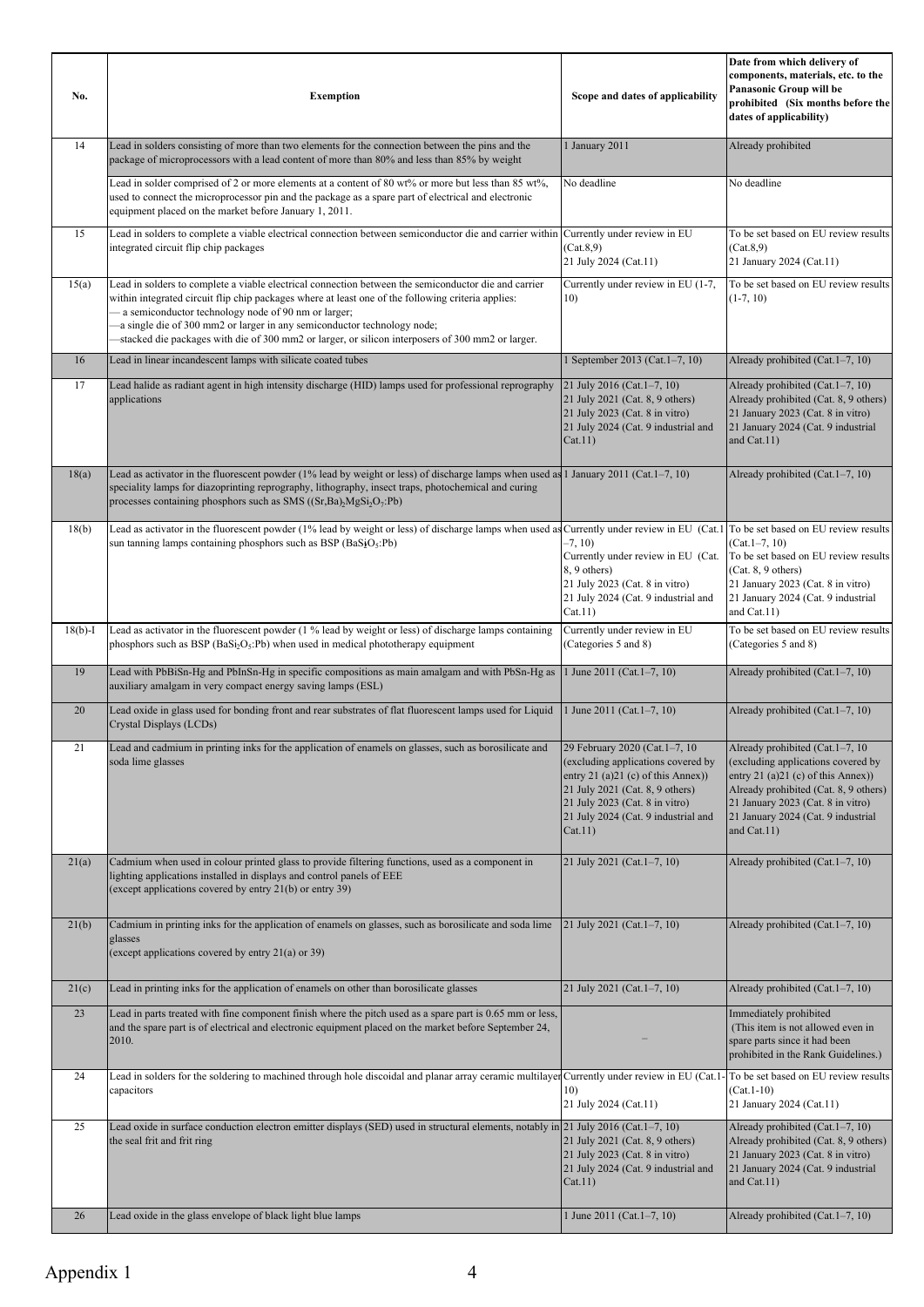| No. | Exemption | Scope and dates of applicability | Date from which delivery of components, materials, etc. to the Panasonic Group will be prohibited (Six months before the dates of applicability) |
|---|---|---|---|
| 14 | Lead in solders consisting of more than two elements for the connection between the pins and the package of microprocessors with a lead content of more than 80% and less than 85% by weight | 1 January 2011 | Already prohibited |
| | Lead in solder comprised of 2 or more elements at a content of 80 wt% or more but less than 85 wt%, used to connect the microprocessor pin and the package as a spare part of electrical and electronic equipment placed on the market before January 1, 2011. | No deadline | No deadline |
| 15 | Lead in solders to complete a viable electrical connection between semiconductor die and carrier within integrated circuit flip chip packages | Currently under review in EU (Cat.8,9)<br>21 July 2024 (Cat.11) | To be set based on EU review results (Cat.8,9)<br>21 January 2024 (Cat.11) |
| 15(a) | Lead in solders to complete a viable electrical connection between the semiconductor die and carrier within integrated circuit flip chip packages where at least one of the following criteria applies:<br>— a semiconductor technology node of 90 nm or larger;<br>—a single die of 300 mm2 or larger in any semiconductor technology node;<br>—stacked die packages with die of 300 mm2 or larger, or silicon interposers of 300 mm2 or larger. | Currently under review in EU (1-7, 10) | To be set based on EU review results (1-7, 10) |
| 16 | Lead in linear incandescent lamps with silicate coated tubes | 1 September 2013 (Cat.1–7, 10) | Already prohibited (Cat.1–7, 10) |
| 17 | Lead halide as radiant agent in high intensity discharge (HID) lamps used for professional reprography applications | 21 July 2016 (Cat.1–7, 10)<br>21 July 2021 (Cat. 8, 9 others)<br>21 July 2023 (Cat. 8 in vitro)<br>21 July 2024 (Cat. 9 industrial and Cat.11) | Already prohibited (Cat.1–7, 10)<br>Already prohibited (Cat. 8, 9 others)<br>21 January 2023 (Cat. 8 in vitro)<br>21 January 2024 (Cat. 9 industrial and Cat.11) |
| 18(a) | Lead as activator in the fluorescent powder (1% lead by weight or less) of discharge lamps when used as speciality lamps for diazoprinting reprography, lithography, insect traps, photochemical and curing processes containing phosphors such as SMS ($(Sr,Ba)_2MgSi_2O_7$:Pb) | 1 January 2011 (Cat.1–7, 10) | Already prohibited (Cat.1–7, 10) |
| 18(b) | Lead as activator in the fluorescent powder (1% lead by weight or less) of discharge lamps when used as sun tanning lamps containing phosphors such as BSP ($BaSi_2O_5$:Pb) | Currently under review in EU (Cat.1–7, 10)<br>Currently under review in EU (Cat. 8, 9 others)<br>21 July 2023 (Cat. 8 in vitro)<br>21 July 2024 (Cat. 9 industrial and Cat.11) | To be set based on EU review results (Cat.1–7, 10)<br>To be set based on EU review results (Cat. 8, 9 others)<br>21 January 2023 (Cat. 8 in vitro)<br>21 January 2024 (Cat. 9 industrial and Cat.11) |
| 18(b)-I | Lead as activator in the fluorescent powder (1 % lead by weight or less) of discharge lamps containing phosphors such as BSP ($BaSi_2O_5$:Pb) when used in medical phototherapy equipment | Currently under review in EU (Categories 5 and 8) | To be set based on EU review results (Categories 5 and 8) |
| 19 | Lead with PbBiSn-Hg and PbInSn-Hg in specific compositions as main amalgam and with PbSn-Hg as auxiliary amalgam in very compact energy saving lamps (ESL) | 1 June 2011 (Cat.1–7, 10) | Already prohibited (Cat.1–7, 10) |
| 20 | Lead oxide in glass used for bonding front and rear substrates of flat fluorescent lamps used for Liquid Crystal Displays (LCDs) | 1 June 2011 (Cat.1–7, 10) | Already prohibited (Cat.1–7, 10) |
| 21 | Lead and cadmium in printing inks for the application of enamels on glasses, such as borosilicate and soda lime glasses | 29 February 2020 (Cat.1–7, 10 (excluding applications covered by entry 21 (a)21 (c) of this Annex))<br>21 July 2021 (Cat. 8, 9 others)<br>21 July 2023 (Cat. 8 in vitro)<br>21 July 2024 (Cat. 9 industrial and Cat.11) | Already prohibited (Cat.1–7, 10 (excluding applications covered by entry 21 (a)21 (c) of this Annex))<br>Already prohibited (Cat. 8, 9 others)<br>21 January 2023 (Cat. 8 in vitro)<br>21 January 2024 (Cat. 9 industrial and Cat.11) |
| 21(a) | Cadmium when used in colour printed glass to provide filtering functions, used as a component in lighting applications installed in displays and control panels of EEE<br>(except applications covered by entry 21(b) or entry 39) | 21 July 2021 (Cat.1–7, 10) | Already prohibited (Cat.1–7, 10) |
| 21(b) | Cadmium in printing inks for the application of enamels on glasses, such as borosilicate and soda lime glasses<br>(except applications covered by entry 21(a) or 39) | 21 July 2021 (Cat.1–7, 10) | Already prohibited (Cat.1–7, 10) |
| 21(c) | Lead in printing inks for the application of enamels on other than borosilicate glasses | 21 July 2021 (Cat.1–7, 10) | Already prohibited (Cat.1–7, 10) |
| 23 | Lead in parts treated with fine component finish where the pitch used as a spare part is 0.65 mm or less, and the spare part is of electrical and electronic equipment placed on the market before September 24, 2010. | – | Immediately prohibited<br>(This item is not allowed even in spare parts since it had been prohibited in the Rank Guidelines.) |
| 24 | Lead in solders for the soldering to machined through hole discoidal and planar array ceramic multilayer capacitors | Currently under review in EU (Cat.1-10)<br>21 July 2024 (Cat.11) | To be set based on EU review results (Cat.1-10)<br>21 January 2024 (Cat.11) |
| 25 | Lead oxide in surface conduction electron emitter displays (SED) used in structural elements, notably in the seal frit and frit ring | 21 July 2016 (Cat.1–7, 10)<br>21 July 2021 (Cat. 8, 9 others)<br>21 July 2023 (Cat. 8 in vitro)<br>21 July 2024 (Cat. 9 industrial and Cat.11) | Already prohibited (Cat.1–7, 10)<br>Already prohibited (Cat. 8, 9 others)<br>21 January 2023 (Cat. 8 in vitro)<br>21 January 2024 (Cat. 9 industrial and Cat.11) |
| 26 | Lead oxide in the glass envelope of black light blue lamps | 1 June 2011 (Cat.1–7, 10) | Already prohibited (Cat.1–7, 10) |

Appendix 1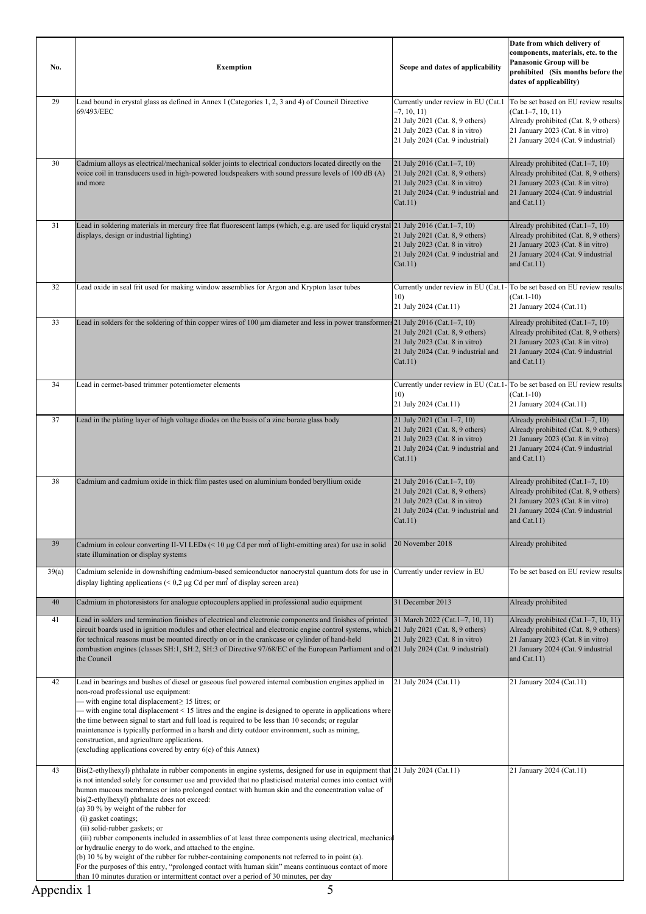| No. | Exemption | Scope and dates of applicability | Date from which delivery of components, materials, etc. to the Panasonic Group will be prohibited (Six months before the dates of applicability) |
|---|---|---|---|
| 29 | Lead bound in crystal glass as defined in Annex I (Categories 1, 2, 3 and 4) of Council Directive 69/493/EEC | Currently under review in EU (Cat.1–7, 10, 11)<br>21 July 2021 (Cat. 8, 9 others)<br>21 July 2023 (Cat. 8 in vitro)<br>21 July 2024 (Cat. 9 industrial) | To be set based on EU review results (Cat.1–7, 10, 11)<br>Already prohibited (Cat. 8, 9 others)<br>21 January 2023 (Cat. 8 in vitro)<br>21 January 2024 (Cat. 9 industrial) |
| 30 | Cadmium alloys as electrical/mechanical solder joints to electrical conductors located directly on the voice coil in transducers used in high-powered loudspeakers with sound pressure levels of 100 dB (A) and more | 21 July 2016 (Cat.1–7, 10)<br>21 July 2021 (Cat. 8, 9 others)<br>21 July 2023 (Cat. 8 in vitro)<br>21 July 2024 (Cat. 9 industrial and Cat.11) | Already prohibited (Cat.1–7, 10)<br>Already prohibited (Cat. 8, 9 others)<br>21 January 2023 (Cat. 8 in vitro)<br>21 January 2024 (Cat. 9 industrial and Cat.11) |
| 31 | Lead in soldering materials in mercury free flat fluorescent lamps (which, e.g. are used for liquid crystal displays, design or industrial lighting) | 21 July 2016 (Cat.1–7, 10)<br>21 July 2021 (Cat. 8, 9 others)<br>21 July 2023 (Cat. 8 in vitro)<br>21 July 2024 (Cat. 9 industrial and Cat.11) | Already prohibited (Cat.1–7, 10)<br>Already prohibited (Cat. 8, 9 others)<br>21 January 2023 (Cat. 8 in vitro)<br>21 January 2024 (Cat. 9 industrial and Cat.11) |
| 32 | Lead oxide in seal frit used for making window assemblies for Argon and Krypton laser tubes | Currently under review in EU (Cat.1-10)<br>21 July 2024 (Cat.11) | To be set based on EU review results (Cat.1-10)<br>21 January 2024 (Cat.11) |
| 33 | Lead in solders for the soldering of thin copper wires of 100 µm diameter and less in power transformers | 21 July 2016 (Cat.1–7, 10)<br>21 July 2021 (Cat. 8, 9 others)<br>21 July 2023 (Cat. 8 in vitro)<br>21 July 2024 (Cat. 9 industrial and Cat.11) | Already prohibited (Cat.1–7, 10)<br>Already prohibited (Cat. 8, 9 others)<br>21 January 2023 (Cat. 8 in vitro)<br>21 January 2024 (Cat. 9 industrial and Cat.11) |
| 34 | Lead in cermet-based trimmer potentiometer elements | Currently under review in EU (Cat.1-10)<br>21 July 2024 (Cat.11) | To be set based on EU review results (Cat.1-10)<br>21 January 2024 (Cat.11) |
| 37 | Lead in the plating layer of high voltage diodes on the basis of a zinc borate glass body | 21 July 2021 (Cat.1–7, 10)<br>21 July 2021 (Cat. 8, 9 others)<br>21 July 2023 (Cat. 8 in vitro)<br>21 July 2024 (Cat. 9 industrial and Cat.11) | Already prohibited (Cat.1–7, 10)<br>Already prohibited (Cat. 8, 9 others)<br>21 January 2023 (Cat. 8 in vitro)<br>21 January 2024 (Cat. 9 industrial and Cat.11) |
| 38 | Cadmium and cadmium oxide in thick film pastes used on aluminium bonded beryllium oxide | 21 July 2016 (Cat.1–7, 10)<br>21 July 2021 (Cat. 8, 9 others)<br>21 July 2023 (Cat. 8 in vitro)<br>21 July 2024 (Cat. 9 industrial and Cat.11) | Already prohibited (Cat.1–7, 10)<br>Already prohibited (Cat. 8, 9 others)<br>21 January 2023 (Cat. 8 in vitro)<br>21 January 2024 (Cat. 9 industrial and Cat.11) |
| 39 | Cadmium in colour converting II-VI LEDs (< 10 µg Cd per mm$^2$ of light-emitting area) for use in solid state illumination or display systems | 20 November 2018 | Already prohibited |
| 39(a) | Cadmium selenide in downshifting cadmium-based semiconductor nanocrystal quantum dots for use in display lighting applications (< 0,2 µg Cd per mm$^2$ of display screen area) | Currently under review in EU | To be set based on EU review results |
| 40 | Cadmium in photoresistors for analogue optocouplers applied in professional audio equipment | 31 December 2013 | Already prohibited |
| 41 | Lead in solders and termination finishes of electrical and electronic components and finishes of printed circuit boards used in ignition modules and other electrical and electronic engine control systems, which for technical reasons must be mounted directly on or in the crankcase or cylinder of hand-held combustion engines (classes SH:1, SH:2, SH:3 of Directive 97/68/EC of the European Parliament and of the Council | 31 March 2022 (Cat.1–7, 10, 11)<br>21 July 2021 (Cat. 8, 9 others)<br>21 July 2023 (Cat. 8 in vitro)<br>21 July 2024 (Cat. 9 industrial) | Already prohibited (Cat.1–7, 10, 11)<br>Already prohibited (Cat. 8, 9 others)<br>21 January 2023 (Cat. 8 in vitro)<br>21 January 2024 (Cat. 9 industrial and Cat.11) |
| 42 | Lead in bearings and bushes of diesel or gaseous fuel powered internal combustion engines applied in non-road professional use equipment:<br>— with engine total displacement ≥ 15 litres; or<br>— with engine total displacement < 15 litres and the engine is designed to operate in applications where the time between signal to start and full load is required to be less than 10 seconds; or regular maintenance is typically performed in a harsh and dirty outdoor environment, such as mining, construction, and agriculture applications.<br>(excluding applications covered by entry 6(c) of this Annex) | 21 July 2024 (Cat.11) | 21 January 2024 (Cat.11) |
| 43 | Bis(2-ethylhexyl) phthalate in rubber components in engine systems, designed for use in equipment that is not intended solely for consumer use and provided that no plasticised material comes into contact with human mucous membranes or into prolonged contact with human skin and the concentration value of bis(2-ethylhexyl) phthalate does not exceed:<br>(a) 30 % by weight of the rubber for<br>(i) gasket coatings;<br>(ii) solid-rubber gaskets; or<br>(iii) rubber components included in assemblies of at least three components using electrical, mechanical or hydraulic energy to do work, and attached to the engine.<br>(b) 10 % by weight of the rubber for rubber-containing components not referred to in point (a).<br>For the purposes of this entry, "prolonged contact with human skin" means continuous contact of more than 10 minutes duration or intermittent contact over a period of 30 minutes, per day | 21 July 2024 (Cat.11) | 21 January 2024 (Cat.11) |

Appendix 1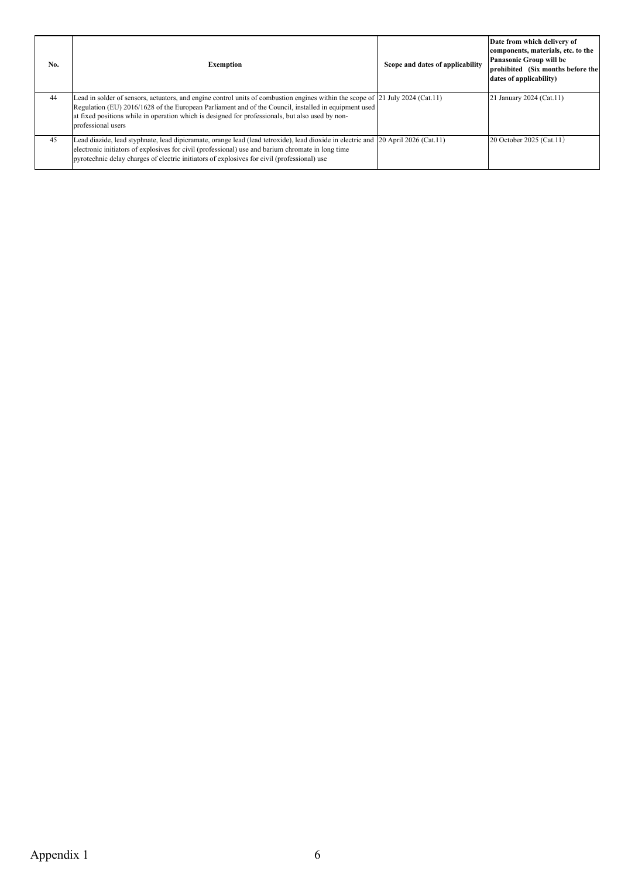| No. | Exemption | Scope and dates of applicability | Date from which delivery of components, materials, etc. to the Panasonic Group will be prohibited (Six months before the dates of applicability) |
|---|---|---|---|
| 44 | Lead in solder of sensors, actuators, and engine control units of combustion engines within the scope of Regulation (EU) 2016/1628 of the European Parliament and of the Council, installed in equipment used at fixed positions while in operation which is designed for professionals, but also used by non-professional users | 21 July 2024 (Cat.11) | 21 January 2024 (Cat.11) |
| 45 | Lead diazide, lead styphnate, lead dipicramate, orange lead (lead tetroxide), lead dioxide in electric and electronic initiators of explosives for civil (professional) use and barium chromate in long time pyrotechnic delay charges of electric initiators of explosives for civil (professional) use | 20 April 2026 (Cat.11) | 20 October 2025 (Cat.11） |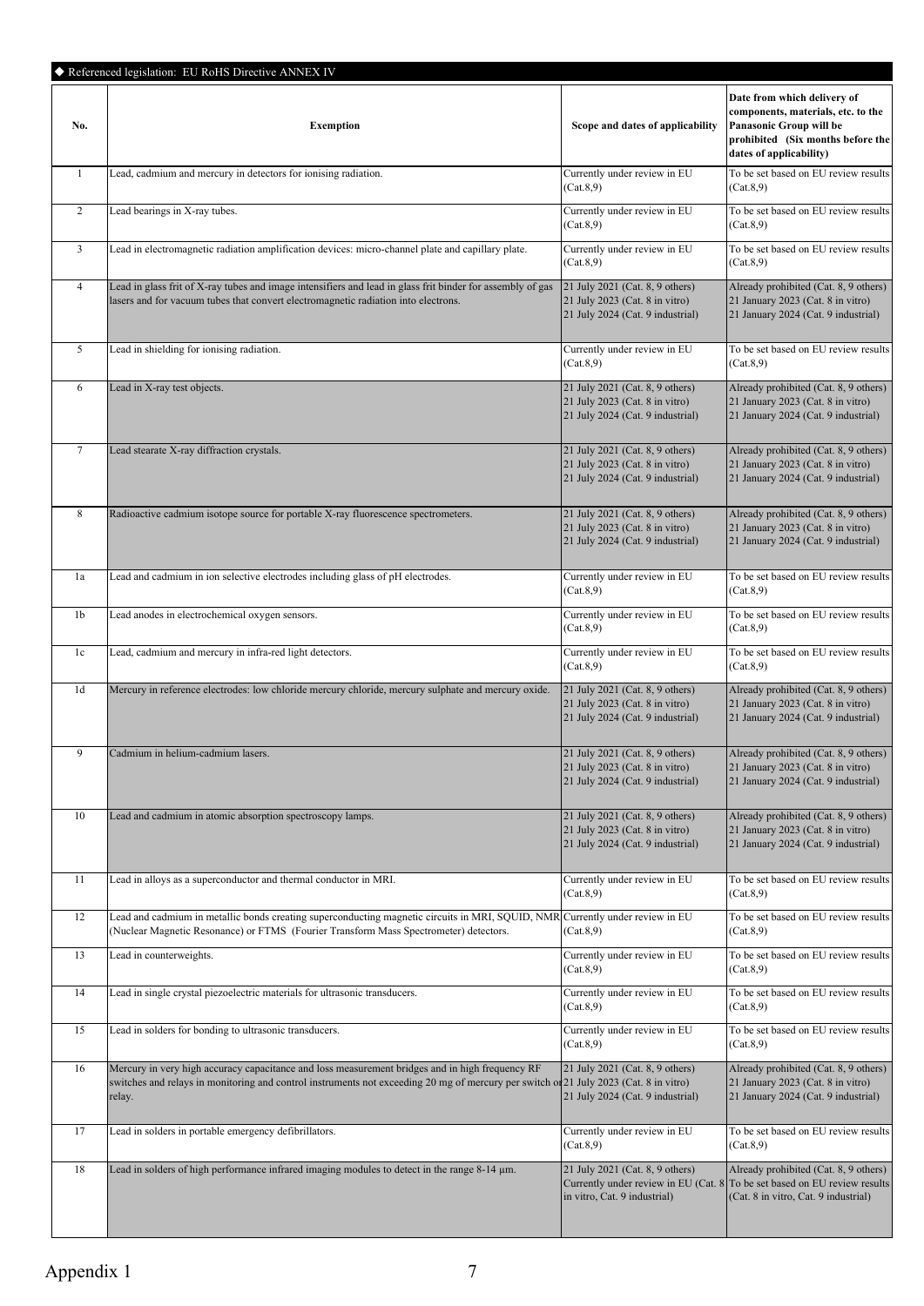◆ Referenced legislation: EU RoHS Directive ANNEX IV

| No. | Exemption | Scope and dates of applicability | Date from which delivery of components, materials, etc. to the Panasonic Group will be prohibited (Six months before the dates of applicability) |
|---|---|---|---|
| 1 | Lead, cadmium and mercury in detectors for ionising radiation. | Currently under review in EU (Cat.8,9) | To be set based on EU review results (Cat.8,9) |
| 2 | Lead bearings in X-ray tubes. | Currently under review in EU (Cat.8,9) | To be set based on EU review results (Cat.8,9) |
| 3 | Lead in electromagnetic radiation amplification devices: micro-channel plate and capillary plate. | Currently under review in EU (Cat.8,9) | To be set based on EU review results (Cat.8,9) |
| 4 | Lead in glass frit of X-ray tubes and image intensifiers and lead in glass frit binder for assembly of gas lasers and for vacuum tubes that convert electromagnetic radiation into electrons. | 21 July 2021 (Cat. 8, 9 others)<br>21 July 2023 (Cat. 8 in vitro)<br>21 July 2024 (Cat. 9 industrial) | Already prohibited (Cat. 8, 9 others)<br>21 January 2023 (Cat. 8 in vitro)<br>21 January 2024 (Cat. 9 industrial) |
| 5 | Lead in shielding for ionising radiation. | Currently under review in EU (Cat.8,9) | To be set based on EU review results (Cat.8,9) |
| 6 | Lead in X-ray test objects. | 21 July 2021 (Cat. 8, 9 others)<br>21 July 2023 (Cat. 8 in vitro)<br>21 July 2024 (Cat. 9 industrial) | Already prohibited (Cat. 8, 9 others)<br>21 January 2023 (Cat. 8 in vitro)<br>21 January 2024 (Cat. 9 industrial) |
| 7 | Lead stearate X-ray diffraction crystals. | 21 July 2021 (Cat. 8, 9 others)<br>21 July 2023 (Cat. 8 in vitro)<br>21 July 2024 (Cat. 9 industrial) | Already prohibited (Cat. 8, 9 others)<br>21 January 2023 (Cat. 8 in vitro)<br>21 January 2024 (Cat. 9 industrial) |
| 8 | Radioactive cadmium isotope source for portable X-ray fluorescence spectrometers. | 21 July 2021 (Cat. 8, 9 others)<br>21 July 2023 (Cat. 8 in vitro)<br>21 July 2024 (Cat. 9 industrial) | Already prohibited (Cat. 8, 9 others)<br>21 January 2023 (Cat. 8 in vitro)<br>21 January 2024 (Cat. 9 industrial) |
| 1a | Lead and cadmium in ion selective electrodes including glass of pH electrodes. | Currently under review in EU (Cat.8,9) | To be set based on EU review results (Cat.8,9) |
| 1b | Lead anodes in electrochemical oxygen sensors. | Currently under review in EU (Cat.8,9) | To be set based on EU review results (Cat.8,9) |
| 1c | Lead, cadmium and mercury in infra-red light detectors. | Currently under review in EU (Cat.8,9) | To be set based on EU review results (Cat.8,9) |
| 1d | Mercury in reference electrodes: low chloride mercury chloride, mercury sulphate and mercury oxide. | 21 July 2021 (Cat. 8, 9 others)<br>21 July 2023 (Cat. 8 in vitro)<br>21 July 2024 (Cat. 9 industrial) | Already prohibited (Cat. 8, 9 others)<br>21 January 2023 (Cat. 8 in vitro)<br>21 January 2024 (Cat. 9 industrial) |
| 9 | Cadmium in helium-cadmium lasers. | 21 July 2021 (Cat. 8, 9 others)<br>21 July 2023 (Cat. 8 in vitro)<br>21 July 2024 (Cat. 9 industrial) | Already prohibited (Cat. 8, 9 others)<br>21 January 2023 (Cat. 8 in vitro)<br>21 January 2024 (Cat. 9 industrial) |
| 10 | Lead and cadmium in atomic absorption spectroscopy lamps. | 21 July 2021 (Cat. 8, 9 others)<br>21 July 2023 (Cat. 8 in vitro)<br>21 July 2024 (Cat. 9 industrial) | Already prohibited (Cat. 8, 9 others)<br>21 January 2023 (Cat. 8 in vitro)<br>21 January 2024 (Cat. 9 industrial) |
| 11 | Lead in alloys as a superconductor and thermal conductor in MRI. | Currently under review in EU (Cat.8,9) | To be set based on EU review results (Cat.8,9) |
| 12 | Lead and cadmium in metallic bonds creating superconducting magnetic circuits in MRI, SQUID, NMR (Nuclear Magnetic Resonance) or FTMS (Fourier Transform Mass Spectrometer) detectors. | Currently under review in EU (Cat.8,9) | To be set based on EU review results (Cat.8,9) |
| 13 | Lead in counterweights. | Currently under review in EU (Cat.8,9) | To be set based on EU review results (Cat.8,9) |
| 14 | Lead in single crystal piezoelectric materials for ultrasonic transducers. | Currently under review in EU (Cat.8,9) | To be set based on EU review results (Cat.8,9) |
| 15 | Lead in solders for bonding to ultrasonic transducers. | Currently under review in EU (Cat.8,9) | To be set based on EU review results (Cat.8,9) |
| 16 | Mercury in very high accuracy capacitance and loss measurement bridges and in high frequency RF switches and relays in monitoring and control instruments not exceeding 20 mg of mercury per switch or relay. | 21 July 2021 (Cat. 8, 9 others)<br>21 July 2023 (Cat. 8 in vitro)<br>21 July 2024 (Cat. 9 industrial) | Already prohibited (Cat. 8, 9 others)<br>21 January 2023 (Cat. 8 in vitro)<br>21 January 2024 (Cat. 9 industrial) |
| 17 | Lead in solders in portable emergency defibrillators. | Currently under review in EU (Cat.8,9) | To be set based on EU review results (Cat.8,9) |
| 18 | Lead in solders of high performance infrared imaging modules to detect in the range 8-14 μm. | 21 July 2021 (Cat. 8, 9 others)<br>Currently under review in EU (Cat. 8 in vitro, Cat. 9 industrial) | Already prohibited (Cat. 8, 9 others)<br>To be set based on EU review results (Cat. 8 in vitro, Cat. 9 industrial) |

Appendix 1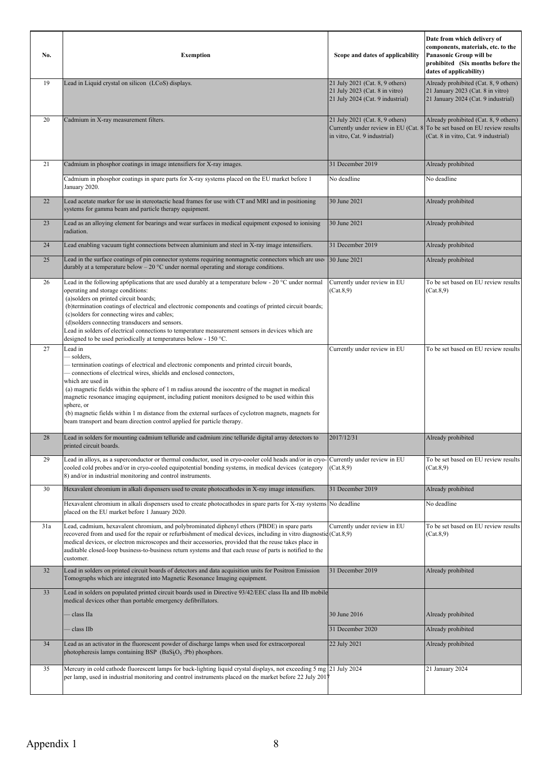| No. | Exemption | Scope and dates of applicability | Date from which delivery of components, materials, etc. to the Panasonic Group will be prohibited (Six months before the dates of applicability) |
|---|---|---|---|
| 19 | Lead in Liquid crystal on silicon (LCoS) displays. | 21 July 2021 (Cat. 8, 9 others)<br>21 July 2023 (Cat. 8 in vitro)<br>21 July 2024 (Cat. 9 industrial) | Already prohibited (Cat. 8, 9 others)<br>21 January 2023 (Cat. 8 in vitro)<br>21 January 2024 (Cat. 9 industrial) |
| 20 | Cadmium in X-ray measurement filters. | 21 July 2021 (Cat. 8, 9 others)<br>Currently under review in EU (Cat. 8 in vitro, Cat. 9 industrial) | Already prohibited (Cat. 8, 9 others)<br>To be set based on EU review results (Cat. 8 in vitro, Cat. 9 industrial) |
| 21 | Cadmium in phosphor coatings in image intensifiers for X-ray images. | 31 December 2019 | Already prohibited |
| | Cadmium in phosphor coatings in spare parts for X-ray systems placed on the EU market before 1 January 2020. | No deadline | No deadline |
| 22 | Lead acetate marker for use in stereotactic head frames for use with CT and MRI and in positioning systems for gamma beam and particle therapy equipment. | 30 June 2021 | Already prohibited |
| 23 | Lead as an alloying element for bearings and wear surfaces in medical equipment exposed to ionising radiation. | 30 June 2021 | Already prohibited |
| 24 | Lead enabling vacuum tight connections between aluminium and steel in X-ray image intensifiers. | 31 December 2019 | Already prohibited |
| 25 | Lead in the surface coatings of pin connector systems requiring nonmagnetic connectors which are used durably at a temperature below – 20 °C under normal operating and storage conditions. | 30 June 2021 | Already prohibited |
| 26 | Lead in the following ap6plications that are used durably at a temperature below - 20 °C under normal operating and storage conditions:<br>(a)solders on printed circuit boards;<br>(b)termination coatings of electrical and electronic components and coatings of printed circuit boards;<br>(c)solders for connecting wires and cables;<br>(d)solders connecting transducers and sensors.<br>Lead in solders of electrical connections to temperature measurement sensors in devices which are designed to be used periodically at temperatures below - 150 °C. | Currently under review in EU (Cat.8,9) | To be set based on EU review results (Cat.8,9) |
| 27 | Lead in<br>— solders,<br>— termination coatings of electrical and electronic components and printed circuit boards,<br>— connections of electrical wires, shields and enclosed connectors,<br>which are used in<br>(a) magnetic fields within the sphere of 1 m radius around the isocentre of the magnet in medical magnetic resonance imaging equipment, including patient monitors designed to be used within this sphere, or<br>(b) magnetic fields within 1 m distance from the external surfaces of cyclotron magnets, magnets for beam transport and beam direction control applied for particle therapy. | Currently under review in EU | To be set based on EU review results |
| 28 | Lead in solders for mounting cadmium telluride and cadmium zinc telluride digital array detectors to printed circuit boards. | 2017/12/31 | Already prohibited |
| 29 | Lead in alloys, as a superconductor or thermal conductor, used in cryo-cooler cold heads and/or in cryo-cooled cold probes and/or in cryo-cooled equipotential bonding systems, in medical devices (category 8) and/or in industrial monitoring and control instruments. | Currently under review in EU (Cat.8,9) | To be set based on EU review results (Cat.8,9) |
| 30 | Hexavalent chromium in alkali dispensers used to create photocathodes in X-ray image intensifiers. | 31 December 2019 | Already prohibited |
| | Hexavalent chromium in alkali dispensers used to create photocathodes in spare parts for X-ray systems placed on the EU market before 1 January 2020. | No deadline | No deadline |
| 31a | Lead, cadmium, hexavalent chromium, and polybrominated diphenyl ethers (PBDE) in spare parts recovered from and used for the repair or refurbishment of medical devices, including in vitro diagnostic medical devices, or electron microscopes and their accessories, provided that the reuse takes place in auditable closed-loop business-to-business return systems and that each reuse of parts is notified to the customer. | Currently under review in EU (Cat.8,9) | To be set based on EU review results (Cat.8,9) |
| 32 | Lead in solders on printed circuit boards of detectors and data acquisition units for Positron Emission Tomographs which are integrated into Magnetic Resonance Imaging equipment. | 31 December 2019 | Already prohibited |
| 33 | Lead in solders on populated printed circuit boards used in Directive 93/42/EEC class IIa and IIb mobile medical devices other than portable emergency defibrillators. | | |
| | — class IIa | 30 June 2016 | Already prohibited |
| | — class IIb | 31 December 2020 | Already prohibited |
| 34 | Lead as an activator in the fluorescent powder of discharge lamps when used for extracorporeal photopheresis lamps containing BSP ($BaSi_2O_5$ :Pb) phosphors. | 22 July 2021 | Already prohibited |
| 35 | Mercury in cold cathode fluorescent lamps for back-lighting liquid crystal displays, not exceeding 5 mg per lamp, used in industrial monitoring and control instruments placed on the market before 22 July 2017 | 21 July 2024 | 21 January 2024 |

Appendix 1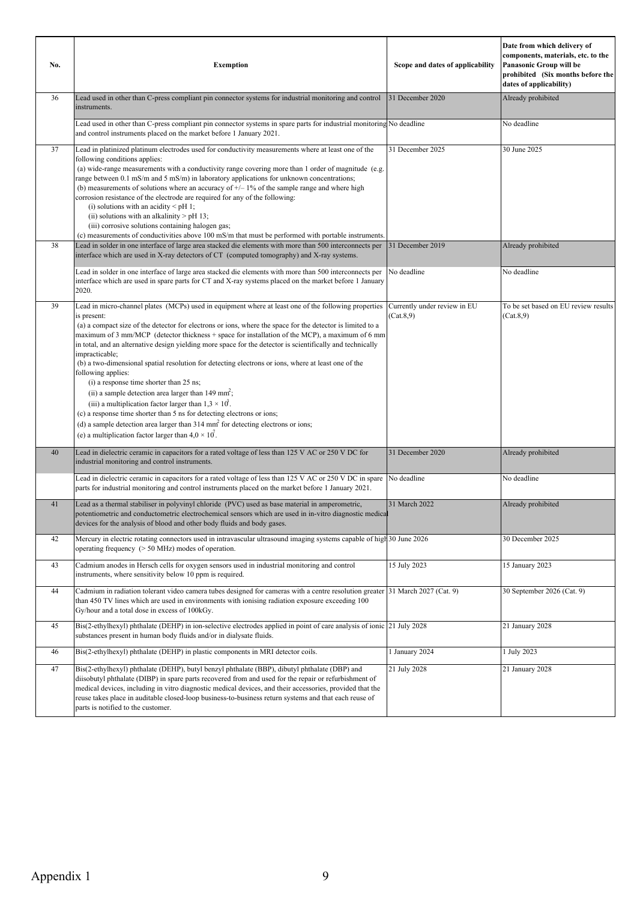| No. | Exemption | Scope and dates of applicability | Date from which delivery of components, materials, etc. to the Panasonic Group will be prohibited (Six months before the dates of applicability) |
|---|---|---|---|
| 36 | Lead used in other than C-press compliant pin connector systems for industrial monitoring and control instruments. | 31 December 2020 | Already prohibited |
| | Lead used in other than C-press compliant pin connector systems in spare parts for industrial monitoring and control instruments placed on the market before 1 January 2021. | No deadline | No deadline |
| 37 | Lead in platinized platinum electrodes used for conductivity measurements where at least one of the following conditions applies:<br>(a) wide-range measurements with a conductivity range covering more than 1 order of magnitude (e.g. range between 0.1 mS/m and 5 mS/m) in laboratory applications for unknown concentrations;<br>(b) measurements of solutions where an accuracy of +/– 1% of the sample range and where high corrosion resistance of the electrode are required for any of the following:<br>(i) solutions with an acidity < pH 1;<br>(ii) solutions with an alkalinity > pH 13;<br>(iii) corrosive solutions containing halogen gas;<br>(c) measurements of conductivities above 100 mS/m that must be performed with portable instruments. | 31 December 2025 | 30 June 2025 |
| 38 | Lead in solder in one interface of large area stacked die elements with more than 500 interconnects per interface which are used in X-ray detectors of CT (computed tomography) and X-ray systems. | 31 December 2019 | Already prohibited |
| | Lead in solder in one interface of large area stacked die elements with more than 500 interconnects per interface which are used in spare parts for CT and X-ray systems placed on the market before 1 January 2020. | No deadline | No deadline |
| 39 | Lead in micro-channel plates (MCPs) used in equipment where at least one of the following properties is present:<br>(a) a compact size of the detector for electrons or ions, where the space for the detector is limited to a maximum of 3 mm/MCP (detector thickness + space for installation of the MCP), a maximum of 6 mm in total, and an alternative design yielding more space for the detector is scientifically and technically impracticable;<br>(b) a two-dimensional spatial resolution for detecting electrons or ions, where at least one of the following applies:<br>(i) a response time shorter than 25 ns;<br>(ii) a sample detection area larger than 149 mm$^2$;<br>(iii) a multiplication factor larger than $1,3 \times 10^3$.<br>(c) a response time shorter than 5 ns for detecting electrons or ions;<br>(d) a sample detection area larger than 314 mm$^2$ for detecting electrons or ions;<br>(e) a multiplication factor larger than $4,0 \times 10^7$. | Currently under review in EU (Cat.8,9) | To be set based on EU review results (Cat.8,9) |
| 40 | Lead in dielectric ceramic in capacitors for a rated voltage of less than 125 V AC or 250 V DC for industrial monitoring and control instruments. | 31 December 2020 | Already prohibited |
| | Lead in dielectric ceramic in capacitors for a rated voltage of less than 125 V AC or 250 V DC in spare parts for industrial monitoring and control instruments placed on the market before 1 January 2021. | No deadline | No deadline |
| 41 | Lead as a thermal stabiliser in polyvinyl chloride (PVC) used as base material in amperometric, potentiometric and conductometric electrochemical sensors which are used in in-vitro diagnostic medical devices for the analysis of blood and other body fluids and body gases. | 31 March 2022 | Already prohibited |
| 42 | Mercury in electric rotating connectors used in intravascular ultrasound imaging systems capable of high operating frequency (> 50 MHz) modes of operation. | 30 June 2026 | 30 December 2025 |
| 43 | Cadmium anodes in Hersch cells for oxygen sensors used in industrial monitoring and control instruments, where sensitivity below 10 ppm is required. | 15 July 2023 | 15 January 2023 |
| 44 | Cadmium in radiation tolerant video camera tubes designed for cameras with a centre resolution greater than 450 TV lines which are used in environments with ionising radiation exposure exceeding 100 Gy/hour and a total dose in excess of 100kGy. | 31 March 2027 (Cat. 9) | 30 September 2026 (Cat. 9) |
| 45 | Bis(2-ethylhexyl) phthalate (DEHP) in ion-selective electrodes applied in point of care analysis of ionic substances present in human body fluids and/or in dialysate fluids. | 21 July 2028 | 21 January 2028 |
| 46 | Bis(2-ethylhexyl) phthalate (DEHP) in plastic components in MRI detector coils. | 1 January 2024 | 1 July 2023 |
| 47 | Bis(2-ethylhexyl) phthalate (DEHP), butyl benzyl phthalate (BBP), dibutyl phthalate (DBP) and diisobutyl phthalate (DIBP) in spare parts recovered from and used for the repair or refurbishment of medical devices, including in vitro diagnostic medical devices, and their accessories, provided that the reuse takes place in auditable closed-loop business-to-business return systems and that each reuse of parts is notified to the customer. | 21 July 2028 | 21 January 2028 |

Appendix 1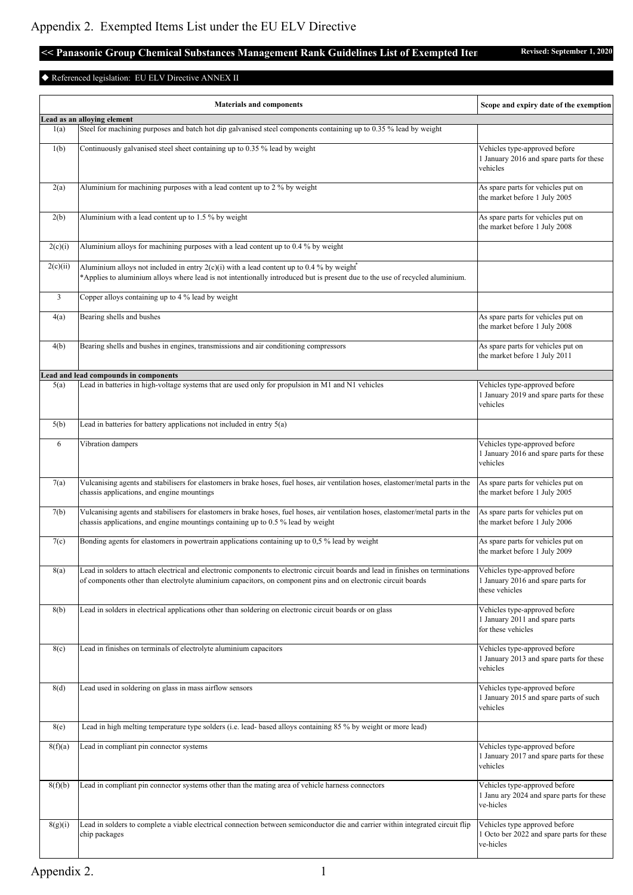# Appendix 2. Exempted Items List under the EU ELV Directive

**<< Panasonic Group Chemical Substances Management Rank Guidelines List of Exempted Iten**

**Revised: September 1, 2020**

◆ Referenced legislation: EU ELV Directive ANNEX II

| | Materials and components | Scope and expiry date of the exemption |
|---|---|---|
| **Lead as an alloying element** | | |
| 1(a) | Steel for machining purposes and batch hot dip galvanised steel components containing up to 0.35 % lead by weight | |
| 1(b) | Continuously galvanised steel sheet containing up to 0.35 % lead by weight | Vehicles type-approved before 1 January 2016 and spare parts for these vehicles |
| 2(a) | Aluminium for machining purposes with a lead content up to 2 % by weight | As spare parts for vehicles put on the market before 1 July 2005 |
| 2(b) | Aluminium with a lead content up to 1.5 % by weight | As spare parts for vehicles put on the market before 1 July 2008 |
| 2(c)(i) | Aluminium alloys for machining purposes with a lead content up to 0.4 % by weight | |
| 2(c)(ii) | Aluminium alloys not included in entry 2(c)(i) with a lead content up to 0.4 % by weight* *Applies to aluminium alloys where lead is not intentionally introduced but is present due to the use of recycled aluminium. | |
| 3 | Copper alloys containing up to 4 % lead by weight | |
| 4(a) | Bearing shells and bushes | As spare parts for vehicles put on the market before 1 July 2008 |
| 4(b) | Bearing shells and bushes in engines, transmissions and air conditioning compressors | As spare parts for vehicles put on the market before 1 July 2011 |
| **Lead and lead compounds in components** | | |
| 5(a) | Lead in batteries in high-voltage systems that are used only for propulsion in M1 and N1 vehicles | Vehicles type-approved before 1 January 2019 and spare parts for these vehicles |
| 5(b) | Lead in batteries for battery applications not included in entry 5(a) | |
| 6 | Vibration dampers | Vehicles type-approved before 1 January 2016 and spare parts for these vehicles |
| 7(a) | Vulcanising agents and stabilisers for elastomers in brake hoses, fuel hoses, air ventilation hoses, elastomer/metal parts in the chassis applications, and engine mountings | As spare parts for vehicles put on the market before 1 July 2005 |
| 7(b) | Vulcanising agents and stabilisers for elastomers in brake hoses, fuel hoses, air ventilation hoses, elastomer/metal parts in the chassis applications, and engine mountings containing up to 0.5 % lead by weight | As spare parts for vehicles put on the market before 1 July 2006 |
| 7(c) | Bonding agents for elastomers in powertrain applications containing up to 0,5 % lead by weight | As spare parts for vehicles put on the market before 1 July 2009 |
| 8(a) | Lead in solders to attach electrical and electronic components to electronic circuit boards and lead in finishes on terminations of components other than electrolyte aluminium capacitors, on component pins and on electronic circuit boards | Vehicles type-approved before 1 January 2016 and spare parts for these vehicles |
| 8(b) | Lead in solders in electrical applications other than soldering on electronic circuit boards or on glass | Vehicles type-approved before 1 January 2011 and spare parts for these vehicles |
| 8(c) | Lead in finishes on terminals of electrolyte aluminium capacitors | Vehicles type-approved before 1 January 2013 and spare parts for these vehicles |
| 8(d) | Lead used in soldering on glass in mass airflow sensors | Vehicles type-approved before 1 January 2015 and spare parts of such vehicles |
| 8(e) | Lead in high melting temperature type solders (i.e. lead- based alloys containing 85 % by weight or more lead) | |
| 8(f)(a) | Lead in compliant pin connector systems | Vehicles type-approved before 1 January 2017 and spare parts for these vehicles |
| 8(f)(b) | Lead in compliant pin connector systems other than the mating area of vehicle harness connectors | Vehicles type-approved before 1 Janu ary 2024 and spare parts for these ve-hicles |
| 8(g)(i) | Lead in solders to complete a viable electrical connection between semiconductor die and carrier within integrated circuit flip chip packages | Vehicles type approved before 1 Octo ber 2022 and spare parts for these ve-hicles |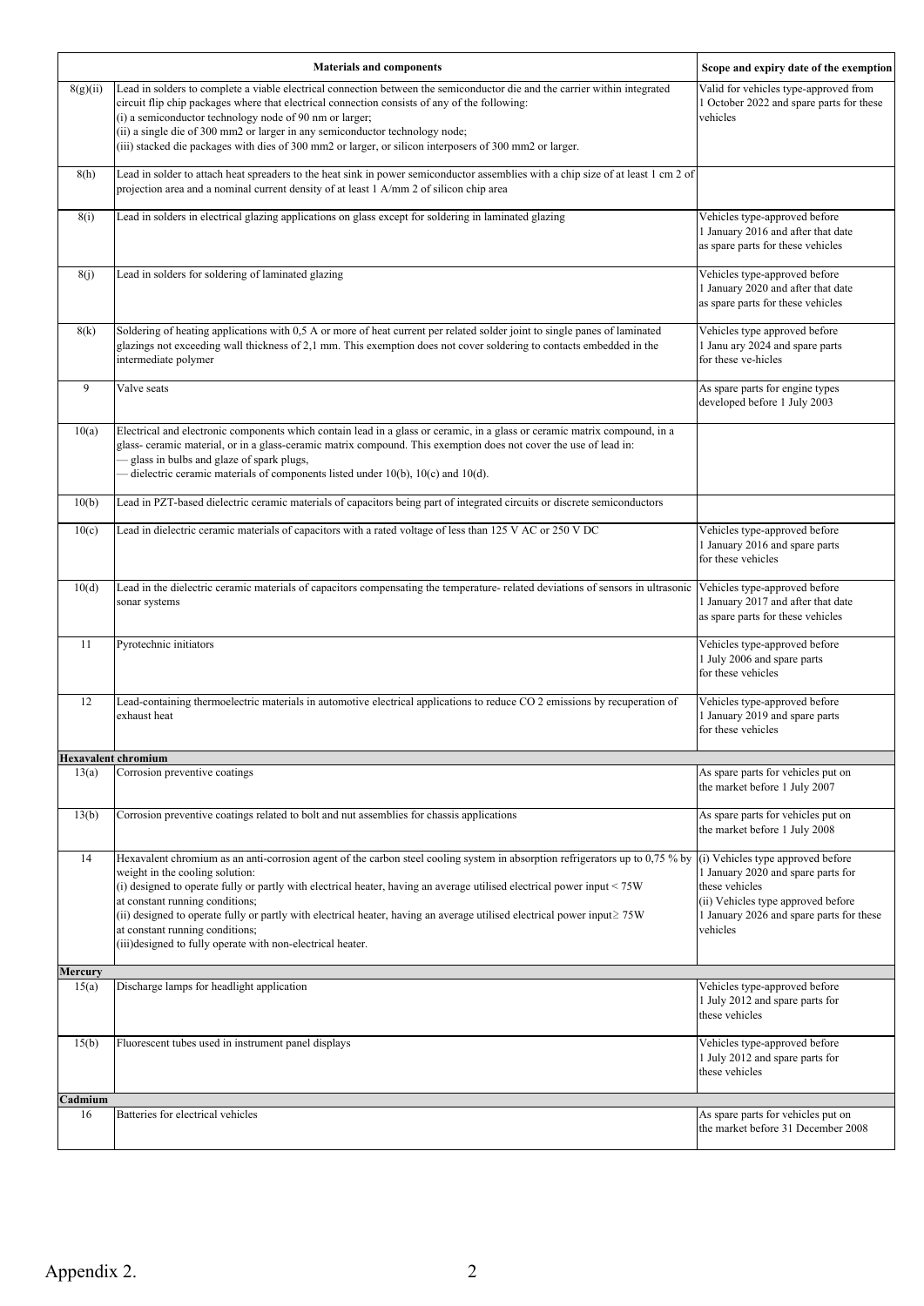|  | Materials and components | Scope and expiry date of the exemption |
|---|---|---|
| 8(g)(ii) | Lead in solders to complete a viable electrical connection between the semiconductor die and the carrier within integrated circuit flip chip packages where that electrical connection consists of any of the following:<br>(i) a semiconductor technology node of 90 nm or larger;<br>(ii) a single die of 300 mm2 or larger in any semiconductor technology node;<br>(iii) stacked die packages with dies of 300 mm2 or larger, or silicon interposers of 300 mm2 or larger. | Valid for vehicles type-approved from 1 October 2022 and spare parts for these vehicles |
| 8(h) | Lead in solder to attach heat spreaders to the heat sink in power semiconductor assemblies with a chip size of at least 1 cm 2 of projection area and a nominal current density of at least 1 A/mm 2 of silicon chip area |  |
| 8(i) | Lead in solders in electrical glazing applications on glass except for soldering in laminated glazing | Vehicles type-approved before 1 January 2016 and after that date as spare parts for these vehicles |
| 8(j) | Lead in solders for soldering of laminated glazing | Vehicles type-approved before 1 January 2020 and after that date as spare parts for these vehicles |
| 8(k) | Soldering of heating applications with 0,5 A or more of heat current per related solder joint to single panes of laminated glazings not exceeding wall thickness of 2,1 mm. This exemption does not cover soldering to contacts embedded in the intermediate polymer | Vehicles type approved before 1 Janu ary 2024 and spare parts for these ve-hicles |
| 9 | Valve seats | As spare parts for engine types developed before 1 July 2003 |
| 10(a) | Electrical and electronic components which contain lead in a glass or ceramic, in a glass or ceramic matrix compound, in a glass- ceramic material, or in a glass-ceramic matrix compound. This exemption does not cover the use of lead in:<br>— glass in bulbs and glaze of spark plugs,<br>— dielectric ceramic materials of components listed under 10(b), 10(c) and 10(d). |  |
| 10(b) | Lead in PZT-based dielectric ceramic materials of capacitors being part of integrated circuits or discrete semiconductors |  |
| 10(c) | Lead in dielectric ceramic materials of capacitors with a rated voltage of less than 125 V AC or 250 V DC | Vehicles type-approved before 1 January 2016 and spare parts for these vehicles |
| 10(d) | Lead in the dielectric ceramic materials of capacitors compensating the temperature- related deviations of sensors in ultrasonic sonar systems | Vehicles type-approved before 1 January 2017 and after that date as spare parts for these vehicles |
| 11 | Pyrotechnic initiators | Vehicles type-approved before 1 July 2006 and spare parts for these vehicles |
| 12 | Lead-containing thermoelectric materials in automotive electrical applications to reduce CO 2 emissions by recuperation of exhaust heat | Vehicles type-approved before 1 January 2019 and spare parts for these vehicles |
| **Hexavalent chromium** |  |  |
| 13(a) | Corrosion preventive coatings | As spare parts for vehicles put on the market before 1 July 2007 |
| 13(b) | Corrosion preventive coatings related to bolt and nut assemblies for chassis applications | As spare parts for vehicles put on the market before 1 July 2008 |
| 14 | Hexavalent chromium as an anti-corrosion agent of the carbon steel cooling system in absorption refrigerators up to 0,75 % by weight in the cooling solution:<br>(i) designed to operate fully or partly with electrical heater, having an average utilised electrical power input < 75W at constant running conditions;<br>(ii) designed to operate fully or partly with electrical heater, having an average utilised electrical power input≥ 75W at constant running conditions;<br>(iii)designed to fully operate with non-electrical heater. | (i) Vehicles type approved before 1 January 2020 and spare parts for these vehicles<br>(ii) Vehicles type approved before 1 January 2026 and spare parts for these vehicles |
| **Mercury** |  |  |
| 15(a) | Discharge lamps for headlight application | Vehicles type-approved before 1 July 2012 and spare parts for these vehicles |
| 15(b) | Fluorescent tubes used in instrument panel displays | Vehicles type-approved before 1 July 2012 and spare parts for these vehicles |
| **Cadmium** |  |  |
| 16 | Batteries for electrical vehicles | As spare parts for vehicles put on the market before 31 December 2008 |

Appendix 2.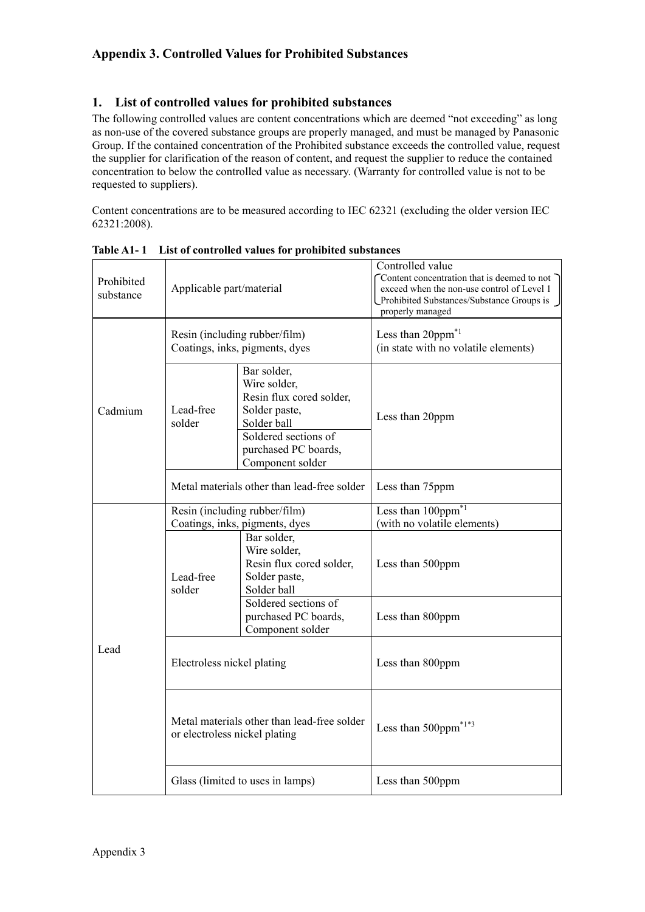## Appendix 3. Controlled Values for Prohibited Substances

### 1. List of controlled values for prohibited substances

The following controlled values are content concentrations which are deemed "not exceeding" as long as non-use of the covered substance groups are properly managed, and must be managed by Panasonic Group. If the contained concentration of the Prohibited substance exceeds the controlled value, request the supplier for clarification of the reason of content, and request the supplier to reduce the contained concentration to below the controlled value as necessary. (Warranty for controlled value is not to be requested to suppliers).

Content concentrations are to be measured according to IEC 62321 (excluding the older version IEC 62321:2008).

**Table A1- 1 List of controlled values for prohibited substances**

| Prohibited substance | Applicable part/material | | Controlled value (Content concentration that is deemed to not exceed when the non-use control of Level 1 Prohibited Substances/Substance Groups is properly managed) |
|---|---|---|---|
| Cadmium | Resin (including rubber/film)<br>Coatings, inks, pigments, dyes | | Less than 20ppm[*1]<br>(in state with no volatile elements) |
| | Lead-free solder | Bar solder,<br>Wire solder,<br>Resin flux cored solder,<br>Solder paste,<br>Solder ball | Less than 20ppm |
| | | Soldered sections of purchased PC boards,<br>Component solder | |
| | Metal materials other than lead-free solder | | Less than 75ppm |
| Lead | Resin (including rubber/film)<br>Coatings, inks, pigments, dyes | | Less than 100ppm[*1]<br>(with no volatile elements) |
| | Lead-free solder | Bar solder,<br>Wire solder,<br>Resin flux cored solder,<br>Solder paste,<br>Solder ball | Less than 500ppm |
| | | Soldered sections of purchased PC boards,<br>Component solder | Less than 800ppm |
| | Electroless nickel plating | | Less than 800ppm |
| | Metal materials other than lead-free solder or electroless nickel plating | | Less than 500ppm[*1*3] |
| | Glass (limited to uses in lamps) | | Less than 500ppm |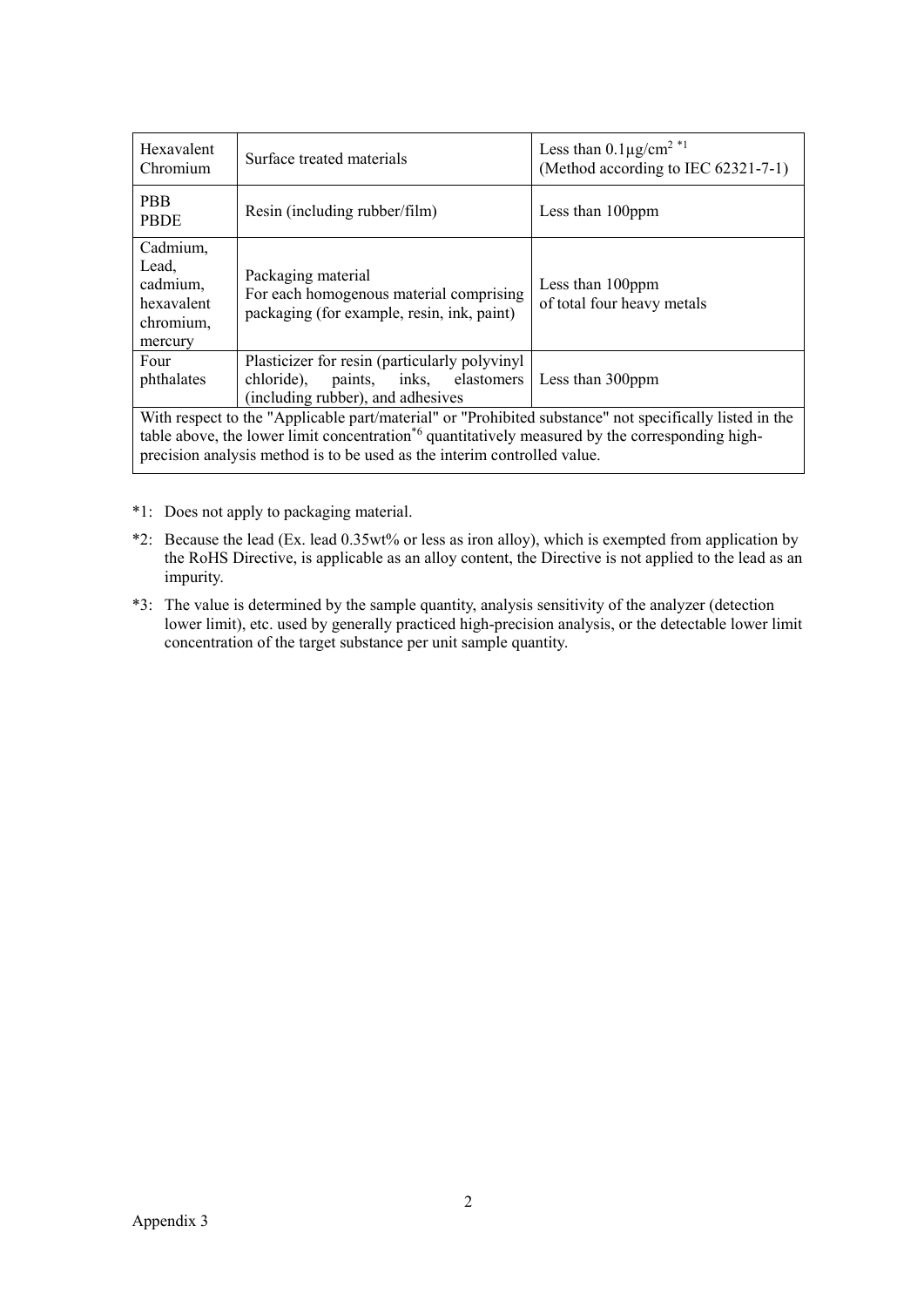| Hexavalent Chromium | Surface treated materials | Less than $0.1\mu g/cm^2$ [*1] (Method according to IEC 62321-7-1) |
|---|---|---|
| PBB PBDE | Resin (including rubber/film) | Less than 100ppm |
| Cadmium, Lead, cadmium, hexavalent chromium, mercury | Packaging material For each homogenous material comprising packaging (for example, resin, ink, paint) | Less than 100ppm of total four heavy metals |
| Four phthalates | Plasticizer for resin (particularly polyvinyl chloride), paints, inks, elastomers (including rubber), and adhesives | Less than 300ppm |
| With respect to the "Applicable part/material" or "Prohibited substance" not specifically listed in the table above, the lower limit concentration[*6] quantitatively measured by the corresponding high-precision analysis method is to be used as the interim controlled value. | | |

*1: Does not apply to packaging material.

*2: Because the lead (Ex. lead 0.35wt% or less as iron alloy), which is exempted from application by the RoHS Directive, is applicable as an alloy content, the Directive is not applied to the lead as an impurity.

*3: The value is determined by the sample quantity, analysis sensitivity of the analyzer (detection lower limit), etc. used by generally practiced high-precision analysis, or the detectable lower limit concentration of the target substance per unit sample quantity.

Appendix 3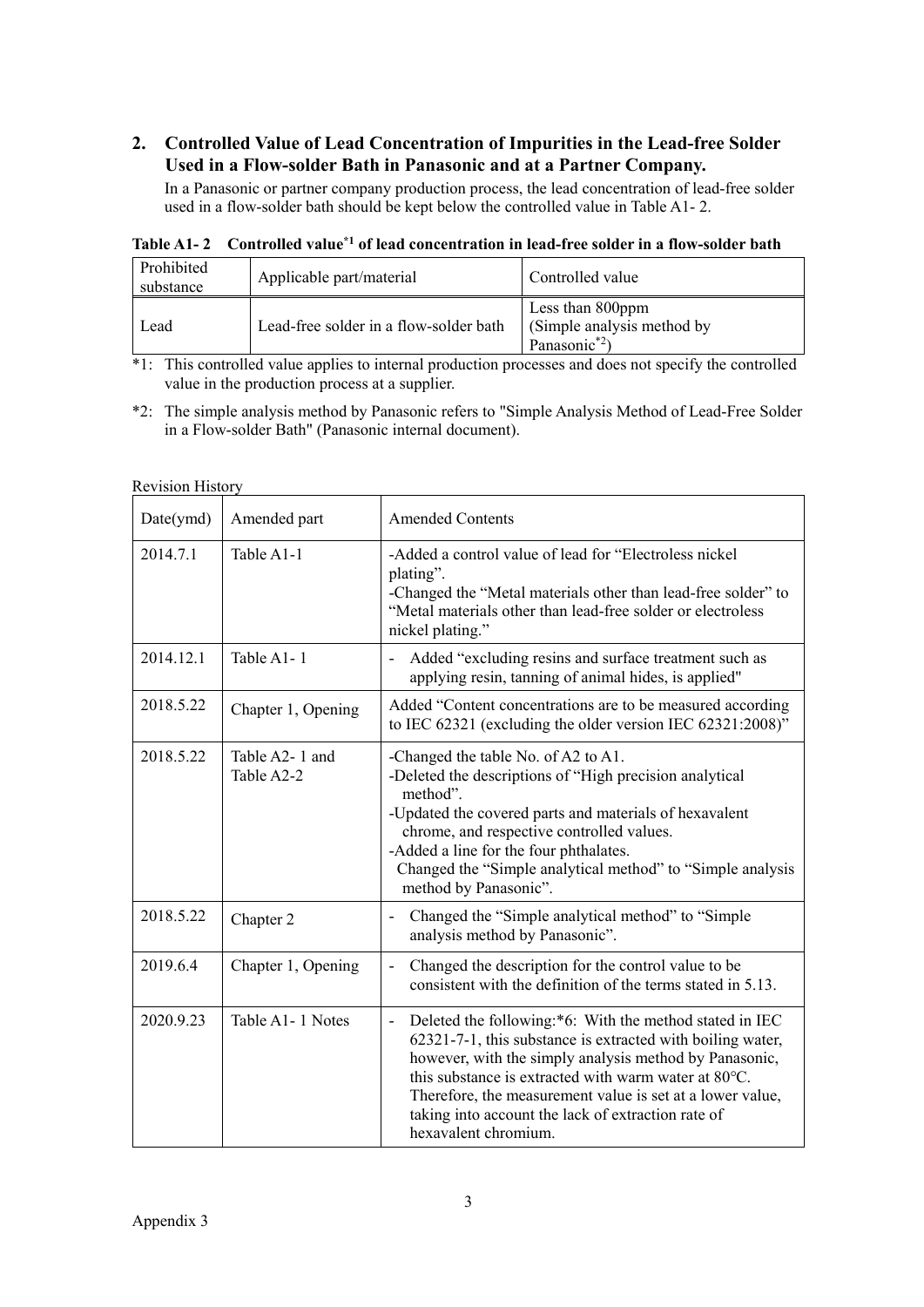## 2. Controlled Value of Lead Concentration of Impurities in the Lead-free Solder Used in a Flow-solder Bath in Panasonic and at a Partner Company.

In a Panasonic or partner company production process, the lead concentration of lead-free solder used in a flow-solder bath should be kept below the controlled value in Table A1- 2.

**Table A1- 2 Controlled value[*1] of lead concentration in lead-free solder in a flow-solder bath**

| Prohibited substance | Applicable part/material | Controlled value |
|---|---|---|
| Lead | Lead-free solder in a flow-solder bath | Less than 800ppm (Simple analysis method by Panasonic[*2]) |

*1: This controlled value applies to internal production processes and does not specify the controlled value in the production process at a supplier.

*2: The simple analysis method by Panasonic refers to "Simple Analysis Method of Lead-Free Solder in a Flow-solder Bath" (Panasonic internal document).

Revision History

| Date(ymd) | Amended part | Amended Contents |
|---|---|---|
| 2014.7.1 | Table A1-1 | -Added a control value of lead for "Electroless nickel plating".<br>-Changed the "Metal materials other than lead-free solder" to "Metal materials other than lead-free solder or electroless nickel plating." |
| 2014.12.1 | Table A1- 1 | - Added "excluding resins and surface treatment such as applying resin, tanning of animal hides, is applied" |
| 2018.5.22 | Chapter 1, Opening | Added "Content concentrations are to be measured according to IEC 62321 (excluding the older version IEC 62321:2008)" |
| 2018.5.22 | Table A2- 1 and Table A2-2 | -Changed the table No. of A2 to A1.<br>-Deleted the descriptions of "High precision analytical method".<br>-Updated the covered parts and materials of hexavalent chrome, and respective controlled values.<br>-Added a line for the four phthalates.<br>Changed the "Simple analytical method" to "Simple analysis method by Panasonic". |
| 2018.5.22 | Chapter 2 | - Changed the "Simple analytical method" to "Simple analysis method by Panasonic". |
| 2019.6.4 | Chapter 1, Opening | - Changed the description for the control value to be consistent with the definition of the terms stated in 5.13. |
| 2020.9.23 | Table A1- 1 Notes | - Deleted the following:*6: With the method stated in IEC 62321-7-1, this substance is extracted with boiling water, however, with the simply analysis method by Panasonic, this substance is extracted with warm water at 80°C. Therefore, the measurement value is set at a lower value, taking into account the lack of extraction rate of hexavalent chromium. |

Appendix 3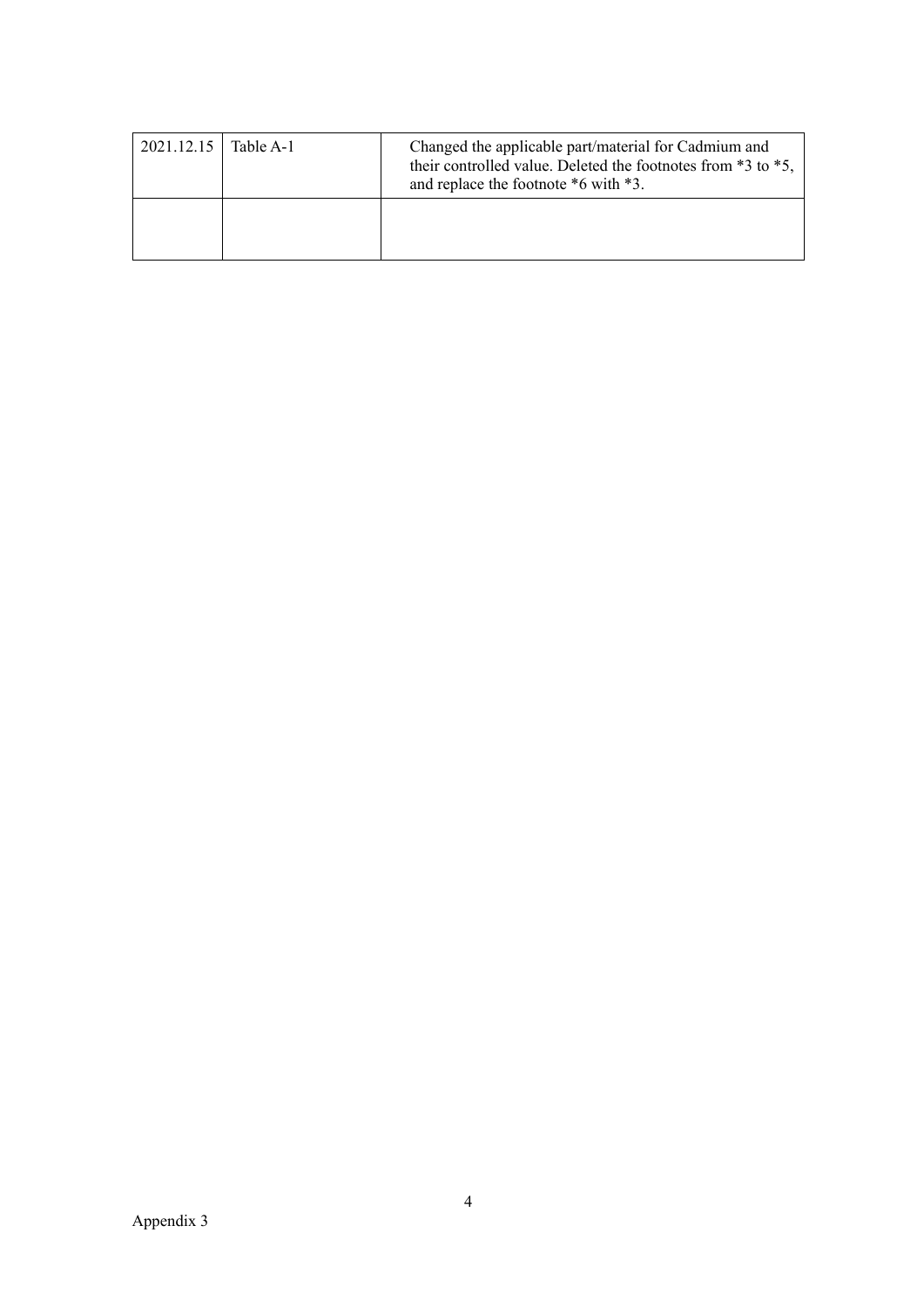| | | |
|---|---|---|
| 2021.12.15 | Table A-1 | Changed the applicable part/material for Cadmium and their controlled value. Deleted the footnotes from *3 to *5, and replace the footnote *6 with *3. |
| | | |

Appendix 3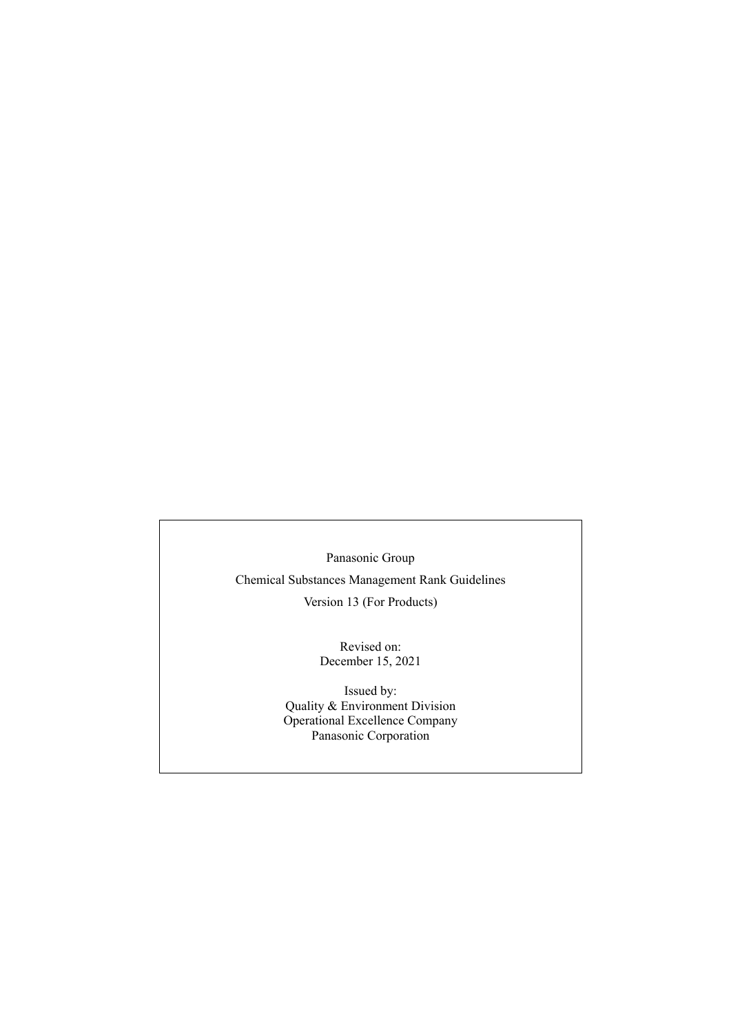Panasonic Group

Chemical Substances Management Rank Guidelines

Version 13 (For Products)

Revised on:
December 15, 2021

Issued by:
Quality & Environment Division
Operational Excellence Company
Panasonic Corporation